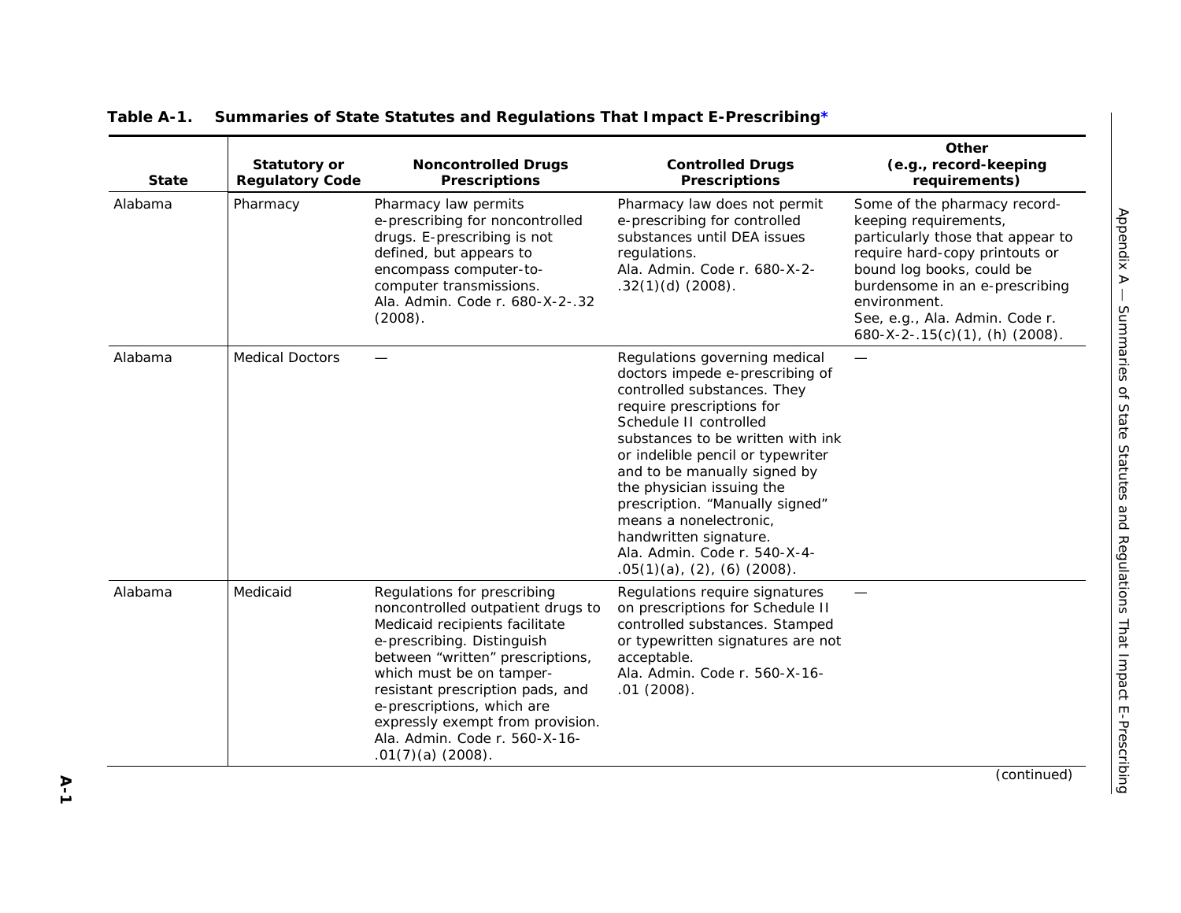**Table A-1. Summaries of State Statutes and Regulations That Impact E-Prescribing***

| State | Statutory or Regulatory Code | Noncontrolled Drugs Prescriptions | Controlled Drugs Prescriptions | Other (e.g., record-keeping requirements) |
|---|---|---|---|---|
| Alabama | Pharmacy | Pharmacy law permits e-prescribing for noncontrolled drugs. E-prescribing is not defined, but appears to encompass computer-to-computer transmissions. Ala. Admin. Code r. 680-X-2-.32 (2008). | Pharmacy law does not permit e-prescribing for controlled substances until DEA issues regulations. Ala. Admin. Code r. 680-X-2-.32(1)(d) (2008). | Some of the pharmacy record-keeping requirements, particularly those that appear to require hard-copy printouts or bound log books, could be burdensome in an e-prescribing environment. See, e.g., Ala. Admin. Code r. 680-X-2-.15(c)(1), (h) (2008). |
| Alabama | Medical Doctors | — | Regulations governing medical doctors impede e-prescribing of controlled substances. They require prescriptions for Schedule II controlled substances to be written with ink or indelible pencil or typewriter and to be manually signed by the physician issuing the prescription. "Manually signed" means a nonelectronic, handwritten signature. Ala. Admin. Code r. 540-X-4-.05(1)(a), (2), (6) (2008). | — |
| Alabama | Medicaid | Regulations for prescribing noncontrolled outpatient drugs to Medicaid recipients facilitate e-prescribing. Distinguish between "written" prescriptions, which must be on tamper-resistant prescription pads, and e-prescriptions, which are expressly exempt from provision. Ala. Admin. Code r. 560-X-16-.01(7)(a) (2008). | Regulations require signatures on prescriptions for Schedule II controlled substances. Stamped or typewritten signatures are not acceptable. Ala. Admin. Code r. 560-X-16-.01 (2008). | — |

(continued)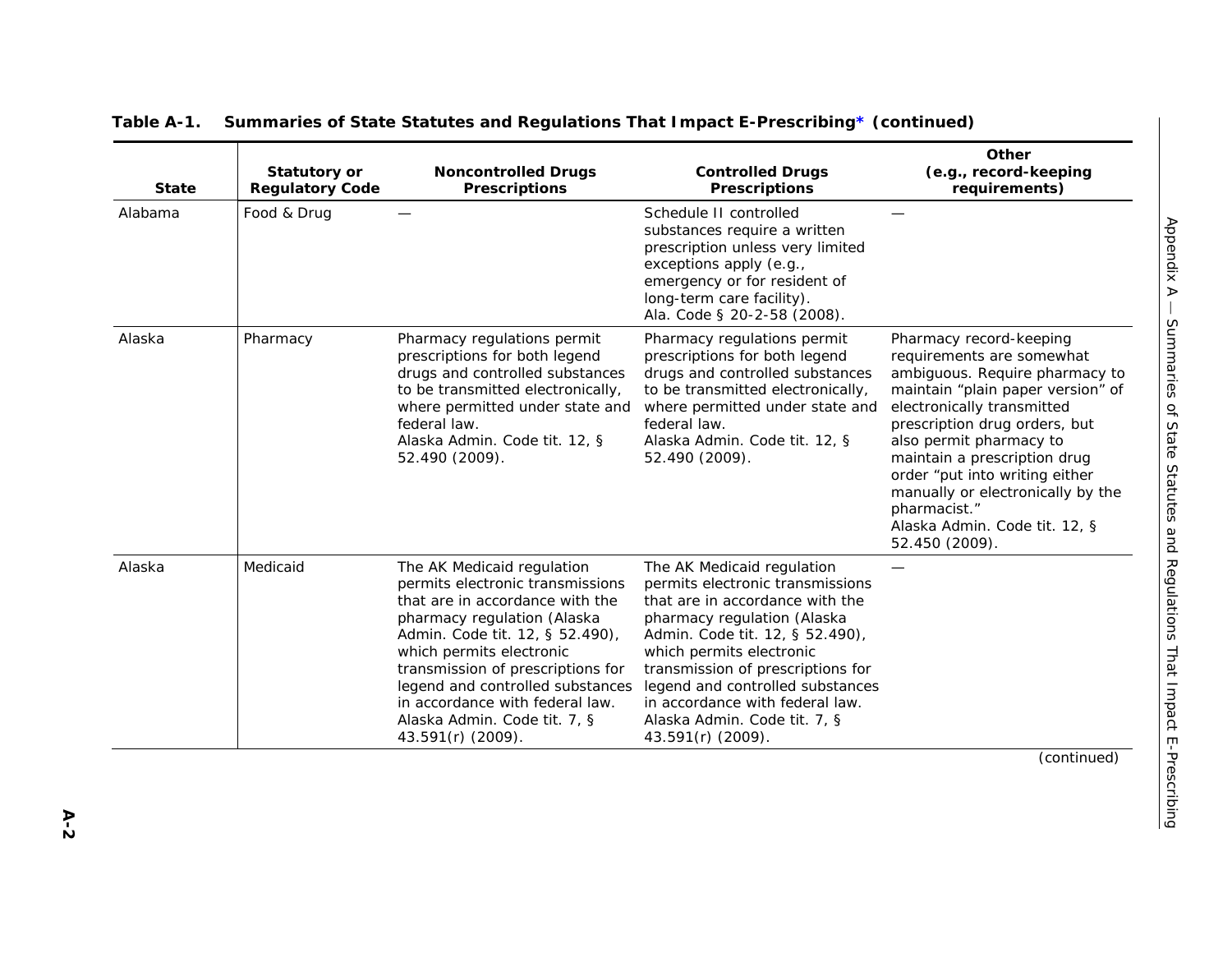**Table A-1. Summaries of State Statutes and Regulations That Impact E-Prescribing* (continued)**

| State | Statutory or Regulatory Code | Noncontrolled Drugs Prescriptions | Controlled Drugs Prescriptions | Other (e.g., record-keeping requirements) |
|---|---|---|---|---|
| Alabama | Food & Drug | — | Schedule II controlled substances require a written prescription unless very limited exceptions apply (e.g., emergency or for resident of long-term care facility). Ala. Code § 20-2-58 (2008). | — |
| Alaska | Pharmacy | Pharmacy regulations permit prescriptions for both legend drugs and controlled substances to be transmitted electronically, where permitted under state and federal law. Alaska Admin. Code tit. 12, § 52.490 (2009). | Pharmacy regulations permit prescriptions for both legend drugs and controlled substances to be transmitted electronically, where permitted under state and federal law. Alaska Admin. Code tit. 12, § 52.490 (2009). | Pharmacy record-keeping requirements are somewhat ambiguous. Require pharmacy to maintain "plain paper version" of electronically transmitted prescription drug orders, but also permit pharmacy to maintain a prescription drug order "put into writing either manually or electronically by the pharmacist." Alaska Admin. Code tit. 12, § 52.450 (2009). |
| Alaska | Medicaid | The AK Medicaid regulation permits electronic transmissions that are in accordance with the pharmacy regulation (Alaska Admin. Code tit. 12, § 52.490), which permits electronic transmission of prescriptions for legend and controlled substances in accordance with federal law. Alaska Admin. Code tit. 7, § 43.591(r) (2009). | The AK Medicaid regulation permits electronic transmissions that are in accordance with the pharmacy regulation (Alaska Admin. Code tit. 12, § 52.490), which permits electronic transmission of prescriptions for legend and controlled substances in accordance with federal law. Alaska Admin. Code tit. 7, § 43.591(r) (2009). | — |

(continued)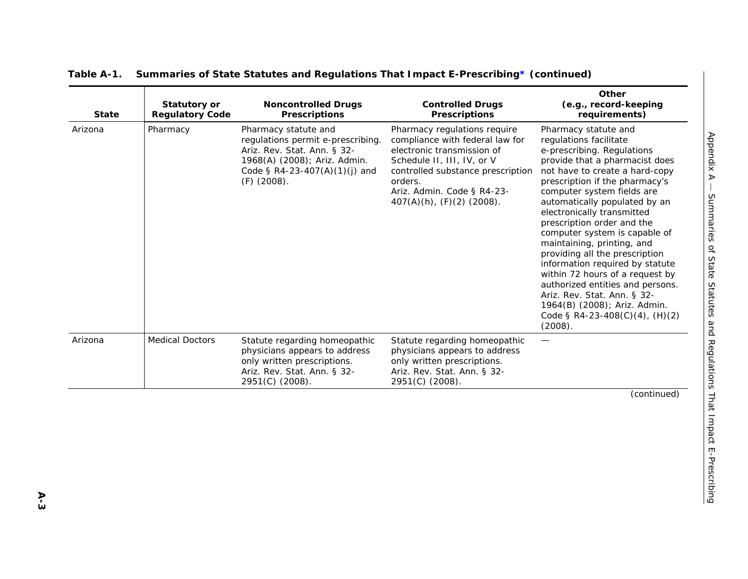**Table A-1. Summaries of State Statutes and Regulations That Impact E-Prescribing* (continued)**

| State | Statutory or Regulatory Code | Noncontrolled Drugs Prescriptions | Controlled Drugs Prescriptions | Other (e.g., record-keeping requirements) |
|---|---|---|---|---|
| Arizona | Pharmacy | Pharmacy statute and regulations permit e-prescribing. Ariz. Rev. Stat. Ann. § 32-1968(A) (2008); Ariz. Admin. Code § R4-23-407(A)(1)(j) and (F) (2008). | Pharmacy regulations require compliance with federal law for electronic transmission of Schedule II, III, IV, or V controlled substance prescription orders. Ariz. Admin. Code § R4-23-407(A)(h), (F)(2) (2008). | Pharmacy statute and regulations facilitate e-prescribing. Regulations provide that a pharmacist does not have to create a hard-copy prescription if the pharmacy's computer system fields are automatically populated by an electronically transmitted prescription order and the computer system is capable of maintaining, printing, and providing all the prescription information required by statute within 72 hours of a request by authorized entities and persons. Ariz. Rev. Stat. Ann. § 32-1964(B) (2008); Ariz. Admin. Code § R4-23-408(C)(4), (H)(2) (2008). |
| Arizona | Medical Doctors | Statute regarding homeopathic physicians appears to address only written prescriptions. Ariz. Rev. Stat. Ann. § 32-2951(C) (2008). | Statute regarding homeopathic physicians appears to address only written prescriptions. Ariz. Rev. Stat. Ann. § 32-2951(C) (2008). | — |

(continued)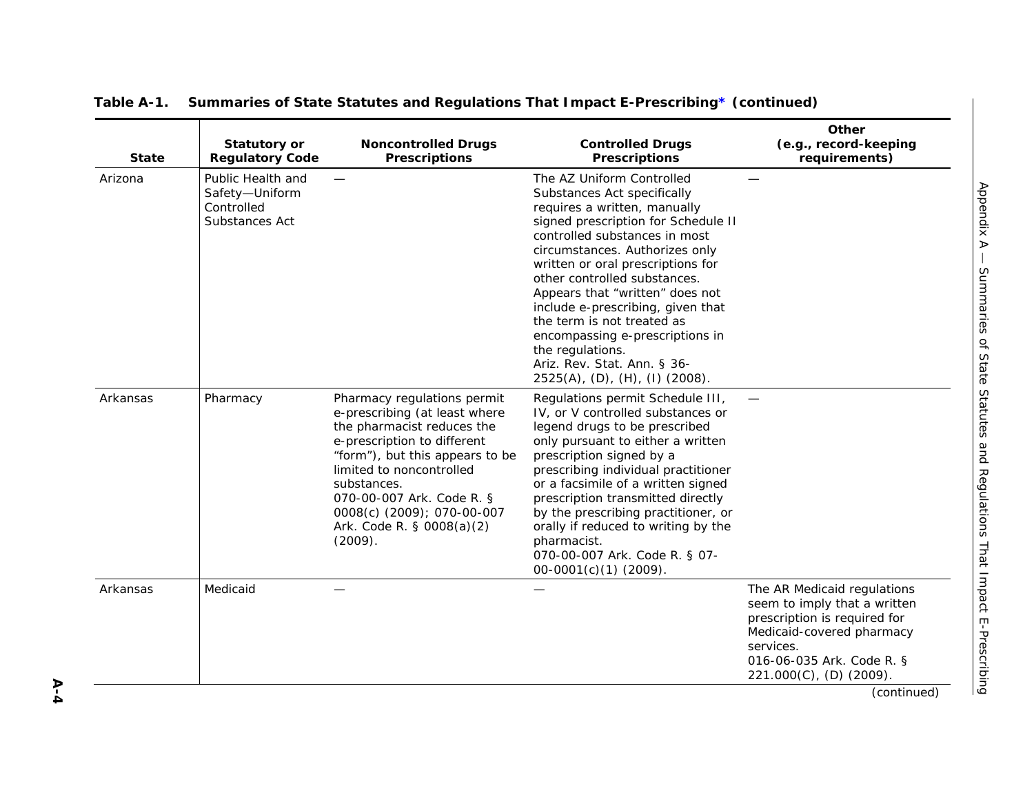**Table A-1. Summaries of State Statutes and Regulations That Impact E-Prescribing* (continued)**

| State | Statutory or Regulatory Code | Noncontrolled Drugs Prescriptions | Controlled Drugs Prescriptions | Other (e.g., record-keeping requirements) |
|---|---|---|---|---|
| Arizona | Public Health and Safety—Uniform Controlled Substances Act | — | The AZ Uniform Controlled Substances Act specifically requires a written, manually signed prescription for Schedule II controlled substances in most circumstances. Authorizes only written or oral prescriptions for other controlled substances. Appears that "written" does not include e-prescribing, given that the term is not treated as encompassing e-prescriptions in the regulations. Ariz. Rev. Stat. Ann. § 36-2525(A), (D), (H), (I) (2008). | — |
| Arkansas | Pharmacy | Pharmacy regulations permit e-prescribing (at least where the pharmacist reduces the e-prescription to different "form"), but this appears to be limited to noncontrolled substances. 070-00-007 Ark. Code R. § 0008(c) (2009); 070-00-007 Ark. Code R. § 0008(a)(2) (2009). | Regulations permit Schedule III, IV, or V controlled substances or legend drugs to be prescribed only pursuant to either a written prescription signed by a prescribing individual practitioner or a facsimile of a written signed prescription transmitted directly by the prescribing practitioner, or orally if reduced to writing by the pharmacist. 070-00-007 Ark. Code R. § 07-00-0001(c)(1) (2009). | — |
| Arkansas | Medicaid | — | — | The AR Medicaid regulations seem to imply that a written prescription is required for Medicaid-covered pharmacy services. 016-06-035 Ark. Code R. § 221.000(C), (D) (2009). |

(continued)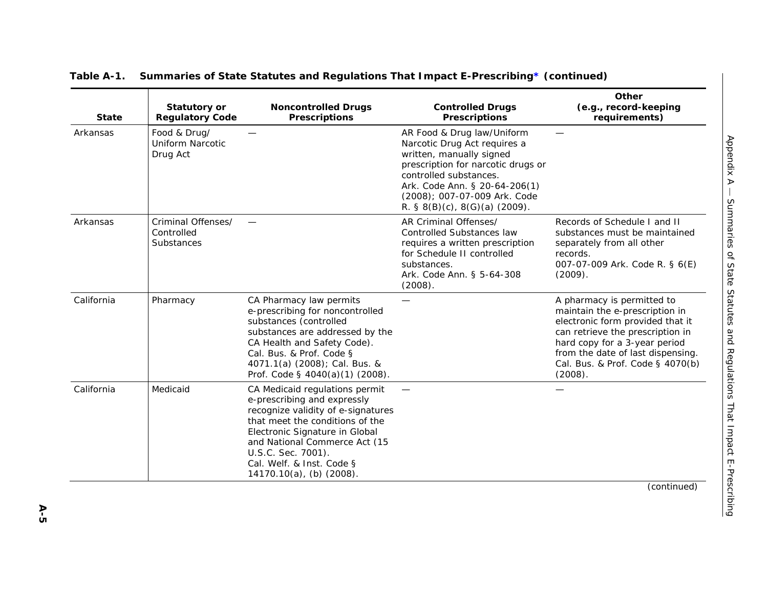**Table A-1. Summaries of State Statutes and Regulations That Impact E-Prescribing* (continued)**

| State | Statutory or Regulatory Code | Noncontrolled Drugs Prescriptions | Controlled Drugs Prescriptions | Other (e.g., record-keeping requirements) |
|---|---|---|---|---|
| Arkansas | Food & Drug/ Uniform Narcotic Drug Act | — | AR Food & Drug law/Uniform Narcotic Drug Act requires a written, manually signed prescription for narcotic drugs or controlled substances. Ark. Code Ann. § 20-64-206(1) (2008); 007-07-009 Ark. Code R. § 8(B)(c), 8(G)(a) (2009). | — |
| Arkansas | Criminal Offenses/ Controlled Substances | — | AR Criminal Offenses/ Controlled Substances law requires a written prescription for Schedule II controlled substances. Ark. Code Ann. § 5-64-308 (2008). | Records of Schedule I and II substances must be maintained separately from all other records. 007-07-009 Ark. Code R. § 6(E) (2009). |
| California | Pharmacy | CA Pharmacy law permits e-prescribing for noncontrolled substances (controlled substances are addressed by the CA Health and Safety Code). Cal. Bus. & Prof. Code § 4071.1(a) (2008); Cal. Bus. & Prof. Code § 4040(a)(1) (2008). | — | A pharmacy is permitted to maintain the e-prescription in electronic form provided that it can retrieve the prescription in hard copy for a 3-year period from the date of last dispensing. Cal. Bus. & Prof. Code § 4070(b) (2008). |
| California | Medicaid | CA Medicaid regulations permit e-prescribing and expressly recognize validity of e-signatures that meet the conditions of the Electronic Signature in Global and National Commerce Act (15 U.S.C. Sec. 7001). Cal. Welf. & Inst. Code § 14170.10(a), (b) (2008). | — | — |

(continued)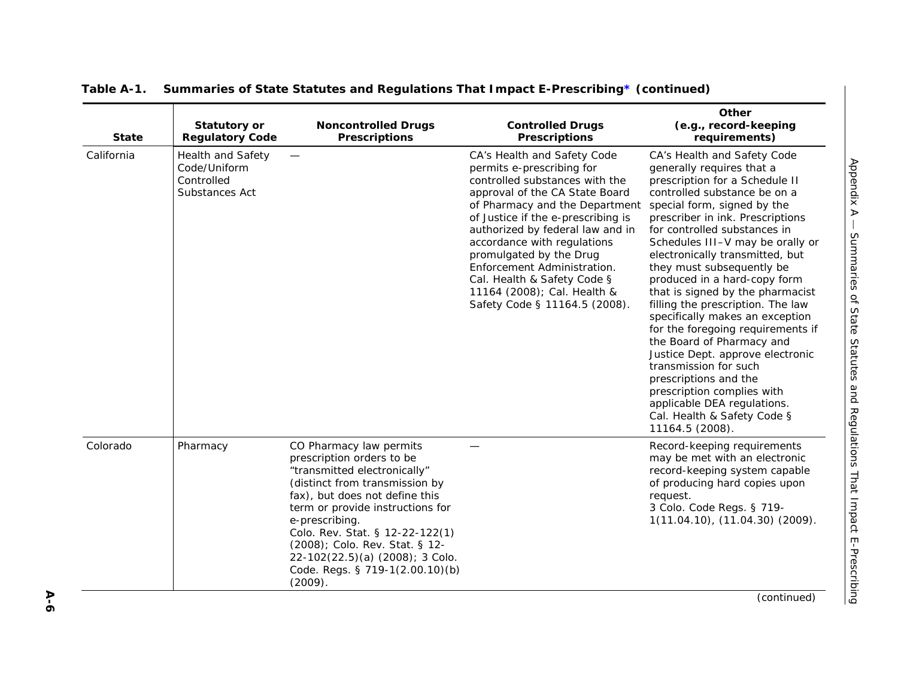**Table A-1. Summaries of State Statutes and Regulations That Impact E-Prescribing* (continued)**

| State | Statutory or Regulatory Code | Noncontrolled Drugs Prescriptions | Controlled Drugs Prescriptions | Other (e.g., record-keeping requirements) |
|---|---|---|---|---|
| California | Health and Safety Code/Uniform Controlled Substances Act | — | CA's Health and Safety Code permits e-prescribing for controlled substances with the approval of the CA State Board of Pharmacy and the Department of Justice if the e-prescribing is authorized by federal law and in accordance with regulations promulgated by the Drug Enforcement Administration. Cal. Health & Safety Code § 11164 (2008); Cal. Health & Safety Code § 11164.5 (2008). | CA's Health and Safety Code generally requires that a prescription for a Schedule II controlled substance be on a special form, signed by the prescriber in ink. Prescriptions for controlled substances in Schedules III–V may be orally or electronically transmitted, but they must subsequently be produced in a hard-copy form that is signed by the pharmacist filling the prescription. The law specifically makes an exception for the foregoing requirements if the Board of Pharmacy and Justice Dept. approve electronic transmission for such prescriptions and the prescription complies with applicable DEA regulations. Cal. Health & Safety Code § 11164.5 (2008). |
| Colorado | Pharmacy | CO Pharmacy law permits prescription orders to be "transmitted electronically" (distinct from transmission by fax), but does not define this term or provide instructions for e-prescribing. Colo. Rev. Stat. § 12-22-122(1) (2008); Colo. Rev. Stat. § 12-22-102(22.5)(a) (2008); 3 Colo. Code. Regs. § 719-1(2.00.10)(b) (2009). | — | Record-keeping requirements may be met with an electronic record-keeping system capable of producing hard copies upon request. 3 Colo. Code Regs. § 719-1(11.04.10), (11.04.30) (2009). |

(continued)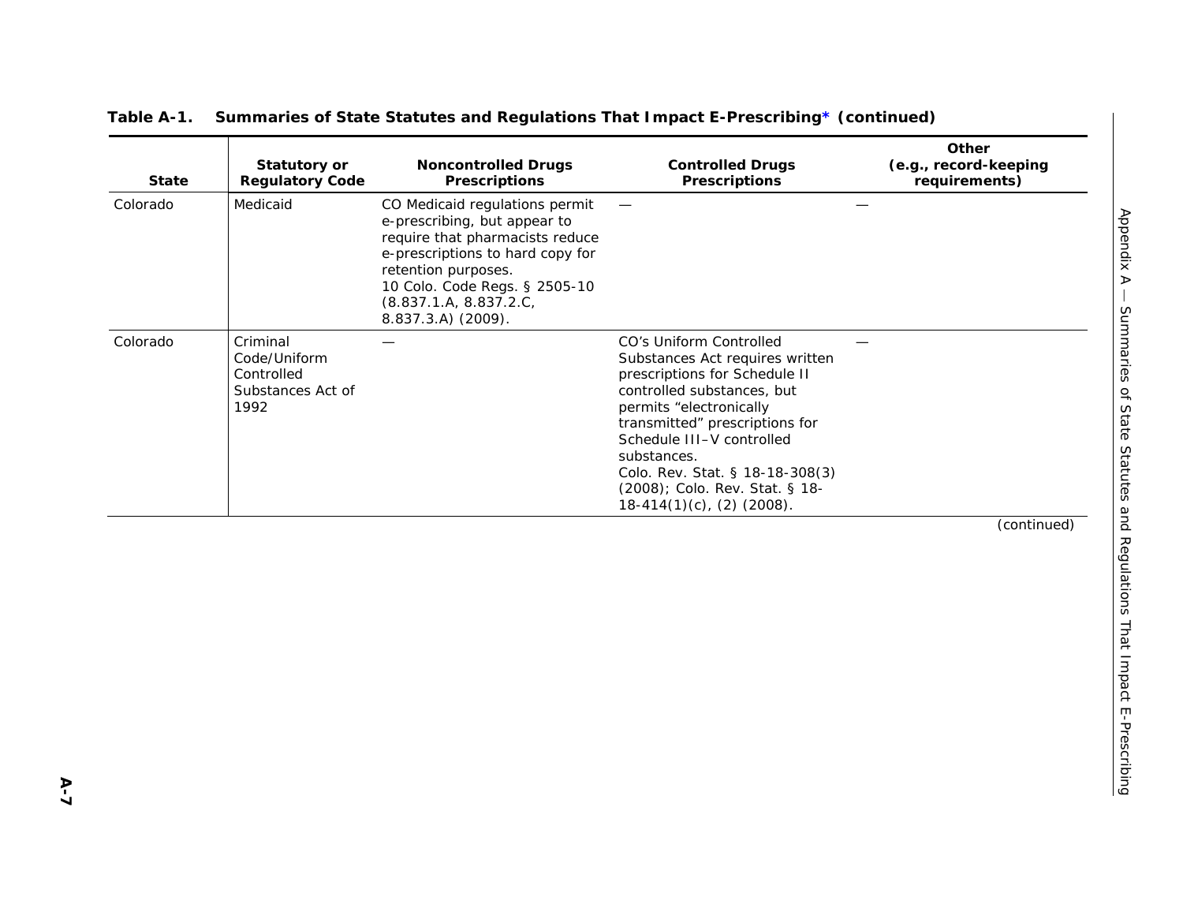**Table A-1. Summaries of State Statutes and Regulations That Impact E-Prescribing* (continued)**

| State | Statutory or Regulatory Code | Noncontrolled Drugs Prescriptions | Controlled Drugs Prescriptions | Other (e.g., record-keeping requirements) |
|---|---|---|---|---|
| Colorado | Medicaid | CO Medicaid regulations permit e-prescribing, but appear to require that pharmacists reduce e-prescriptions to hard copy for retention purposes. 10 Colo. Code Regs. § 2505-10 (8.837.1.A, 8.837.2.C, 8.837.3.A) (2009). | — | — |
| Colorado | Criminal Code/Uniform Controlled Substances Act of 1992 | — | CO's Uniform Controlled Substances Act requires written prescriptions for Schedule II controlled substances, but permits "electronically transmitted" prescriptions for Schedule III–V controlled substances. Colo. Rev. Stat. § 18-18-308(3) (2008); Colo. Rev. Stat. § 18-18-414(1)(c), (2) (2008). | — |

(continued)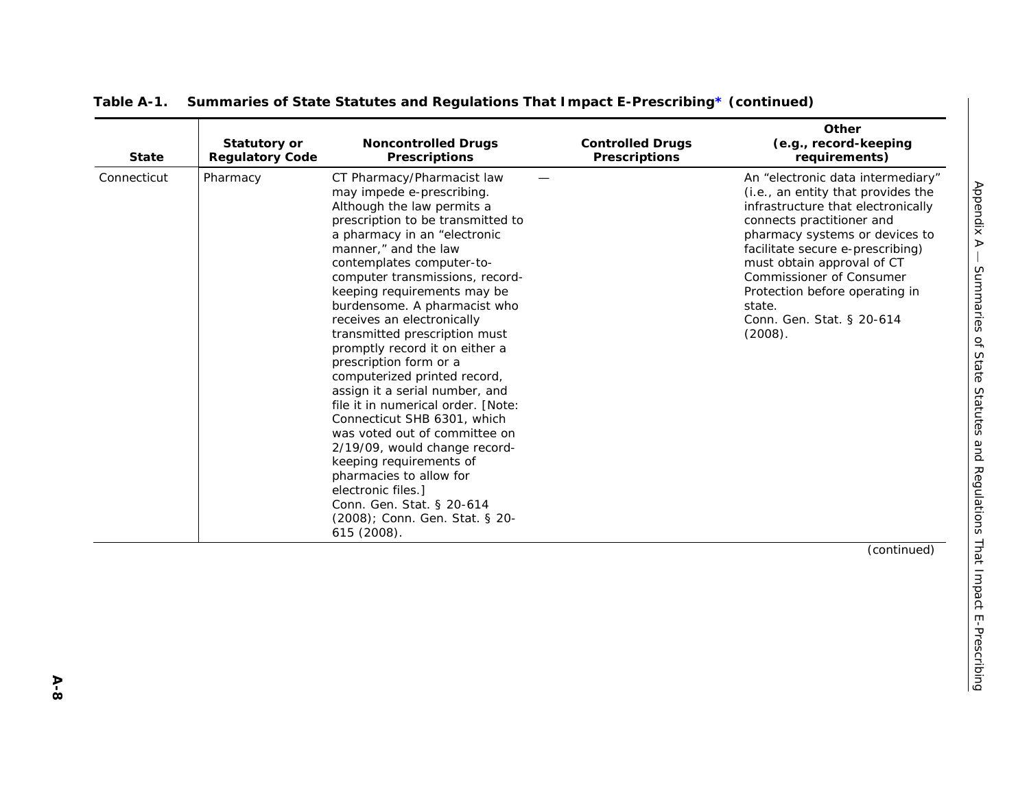**Table A-1. Summaries of State Statutes and Regulations That Impact E-Prescribing* (continued)**

| State | Statutory or Regulatory Code | Noncontrolled Drugs Prescriptions | Controlled Drugs Prescriptions | Other (e.g., record-keeping requirements) |
|---|---|---|---|---|
| Connecticut | Pharmacy | CT Pharmacy/Pharmacist law may impede e-prescribing. Although the law permits a prescription to be transmitted to a pharmacy in an "electronic manner," and the law contemplates computer-to-computer transmissions, record-keeping requirements may be burdensome. A pharmacist who receives an electronically transmitted prescription must promptly record it on either a prescription form or a computerized printed record, assign it a serial number, and file it in numerical order. [Note: Connecticut SHB 6301, which was voted out of committee on 2/19/09, would change record-keeping requirements of pharmacies to allow for electronic files.] Conn. Gen. Stat. § 20-614 (2008); Conn. Gen. Stat. § 20-615 (2008). | — | An "electronic data intermediary" (i.e., an entity that provides the infrastructure that electronically connects practitioner and pharmacy systems or devices to facilitate secure e-prescribing) must obtain approval of CT Commissioner of Consumer Protection before operating in state. Conn. Gen. Stat. § 20-614 (2008). |

(continued)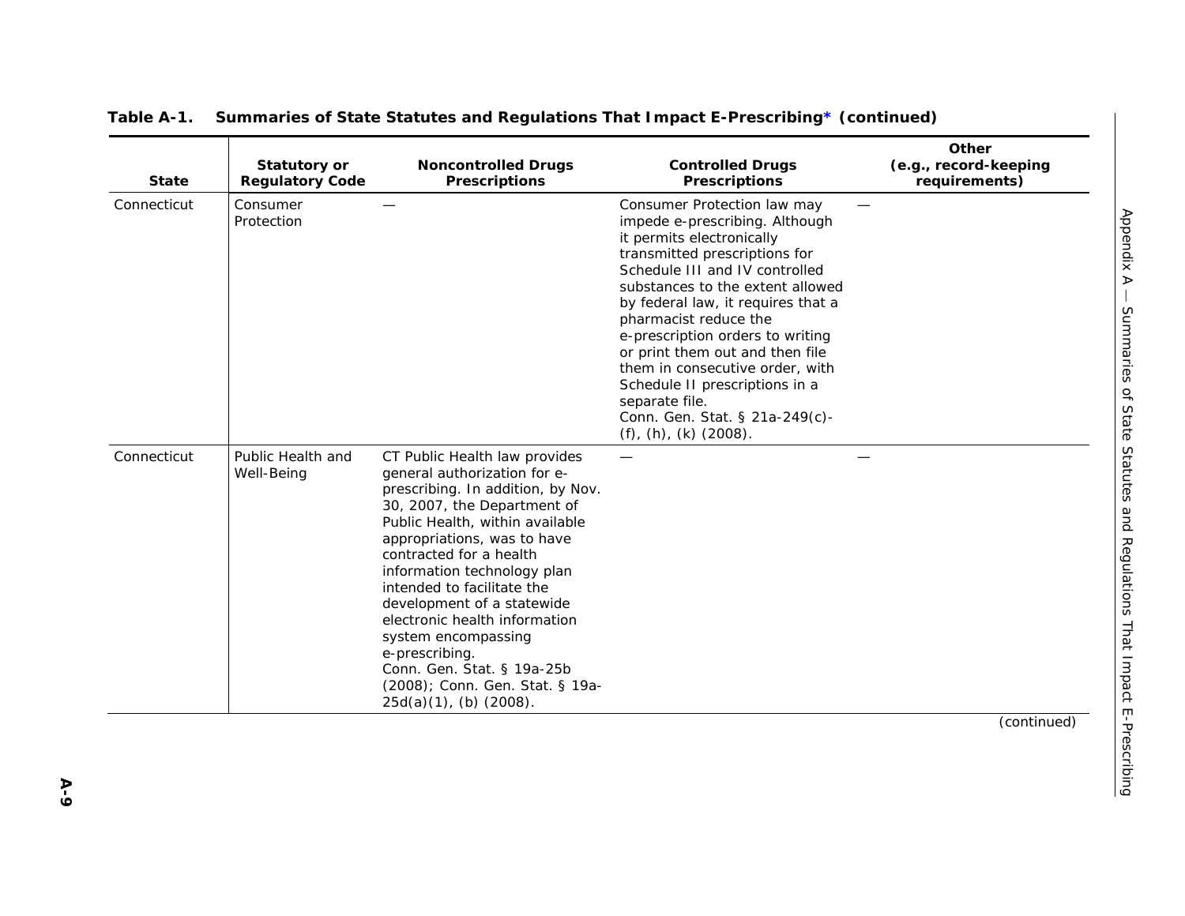**Table A-1. Summaries of State Statutes and Regulations That Impact E-Prescribing* (continued)**

| State | Statutory or Regulatory Code | Noncontrolled Drugs Prescriptions | Controlled Drugs Prescriptions | Other (e.g., record-keeping requirements) |
|---|---|---|---|---|
| Connecticut | Consumer Protection | — | Consumer Protection law may impede e-prescribing. Although it permits electronically transmitted prescriptions for Schedule III and IV controlled substances to the extent allowed by federal law, it requires that a pharmacist reduce the e-prescription orders to writing or print them out and then file them in consecutive order, with Schedule II prescriptions in a separate file. Conn. Gen. Stat. § 21a-249(c)-(f), (h), (k) (2008). | — |
| Connecticut | Public Health and Well-Being | CT Public Health law provides general authorization for e-prescribing. In addition, by Nov. 30, 2007, the Department of Public Health, within available appropriations, was to have contracted for a health information technology plan intended to facilitate the development of a statewide electronic health information system encompassing e-prescribing. Conn. Gen. Stat. § 19a-25b (2008); Conn. Gen. Stat. § 19a-25d(a)(1), (b) (2008). | — | — |

(continued)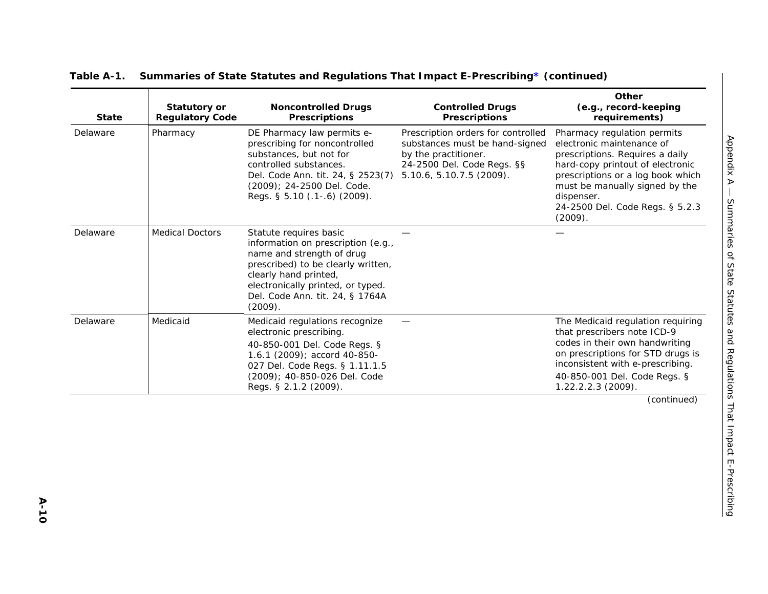**Table A-1. Summaries of State Statutes and Regulations That Impact E-Prescribing* (continued)**

| State | Statutory or Regulatory Code | Noncontrolled Drugs Prescriptions | Controlled Drugs Prescriptions | Other (e.g., record-keeping requirements) |
|---|---|---|---|---|
| Delaware | Pharmacy | DE Pharmacy law permits e-prescribing for noncontrolled substances, but not for controlled substances. Del. Code Ann. tit. 24, § 2523(7) (2009); 24-2500 Del. Code. Regs. § 5.10 (.1-.6) (2009). | Prescription orders for controlled substances must be hand-signed by the practitioner. 24-2500 Del. Code Regs. §§ 5.10.6, 5.10.7.5 (2009). | Pharmacy regulation permits electronic maintenance of prescriptions. Requires a daily hard-copy printout of electronic prescriptions or a log book which must be manually signed by the dispenser. 24-2500 Del. Code Regs. § 5.2.3 (2009). |
| Delaware | Medical Doctors | Statute requires basic information on prescription (e.g., name and strength of drug prescribed) to be clearly written, clearly hand printed, electronically printed, or typed. Del. Code Ann. tit. 24, § 1764A (2009). | — | — |
| Delaware | Medicaid | Medicaid regulations recognize electronic prescribing. 40-850-001 Del. Code Regs. § 1.6.1 (2009); accord 40-850-027 Del. Code Regs. § 1.11.1.5 (2009); 40-850-026 Del. Code Regs. § 2.1.2 (2009). | — | The Medicaid regulation requiring that prescribers note ICD-9 codes in their own handwriting on prescriptions for STD drugs is inconsistent with e-prescribing. 40-850-001 Del. Code Regs. § 1.22.2.2.3 (2009). |

*(continued)*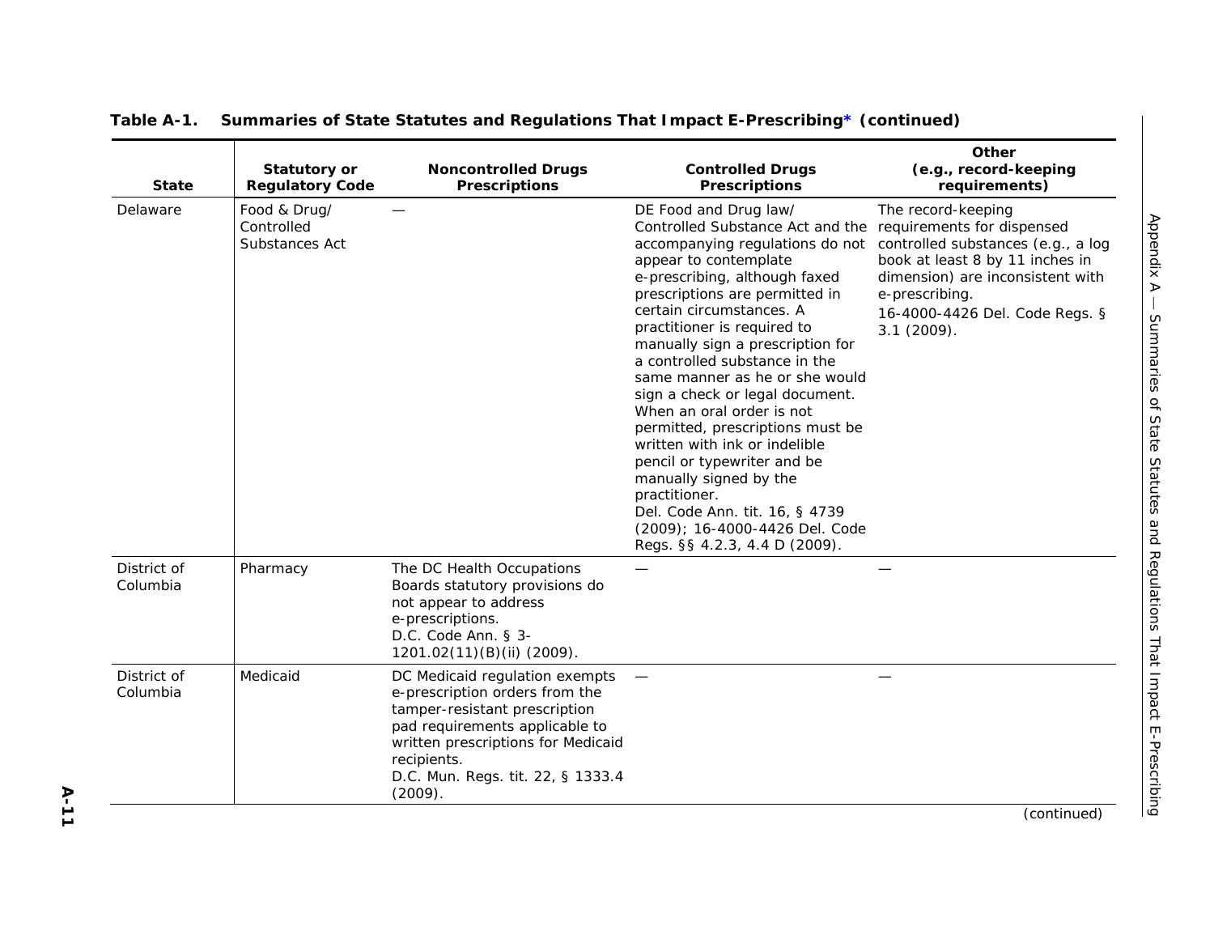**Table A-1. Summaries of State Statutes and Regulations That Impact E-Prescribing* (continued)**

| State | Statutory or Regulatory Code | Noncontrolled Drugs Prescriptions | Controlled Drugs Prescriptions | Other (e.g., record-keeping requirements) |
|---|---|---|---|---|
| Delaware | Food & Drug/ Controlled Substances Act | — | DE Food and Drug law/ Controlled Substance Act and the accompanying regulations do not appear to contemplate e-prescribing, although faxed prescriptions are permitted in certain circumstances. A practitioner is required to manually sign a prescription for a controlled substance in the same manner as he or she would sign a check or legal document. When an oral order is not permitted, prescriptions must be written with ink or indelible pencil or typewriter and be manually signed by the practitioner. Del. Code Ann. tit. 16, § 4739 (2009); 16-4000-4426 Del. Code Regs. §§ 4.2.3, 4.4 D (2009). | The record-keeping requirements for dispensed controlled substances (e.g., a log book at least 8 by 11 inches in dimension) are inconsistent with e-prescribing. 16-4000-4426 Del. Code Regs. § 3.1 (2009). |
| District of Columbia | Pharmacy | The DC Health Occupations Boards statutory provisions do not appear to address e-prescriptions. D.C. Code Ann. § 3-1201.02(11)(B)(ii) (2009). | — | — |
| District of Columbia | Medicaid | DC Medicaid regulation exempts e-prescription orders from the tamper-resistant prescription pad requirements applicable to written prescriptions for Medicaid recipients. D.C. Mun. Regs. tit. 22, § 1333.4 (2009). | — | — |

(continued)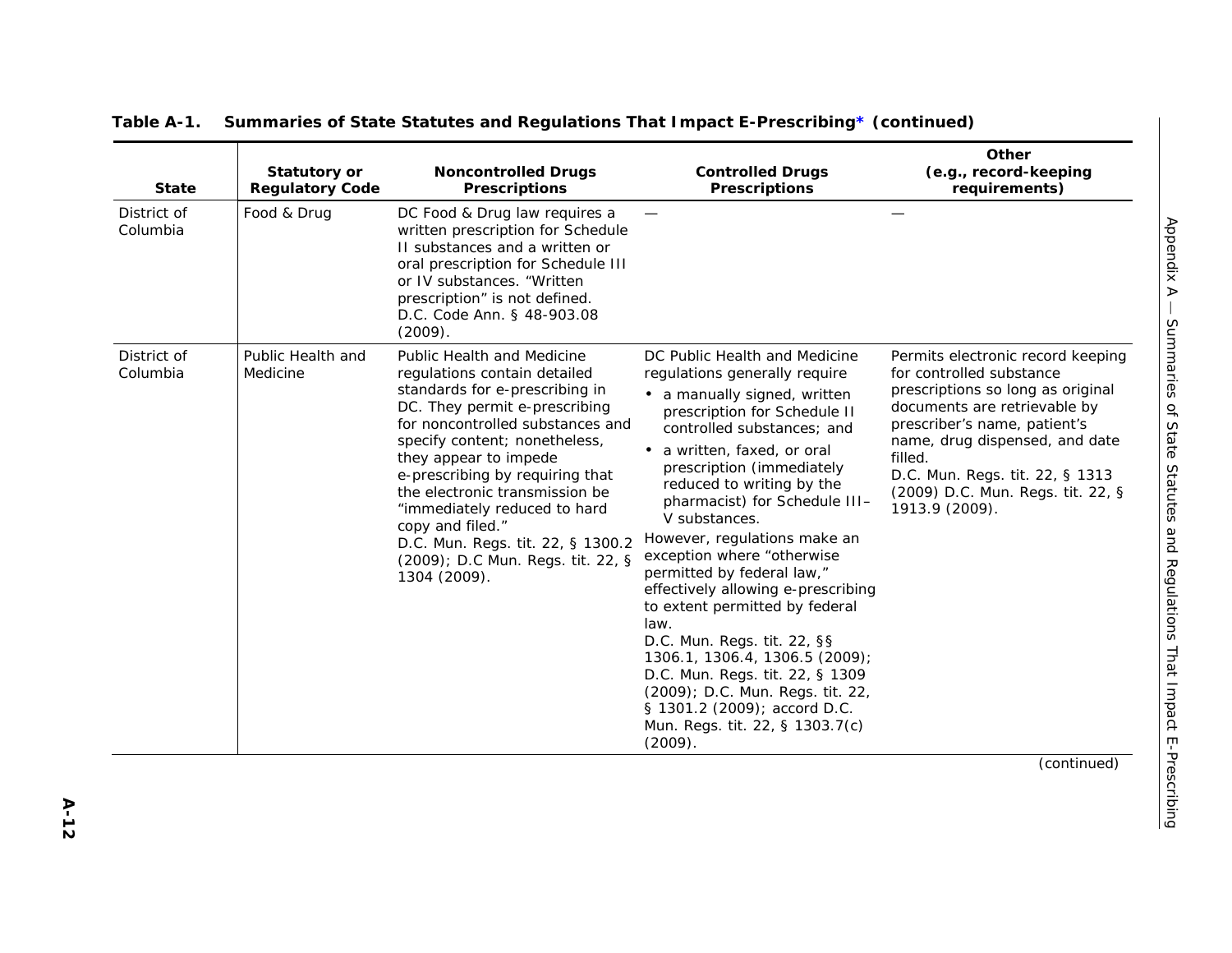**Table A-1. Summaries of State Statutes and Regulations That Impact E-Prescribing* (continued)**

| State | Statutory or Regulatory Code | Noncontrolled Drugs Prescriptions | Controlled Drugs Prescriptions | Other (e.g., record-keeping requirements) |
|---|---|---|---|---|
| District of Columbia | Food & Drug | DC Food & Drug law requires a written prescription for Schedule II substances and a written or oral prescription for Schedule III or IV substances. "Written prescription" is not defined. D.C. Code Ann. § 48-903.08 (2009). | — | — |
| District of Columbia | Public Health and Medicine | Public Health and Medicine regulations contain detailed standards for e-prescribing in DC. They permit e-prescribing for noncontrolled substances and specify content; nonetheless, they appear to impede e-prescribing by requiring that the electronic transmission be "immediately reduced to hard copy and filed." D.C. Mun. Regs. tit. 22, § 1300.2 (2009); D.C Mun. Regs. tit. 22, § 1304 (2009). | DC Public Health and Medicine regulations generally require <br>• a manually signed, written prescription for Schedule II controlled substances; and <br>• a written, faxed, or oral prescription (immediately reduced to writing by the pharmacist) for Schedule III–V substances. <br>However, regulations make an exception where "otherwise permitted by federal law," effectively allowing e-prescribing to extent permitted by federal law. <br>D.C. Mun. Regs. tit. 22, §§ 1306.1, 1306.4, 1306.5 (2009); D.C. Mun. Regs. tit. 22, § 1309 (2009); D.C. Mun. Regs. tit. 22, § 1301.2 (2009); accord D.C. Mun. Regs. tit. 22, § 1303.7(c) (2009). | Permits electronic record keeping for controlled substance prescriptions so long as original documents are retrievable by prescriber's name, patient's name, drug dispensed, and date filled. <br>D.C. Mun. Regs. tit. 22, § 1313 (2009) D.C. Mun. Regs. tit. 22, § 1913.9 (2009). |

(continued)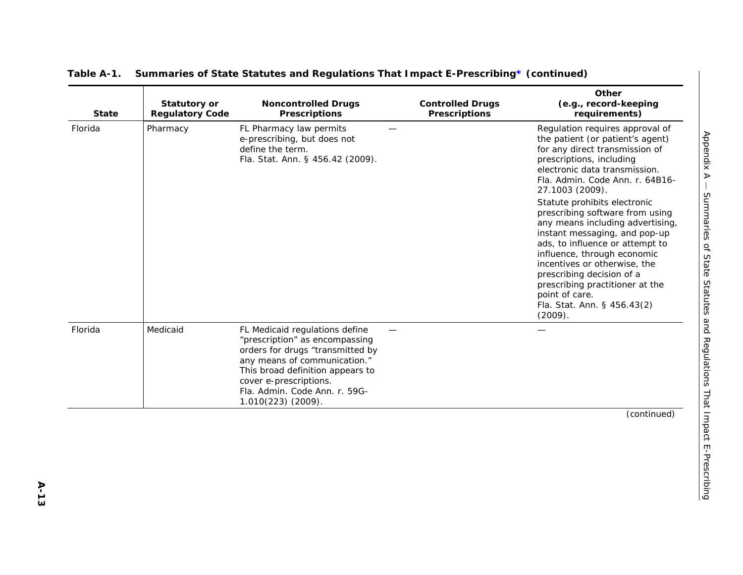**Table A-1. Summaries of State Statutes and Regulations That Impact E-Prescribing* (continued)**

| State | Statutory or Regulatory Code | Noncontrolled Drugs Prescriptions | Controlled Drugs Prescriptions | Other (e.g., record-keeping requirements) |
|---|---|---|---|---|
| Florida | Pharmacy | FL Pharmacy law permits e-prescribing, but does not define the term. Fla. Stat. Ann. § 456.42 (2009). | — | Regulation requires approval of the patient (or patient's agent) for any direct transmission of prescriptions, including electronic data transmission. Fla. Admin. Code Ann. r. 64B16-27.1003 (2009).<br><br>Statute prohibits electronic prescribing software from using any means including advertising, instant messaging, and pop-up ads, to influence or attempt to influence, through economic incentives or otherwise, the prescribing decision of a prescribing practitioner at the point of care. Fla. Stat. Ann. § 456.43(2) (2009). |
| Florida | Medicaid | FL Medicaid regulations define "prescription" as encompassing orders for drugs "transmitted by any means of communication." This broad definition appears to cover e-prescriptions. Fla. Admin. Code Ann. r. 59G-1.010(223) (2009). | — | — |

(continued)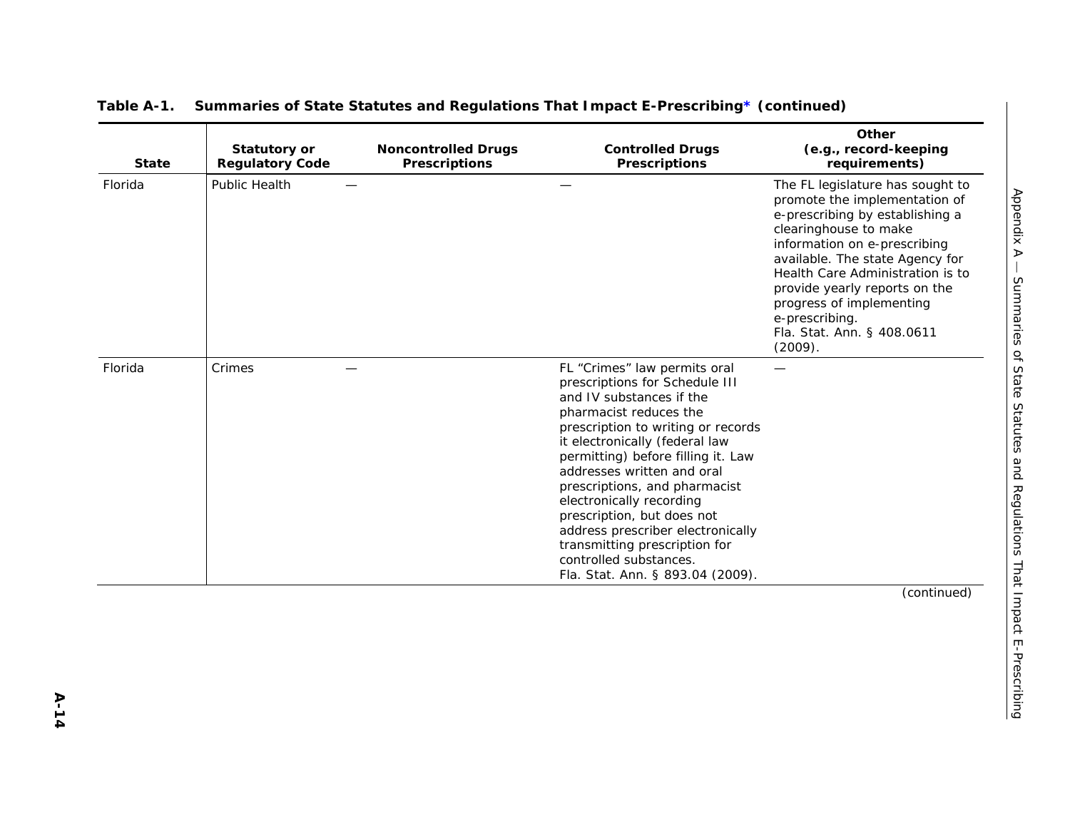**Table A-1. Summaries of State Statutes and Regulations That Impact E-Prescribing* (continued)**

| State | Statutory or Regulatory Code | Noncontrolled Drugs Prescriptions | Controlled Drugs Prescriptions | Other (e.g., record-keeping requirements) |
|---|---|---|---|---|
| Florida | Public Health | — | — | The FL legislature has sought to promote the implementation of e-prescribing by establishing a clearinghouse to make information on e-prescribing available. The state Agency for Health Care Administration is to provide yearly reports on the progress of implementing e-prescribing. Fla. Stat. Ann. § 408.0611 (2009). |
| Florida | Crimes | — | FL "Crimes" law permits oral prescriptions for Schedule III and IV substances if the pharmacist reduces the prescription to writing or records it electronically (federal law permitting) before filling it. Law addresses written and oral prescriptions, and pharmacist electronically recording prescription, but does not address prescriber electronically transmitting prescription for controlled substances. Fla. Stat. Ann. § 893.04 (2009). | — |

(continued)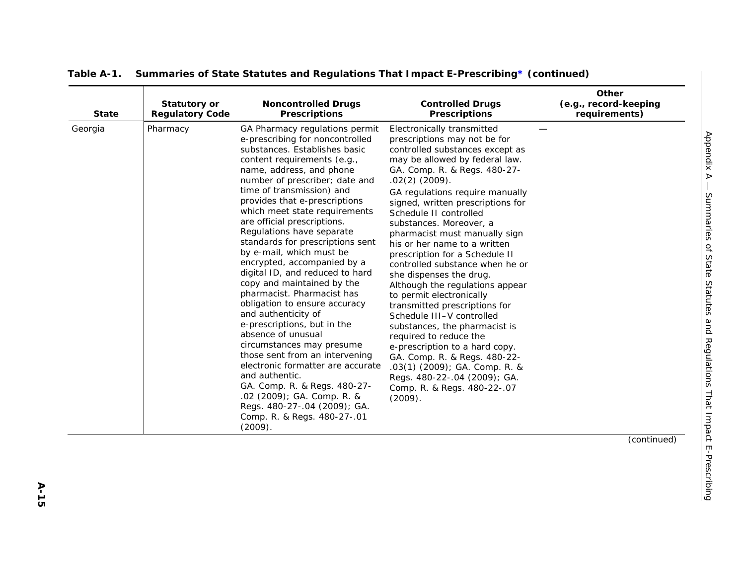**Table A-1. Summaries of State Statutes and Regulations That Impact E-Prescribing* (continued)**

| State | Statutory or Regulatory Code | Noncontrolled Drugs Prescriptions | Controlled Drugs Prescriptions | Other (e.g., record-keeping requirements) |
|---|---|---|---|---|
| Georgia | Pharmacy | GA Pharmacy regulations permit e-prescribing for noncontrolled substances. Establishes basic content requirements (e.g., name, address, and phone number of prescriber; date and time of transmission) and provides that e-prescriptions which meet state requirements are official prescriptions. Regulations have separate standards for prescriptions sent by e-mail, which must be encrypted, accompanied by a digital ID, and reduced to hard copy and maintained by the pharmacist. Pharmacist has obligation to ensure accuracy and authenticity of e-prescriptions, but in the absence of unusual circumstances may presume those sent from an intervening electronic formatter are accurate and authentic. GA. Comp. R. & Regs. 480-27-.02 (2009); GA. Comp. R. & Regs. 480-27-.04 (2009); GA. Comp. R. & Regs. 480-27-.01 (2009). | Electronically transmitted prescriptions may not be for controlled substances except as may be allowed by federal law. GA. Comp. R. & Regs. 480-27-.02(2) (2009). GA regulations require manually signed, written prescriptions for Schedule II controlled substances. Moreover, a pharmacist must manually sign his or her name to a written prescription for a Schedule II controlled substance when he or she dispenses the drug. Although the regulations appear to permit electronically transmitted prescriptions for Schedule III–V controlled substances, the pharmacist is required to reduce the e-prescription to a hard copy. GA. Comp. R. & Regs. 480-22-.03(1) (2009); GA. Comp. R. & Regs. 480-22-.04 (2009); GA. Comp. R. & Regs. 480-22-.07 (2009). | — |

(continued)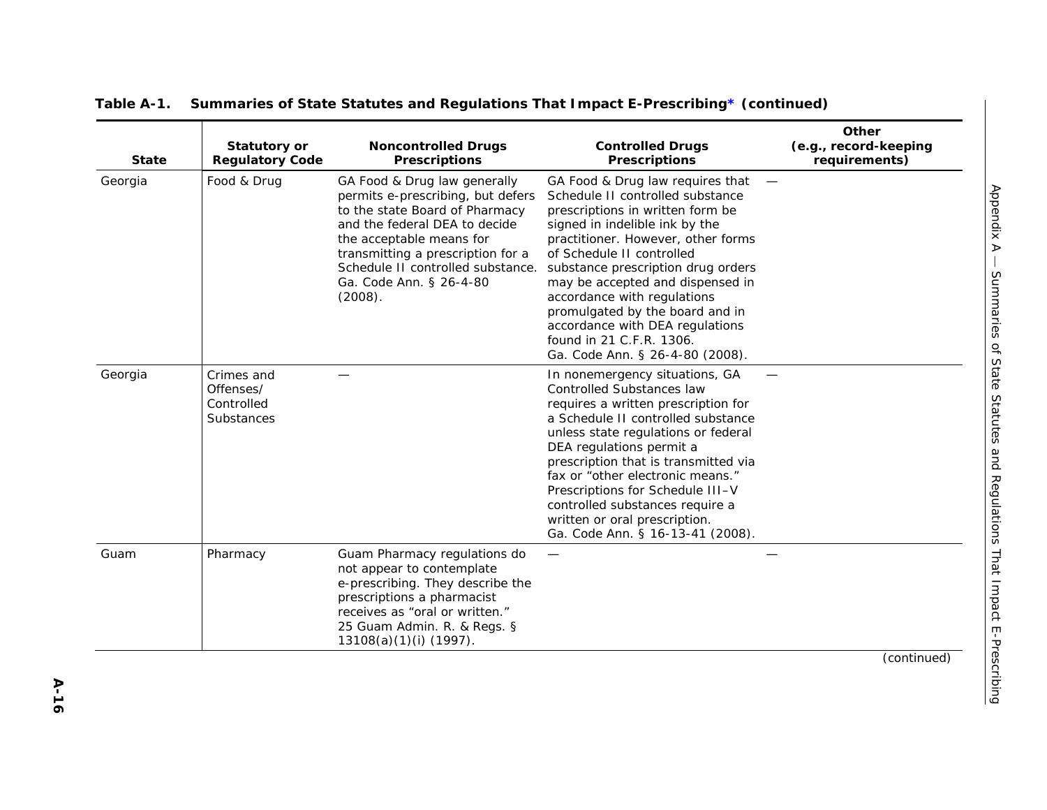**Table A-1. Summaries of State Statutes and Regulations That Impact E-Prescribing* (continued)**

| State | Statutory or Regulatory Code | Noncontrolled Drugs Prescriptions | Controlled Drugs Prescriptions | Other (e.g., record-keeping requirements) |
|---|---|---|---|---|
| Georgia | Food & Drug | GA Food & Drug law generally permits e-prescribing, but defers to the state Board of Pharmacy and the federal DEA to decide the acceptable means for transmitting a prescription for a Schedule II controlled substance. Ga. Code Ann. § 26-4-80 (2008). | GA Food & Drug law requires that Schedule II controlled substance prescriptions in written form be signed in indelible ink by the practitioner. However, other forms of Schedule II controlled substance prescription drug orders may be accepted and dispensed in accordance with regulations promulgated by the board and in accordance with DEA regulations found in 21 C.F.R. 1306. Ga. Code Ann. § 26-4-80 (2008). | — |
| Georgia | Crimes and Offenses/ Controlled Substances | — | In nonemergency situations, GA Controlled Substances law requires a written prescription for a Schedule II controlled substance unless state regulations or federal DEA regulations permit a prescription that is transmitted via fax or "other electronic means." Prescriptions for Schedule III–V controlled substances require a written or oral prescription. Ga. Code Ann. § 16-13-41 (2008). | — |
| Guam | Pharmacy | Guam Pharmacy regulations do not appear to contemplate e-prescribing. They describe the prescriptions a pharmacist receives as "oral or written." 25 Guam Admin. R. & Regs. § 13108(a)(1)(i) (1997). | — | — |

(continued)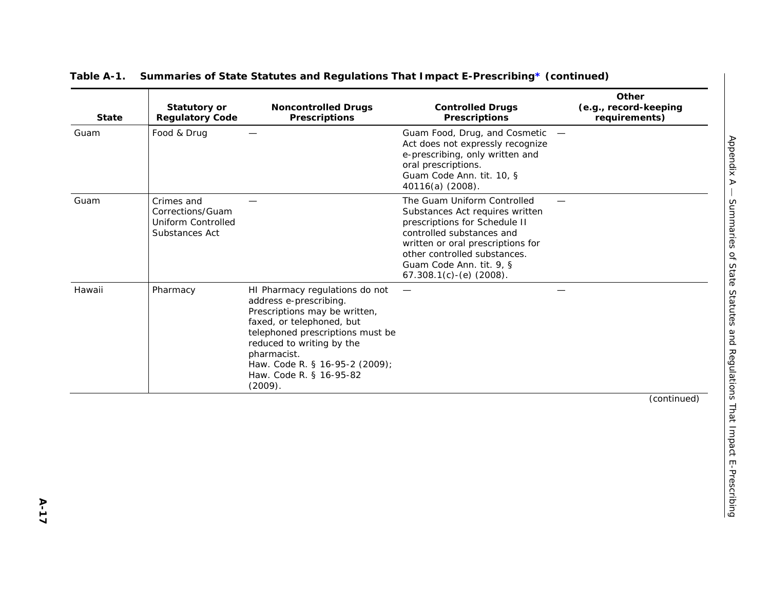**Table A-1. Summaries of State Statutes and Regulations That Impact E-Prescribing* (continued)**

| State | Statutory or Regulatory Code | Noncontrolled Drugs Prescriptions | Controlled Drugs Prescriptions | Other (e.g., record-keeping requirements) |
|---|---|---|---|---|
| Guam | Food & Drug | — | Guam Food, Drug, and Cosmetic Act does not expressly recognize e-prescribing, only written and oral prescriptions. Guam Code Ann. tit. 10, § 40116(a) (2008). | — |
| Guam | Crimes and Corrections/Guam Uniform Controlled Substances Act | — | The Guam Uniform Controlled Substances Act requires written prescriptions for Schedule II controlled substances and written or oral prescriptions for other controlled substances. Guam Code Ann. tit. 9, § 67.308.1(c)-(e) (2008). | — |
| Hawaii | Pharmacy | HI Pharmacy regulations do not address e-prescribing. Prescriptions may be written, faxed, or telephoned, but telephoned prescriptions must be reduced to writing by the pharmacist. Haw. Code R. § 16-95-2 (2009); Haw. Code R. § 16-95-82 (2009). | — | — |

(continued)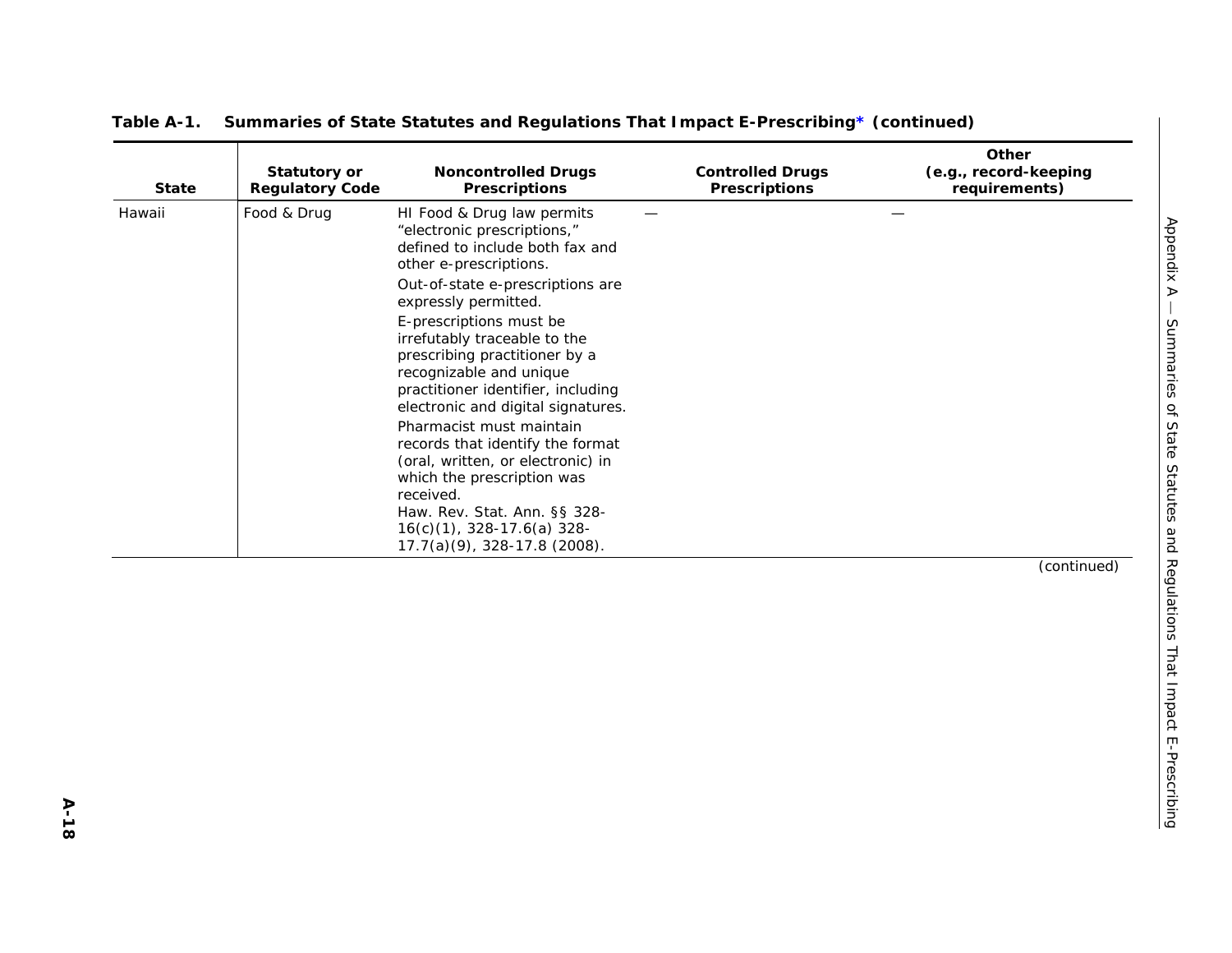**Table A-1. Summaries of State Statutes and Regulations That Impact E-Prescribing* (continued)**

| State | Statutory or Regulatory Code | Noncontrolled Drugs Prescriptions | Controlled Drugs Prescriptions | Other (e.g., record-keeping requirements) |
|---|---|---|---|---|
| Hawaii | Food & Drug | HI Food & Drug law permits "electronic prescriptions," defined to include both fax and other e-prescriptions.<br>Out-of-state e-prescriptions are expressly permitted.<br>E-prescriptions must be irrefutably traceable to the prescribing practitioner by a recognizable and unique practitioner identifier, including electronic and digital signatures.<br>Pharmacist must maintain records that identify the format (oral, written, or electronic) in which the prescription was received.<br>Haw. Rev. Stat. Ann. §§ 328-16(c)(1), 328-17.6(a) 328-17.7(a)(9), 328-17.8 (2008). | — | — |

*(continued)*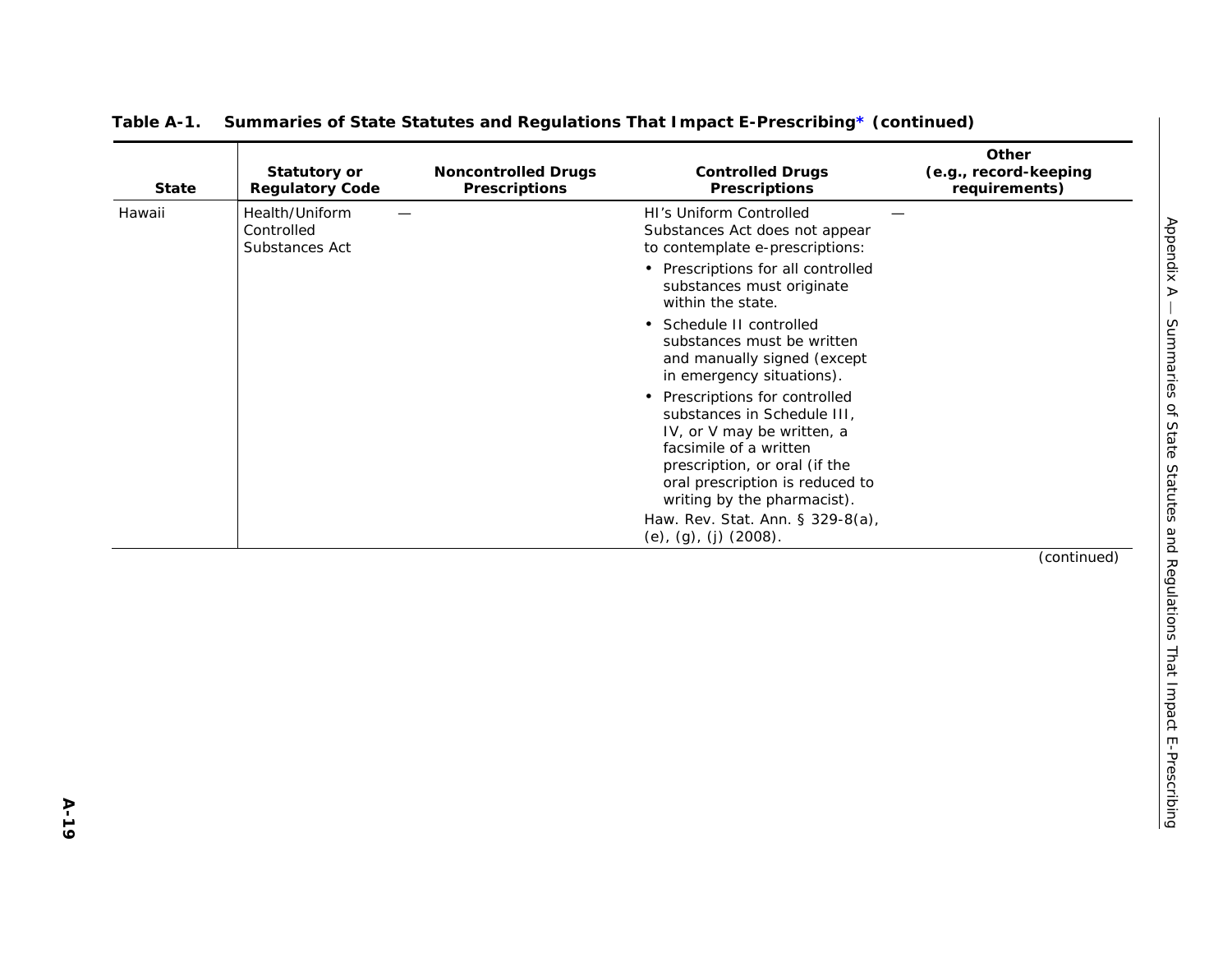**Table A-1. Summaries of State Statutes and Regulations That Impact E-Prescribing* (continued)**

| State | Statutory or Regulatory Code | Noncontrolled Drugs Prescriptions | Controlled Drugs Prescriptions | Other (e.g., record-keeping requirements) |
|---|---|---|---|---|
| Hawaii | Health/Uniform Controlled Substances Act | — | HI's Uniform Controlled Substances Act does not appear to contemplate e-prescriptions:<br>• Prescriptions for all controlled substances must originate within the state.<br>• Schedule II controlled substances must be written and manually signed (except in emergency situations).<br>• Prescriptions for controlled substances in Schedule III, IV, or V may be written, a facsimile of a written prescription, or oral (if the oral prescription is reduced to writing by the pharmacist).<br>Haw. Rev. Stat. Ann. § 329-8(a), (e), (g), (j) (2008). | — |

(continued)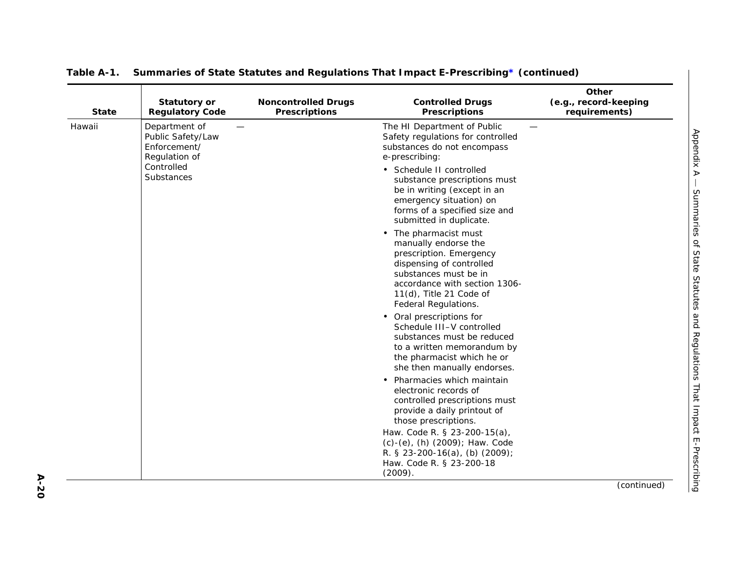**Table A-1. Summaries of State Statutes and Regulations That Impact E-Prescribing* (continued)**

| State | Statutory or Regulatory Code | Noncontrolled Drugs Prescriptions | Controlled Drugs Prescriptions | Other (e.g., record-keeping requirements) |
|---|---|---|---|---|
| Hawaii | Department of Public Safety/Law Enforcement/ Regulation of Controlled Substances | — | The HI Department of Public Safety regulations for controlled substances do not encompass e-prescribing: <br>• Schedule II controlled substance prescriptions must be in writing (except in an emergency situation) on forms of a specified size and submitted in duplicate. <br>• The pharmacist must manually endorse the prescription. Emergency dispensing of controlled substances must be in accordance with section 1306-11(d), Title 21 Code of Federal Regulations. <br>• Oral prescriptions for Schedule III–V controlled substances must be reduced to a written memorandum by the pharmacist which he or she then manually endorses. <br>• Pharmacies which maintain electronic records of controlled prescriptions must provide a daily printout of those prescriptions. <br>Haw. Code R. § 23-200-15(a), (c)-(e), (h) (2009); Haw. Code R. § 23-200-16(a), (b) (2009); Haw. Code R. § 23-200-18 (2009). | — |

(continued)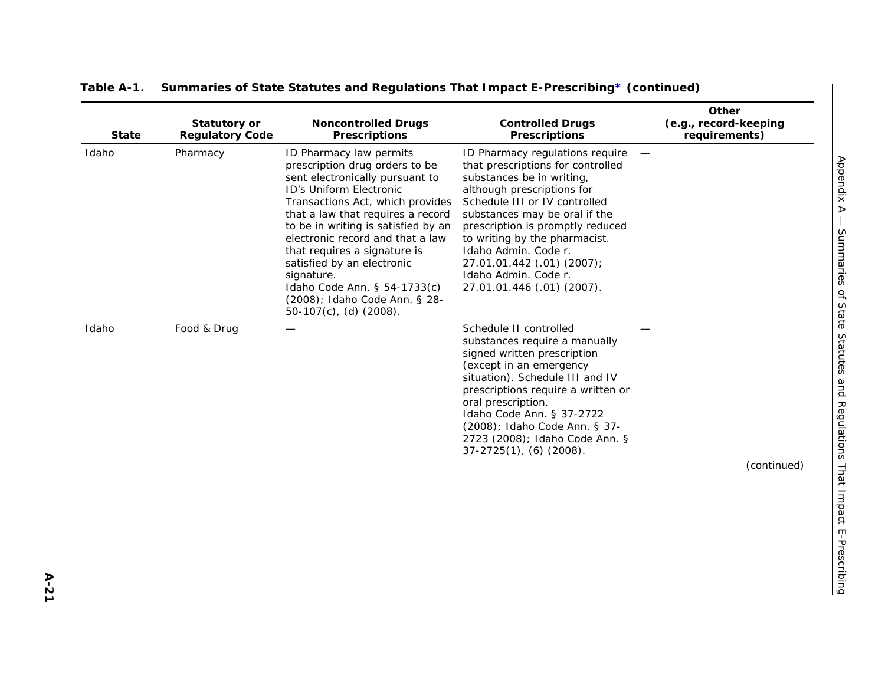**Table A-1. Summaries of State Statutes and Regulations That Impact E-Prescribing* (continued)**

| State | Statutory or Regulatory Code | Noncontrolled Drugs Prescriptions | Controlled Drugs Prescriptions | Other (e.g., record-keeping requirements) |
|---|---|---|---|---|
| Idaho | Pharmacy | ID Pharmacy law permits prescription drug orders to be sent electronically pursuant to ID's Uniform Electronic Transactions Act, which provides that a law that requires a record to be in writing is satisfied by an electronic record and that a law that requires a signature is satisfied by an electronic signature. Idaho Code Ann. § 54-1733(c) (2008); Idaho Code Ann. § 28-50-107(c), (d) (2008). | ID Pharmacy regulations require that prescriptions for controlled substances be in writing, although prescriptions for Schedule III or IV controlled substances may be oral if the prescription is promptly reduced to writing by the pharmacist. Idaho Admin. Code r. 27.01.01.442 (.01) (2007); Idaho Admin. Code r. 27.01.01.446 (.01) (2007). | — |
| Idaho | Food & Drug | — | Schedule II controlled substances require a manually signed written prescription (except in an emergency situation). Schedule III and IV prescriptions require a written or oral prescription. Idaho Code Ann. § 37-2722 (2008); Idaho Code Ann. § 37-2723 (2008); Idaho Code Ann. § 37-2725(1), (6) (2008). | — |

(continued)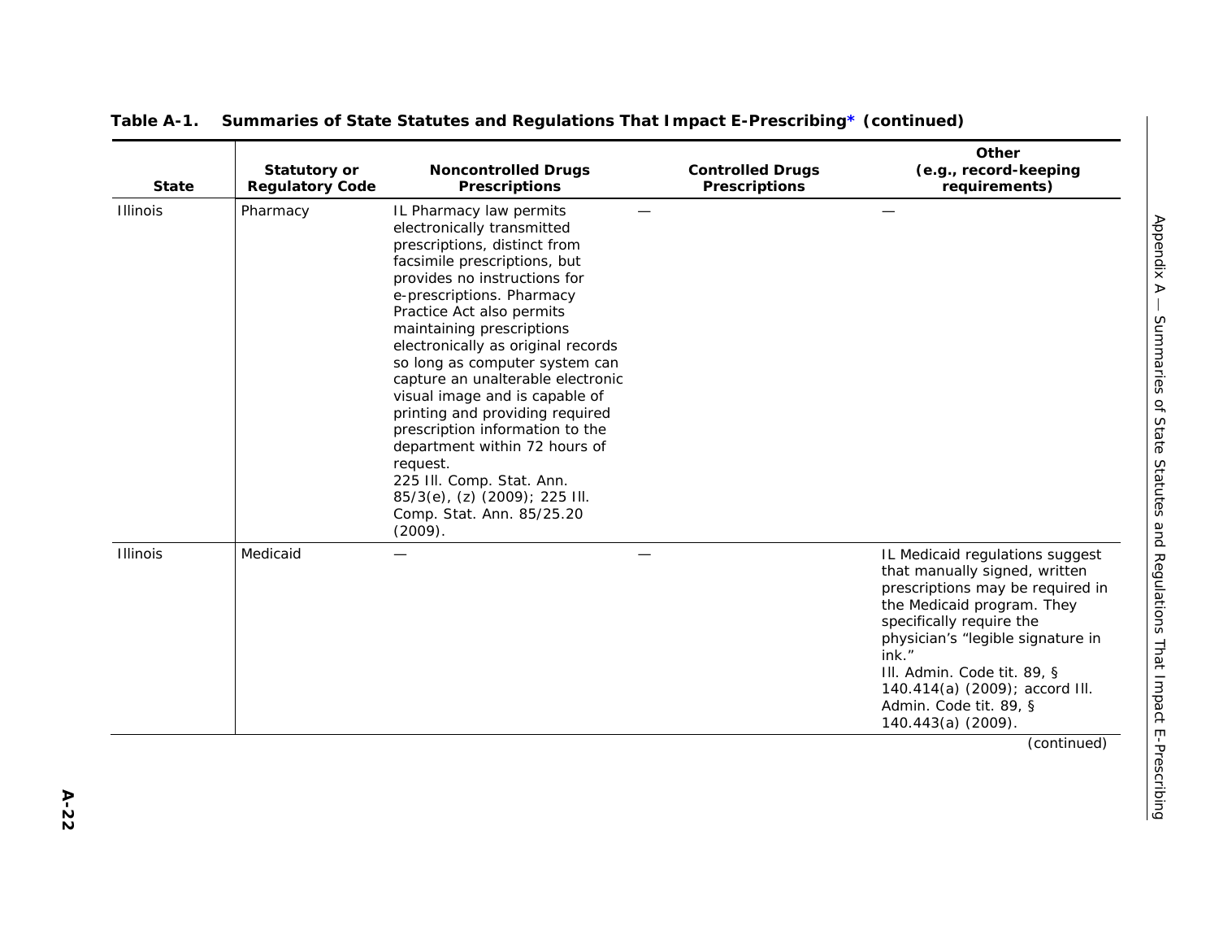**Table A-1. Summaries of State Statutes and Regulations That Impact E-Prescribing* (continued)**

| State | Statutory or Regulatory Code | Noncontrolled Drugs Prescriptions | Controlled Drugs Prescriptions | Other (e.g., record-keeping requirements) |
|---|---|---|---|---|
| Illinois | Pharmacy | IL Pharmacy law permits electronically transmitted prescriptions, distinct from facsimile prescriptions, but provides no instructions for e-prescriptions. Pharmacy Practice Act also permits maintaining prescriptions electronically as original records so long as computer system can capture an unalterable electronic visual image and is capable of printing and providing required prescription information to the department within 72 hours of request. 225 Ill. Comp. Stat. Ann. 85/3(e), (z) (2009); 225 Ill. Comp. Stat. Ann. 85/25.20 (2009). | — | — |
| Illinois | Medicaid | — | — | IL Medicaid regulations suggest that manually signed, written prescriptions may be required in the Medicaid program. They specifically require the physician's "legible signature in ink." Ill. Admin. Code tit. 89, § 140.414(a) (2009); accord Ill. Admin. Code tit. 89, § 140.443(a) (2009). |

(continued)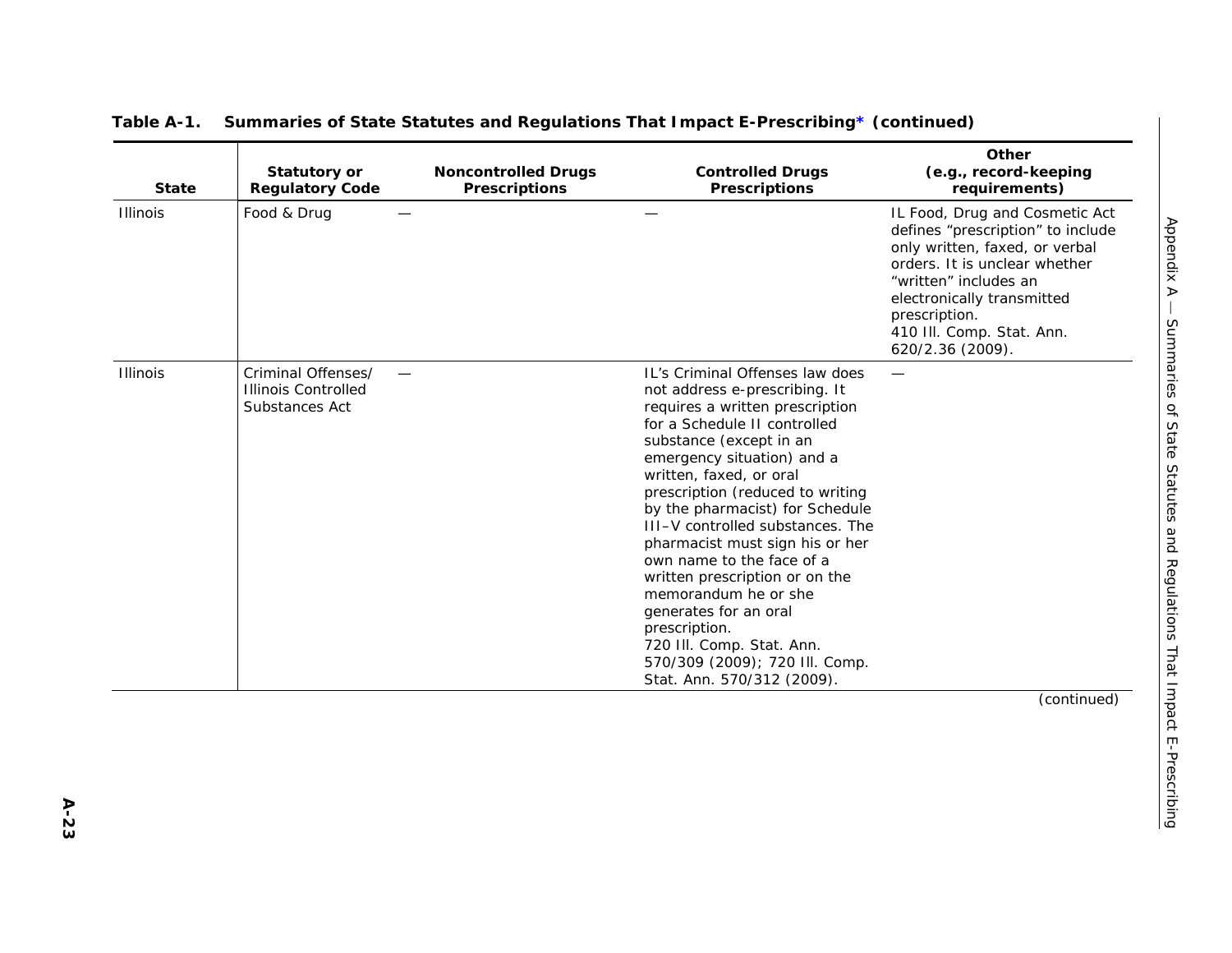**Table A-1. Summaries of State Statutes and Regulations That Impact E-Prescribing* (continued)**

| State | Statutory or Regulatory Code | Noncontrolled Drugs Prescriptions | Controlled Drugs Prescriptions | Other (e.g., record-keeping requirements) |
|---|---|---|---|---|
| Illinois | Food & Drug | — | — | IL Food, Drug and Cosmetic Act defines "prescription" to include only written, faxed, or verbal orders. It is unclear whether "written" includes an electronically transmitted prescription. 410 Ill. Comp. Stat. Ann. 620/2.36 (2009). |
| Illinois | Criminal Offenses/ Illinois Controlled Substances Act | — | IL's Criminal Offenses law does not address e-prescribing. It requires a written prescription for a Schedule II controlled substance (except in an emergency situation) and a written, faxed, or oral prescription (reduced to writing by the pharmacist) for Schedule III–V controlled substances. The pharmacist must sign his or her own name to the face of a written prescription or on the memorandum he or she generates for an oral prescription. 720 Ill. Comp. Stat. Ann. 570/309 (2009); 720 Ill. Comp. Stat. Ann. 570/312 (2009). | — |

(continued)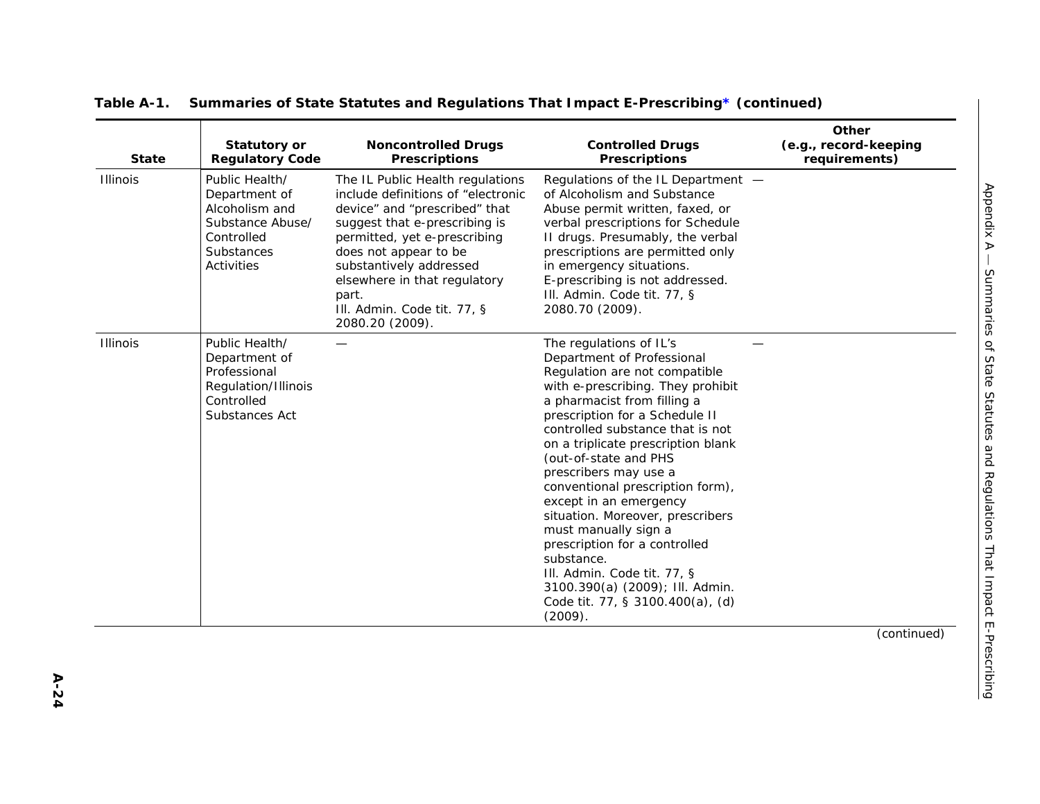**Table A-1. Summaries of State Statutes and Regulations That Impact E-Prescribing* (continued)**

| State | Statutory or Regulatory Code | Noncontrolled Drugs Prescriptions | Controlled Drugs Prescriptions | Other (e.g., record-keeping requirements) |
|---|---|---|---|---|
| Illinois | Public Health/ Department of Alcoholism and Substance Abuse/ Controlled Substances Activities | The IL Public Health regulations include definitions of “electronic device” and “prescribed” that suggest that e-prescribing is permitted, yet e-prescribing does not appear to be substantively addressed elsewhere in that regulatory part. Ill. Admin. Code tit. 77, § 2080.20 (2009). | Regulations of the IL Department of Alcoholism and Substance Abuse permit written, faxed, or verbal prescriptions for Schedule II drugs. Presumably, the verbal prescriptions are permitted only in emergency situations. E-prescribing is not addressed. Ill. Admin. Code tit. 77, § 2080.70 (2009). | — |
| Illinois | Public Health/ Department of Professional Regulation/Illinois Controlled Substances Act | — | The regulations of IL’s Department of Professional Regulation are not compatible with e-prescribing. They prohibit a pharmacist from filling a prescription for a Schedule II controlled substance that is not on a triplicate prescription blank (out-of-state and PHS prescribers may use a conventional prescription form), except in an emergency situation. Moreover, prescribers must manually sign a prescription for a controlled substance. Ill. Admin. Code tit. 77, § 3100.390(a) (2009); Ill. Admin. Code tit. 77, § 3100.400(a), (d) (2009). | — |

*(continued)*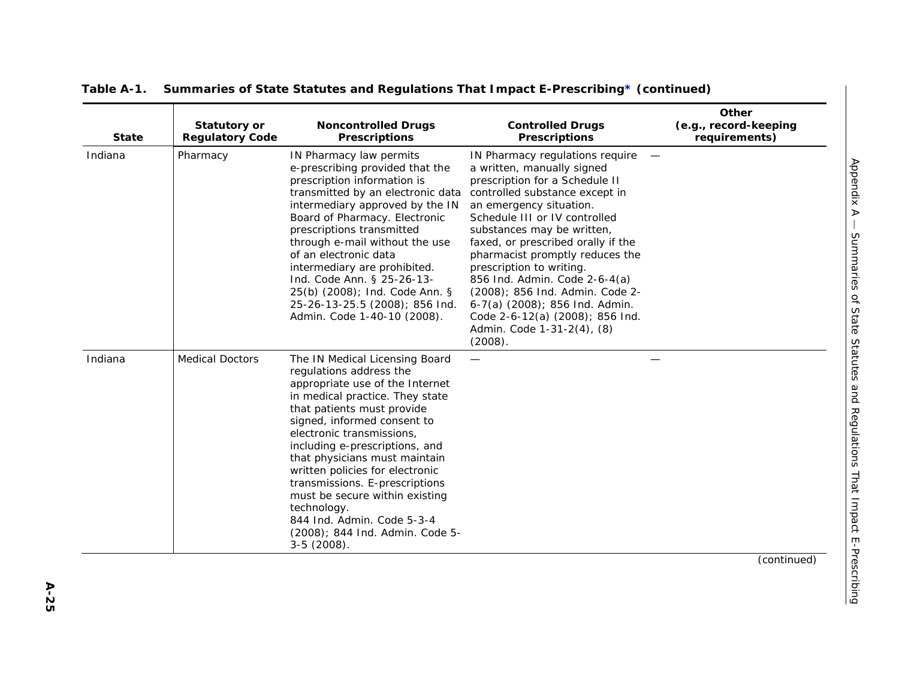**Table A-1. Summaries of State Statutes and Regulations That Impact E-Prescribing* (continued)**

| State | Statutory or Regulatory Code | Noncontrolled Drugs Prescriptions | Controlled Drugs Prescriptions | Other (e.g., record-keeping requirements) |
|---|---|---|---|---|
| Indiana | Pharmacy | IN Pharmacy law permits e-prescribing provided that the prescription information is transmitted by an electronic data intermediary approved by the IN Board of Pharmacy. Electronic prescriptions transmitted through e-mail without the use of an electronic data intermediary are prohibited. Ind. Code Ann. § 25-26-13-25(b) (2008); Ind. Code Ann. § 25-26-13-25.5 (2008); 856 Ind. Admin. Code 1-40-10 (2008). | IN Pharmacy regulations require a written, manually signed prescription for a Schedule II controlled substance except in an emergency situation. Schedule III or IV controlled substances may be written, faxed, or prescribed orally if the pharmacist promptly reduces the prescription to writing. 856 Ind. Admin. Code 2-6-4(a) (2008); 856 Ind. Admin. Code 2-6-7(a) (2008); 856 Ind. Admin. Code 2-6-12(a) (2008); 856 Ind. Admin. Code 1-31-2(4), (8) (2008). | — |
| Indiana | Medical Doctors | The IN Medical Licensing Board regulations address the appropriate use of the Internet in medical practice. They state that patients must provide signed, informed consent to electronic transmissions, including e-prescriptions, and that physicians must maintain written policies for electronic transmissions. E-prescriptions must be secure within existing technology. 844 Ind. Admin. Code 5-3-4 (2008); 844 Ind. Admin. Code 5-3-5 (2008). | — | — |

(continued)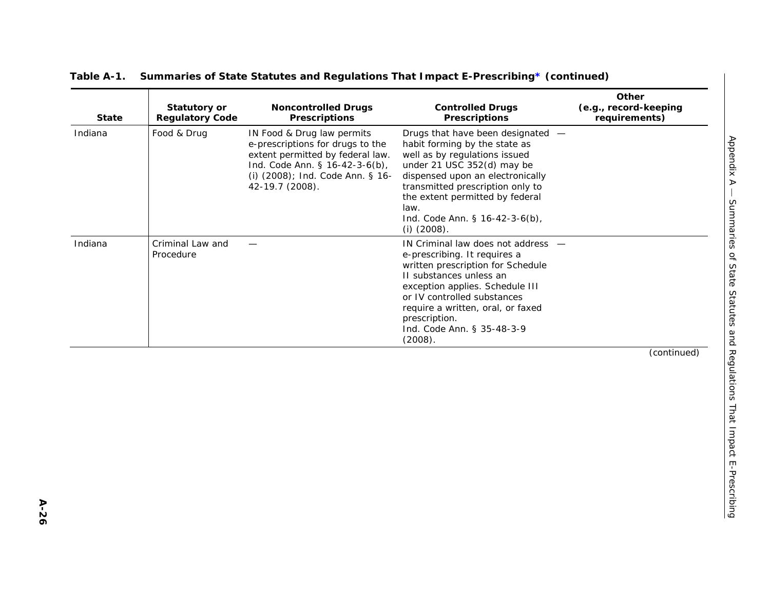**Table A-1. Summaries of State Statutes and Regulations That Impact E-Prescribing* (continued)**

| State | Statutory or Regulatory Code | Noncontrolled Drugs Prescriptions | Controlled Drugs Prescriptions | Other (e.g., record-keeping requirements) |
|---|---|---|---|---|
| Indiana | Food & Drug | IN Food & Drug law permits e-prescriptions for drugs to the extent permitted by federal law. Ind. Code Ann. § 16-42-3-6(b), (i) (2008); Ind. Code Ann. § 16-42-19.7 (2008). | Drugs that have been designated habit forming by the state as well as by regulations issued under 21 USC 352(d) may be dispensed upon an electronically transmitted prescription only to the extent permitted by federal law. Ind. Code Ann. § 16-42-3-6(b), (i) (2008). | — |
| Indiana | Criminal Law and Procedure | — | IN Criminal law does not address e-prescribing. It requires a written prescription for Schedule II substances unless an exception applies. Schedule III or IV controlled substances require a written, oral, or faxed prescription. Ind. Code Ann. § 35-48-3-9 (2008). | — |

(continued)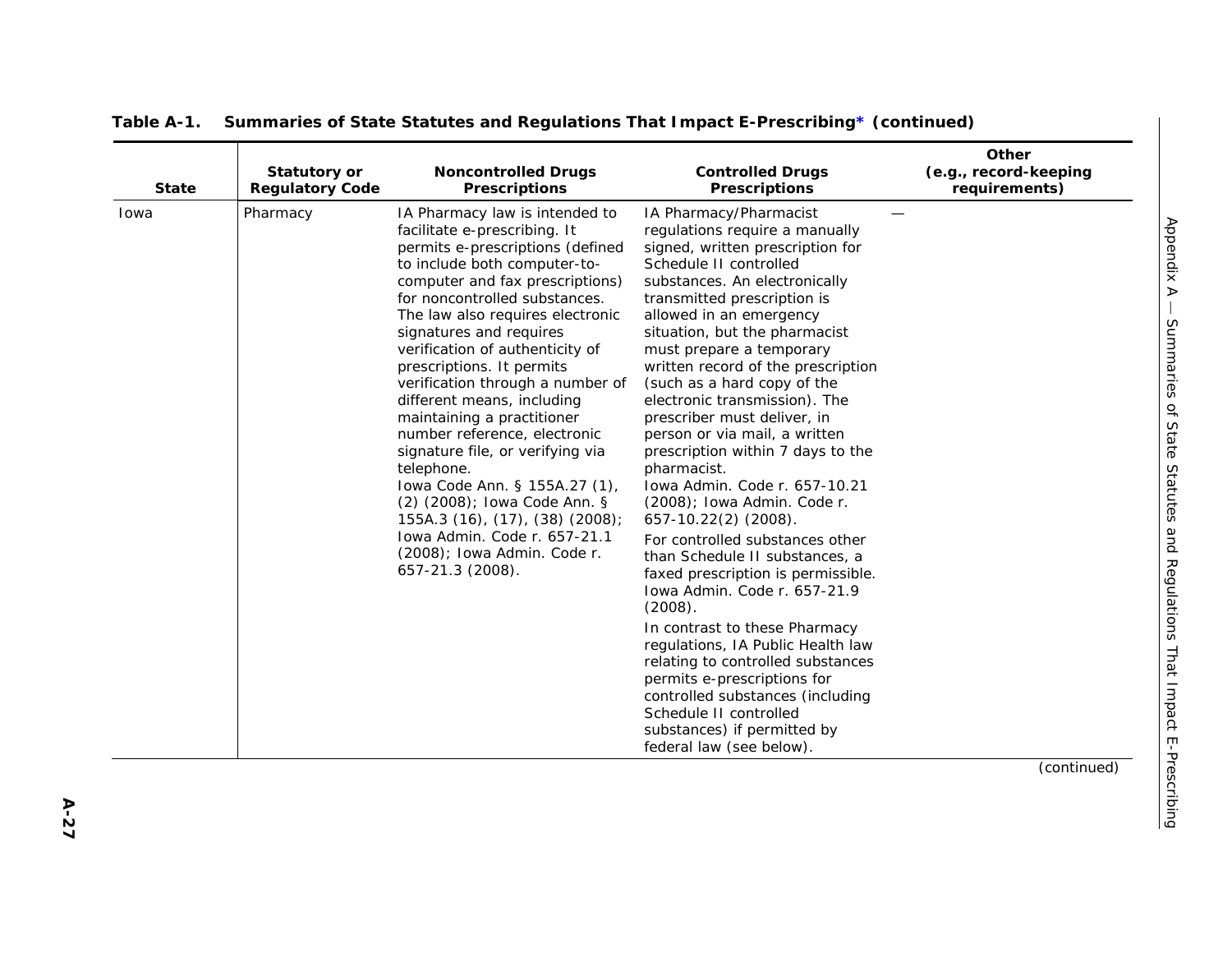**Table A-1. Summaries of State Statutes and Regulations That Impact E-Prescribing* (continued)**

| State | Statutory or Regulatory Code | Noncontrolled Drugs Prescriptions | Controlled Drugs Prescriptions | Other (e.g., record-keeping requirements) |
|---|---|---|---|---|
| Iowa | Pharmacy | IA Pharmacy law is intended to facilitate e-prescribing. It permits e-prescriptions (defined to include both computer-to-computer and fax prescriptions) for noncontrolled substances. The law also requires electronic signatures and requires verification of authenticity of prescriptions. It permits verification through a number of different means, including maintaining a practitioner number reference, electronic signature file, or verifying via telephone. Iowa Code Ann. § 155A.27 (1), (2) (2008); Iowa Code Ann. § 155A.3 (16), (17), (38) (2008); Iowa Admin. Code r. 657-21.1 (2008); Iowa Admin. Code r. 657-21.3 (2008). | IA Pharmacy/Pharmacist regulations require a manually signed, written prescription for Schedule II controlled substances. An electronically transmitted prescription is allowed in an emergency situation, but the pharmacist must prepare a temporary written record of the prescription (such as a hard copy of the electronic transmission). The prescriber must deliver, in person or via mail, a written prescription within 7 days to the pharmacist. Iowa Admin. Code r. 657-10.21 (2008); Iowa Admin. Code r. 657-10.22(2) (2008).<br><br>For controlled substances other than Schedule II substances, a faxed prescription is permissible. Iowa Admin. Code r. 657-21.9 (2008).<br><br>In contrast to these Pharmacy regulations, IA Public Health law relating to controlled substances permits e-prescriptions for controlled substances (including Schedule II controlled substances) if permitted by federal law (see below). | — |

(continued)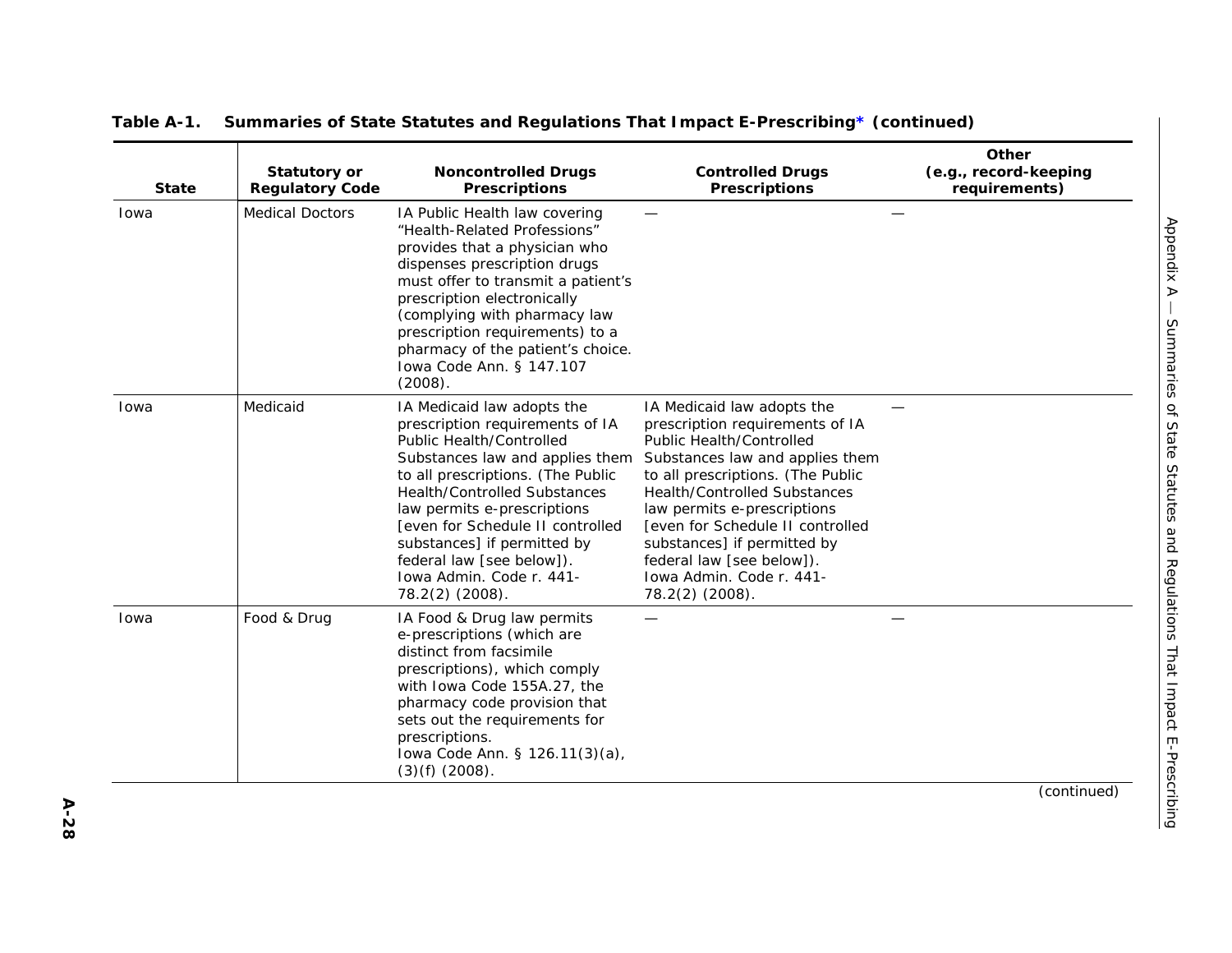**Table A-1. Summaries of State Statutes and Regulations That Impact E-Prescribing* (continued)**

| State | Statutory or Regulatory Code | Noncontrolled Drugs Prescriptions | Controlled Drugs Prescriptions | Other (e.g., record-keeping requirements) |
|---|---|---|---|---|
| Iowa | Medical Doctors | IA Public Health law covering "Health-Related Professions" provides that a physician who dispenses prescription drugs must offer to transmit a patient's prescription electronically (complying with pharmacy law prescription requirements) to a pharmacy of the patient's choice. Iowa Code Ann. § 147.107 (2008). | — | — |
| Iowa | Medicaid | IA Medicaid law adopts the prescription requirements of IA Public Health/Controlled Substances law and applies them to all prescriptions. (The Public Health/Controlled Substances law permits e-prescriptions [even for Schedule II controlled substances] if permitted by federal law [see below]). Iowa Admin. Code r. 441-78.2(2) (2008). | IA Medicaid law adopts the prescription requirements of IA Public Health/Controlled Substances law and applies them to all prescriptions. (The Public Health/Controlled Substances law permits e-prescriptions [even for Schedule II controlled substances] if permitted by federal law [see below]). Iowa Admin. Code r. 441-78.2(2) (2008). | — |
| Iowa | Food & Drug | IA Food & Drug law permits e-prescriptions (which are distinct from facsimile prescriptions), which comply with Iowa Code 155A.27, the pharmacy code provision that sets out the requirements for prescriptions. Iowa Code Ann. § 126.11(3)(a), (3)(f) (2008). | — | — |

(continued)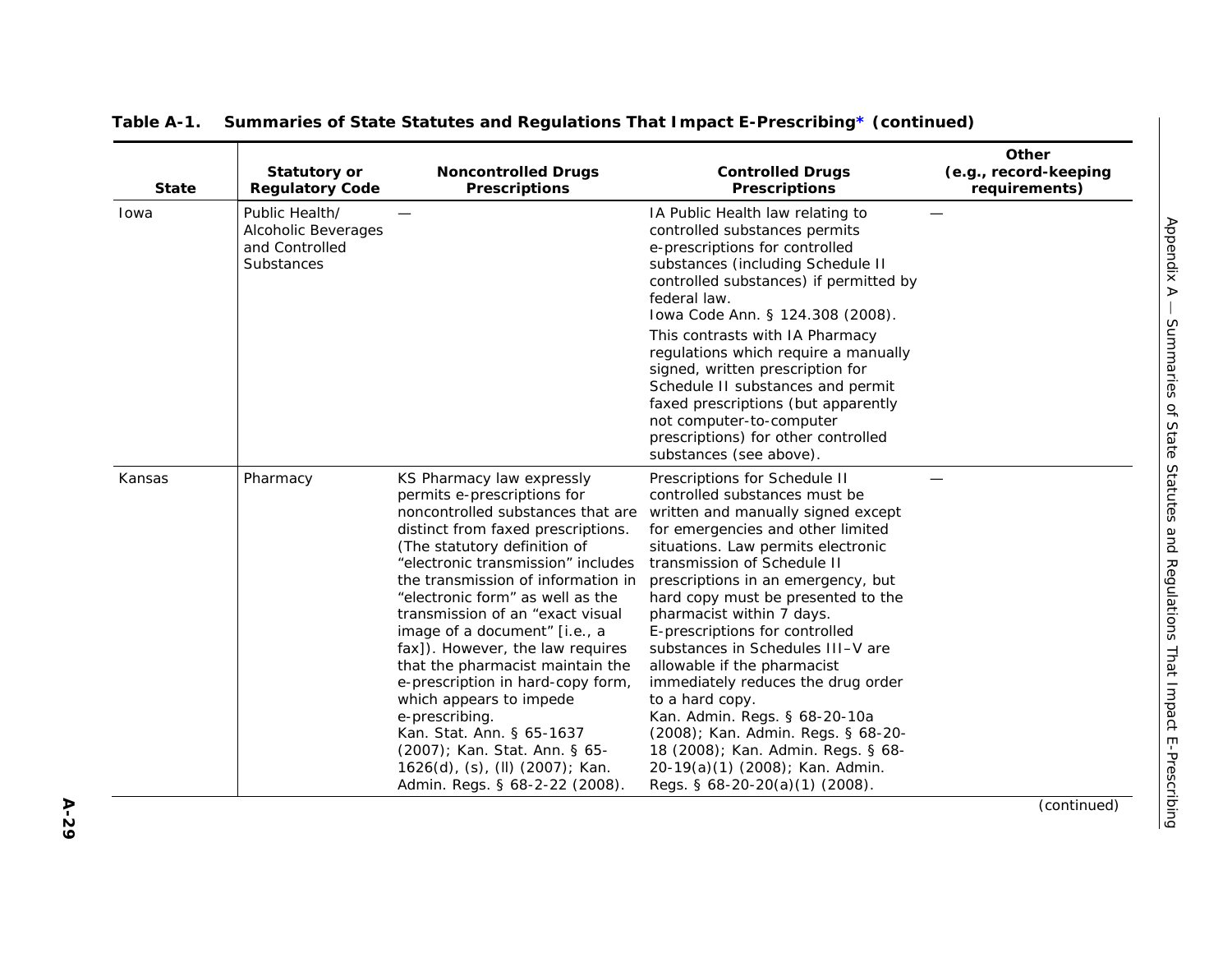**Table A-1. Summaries of State Statutes and Regulations That Impact E-Prescribing* (continued)**

| State | Statutory or Regulatory Code | Noncontrolled Drugs Prescriptions | Controlled Drugs Prescriptions | Other (e.g., record-keeping requirements) |
|---|---|---|---|---|
| Iowa | Public Health/ Alcoholic Beverages and Controlled Substances | — | IA Public Health law relating to controlled substances permits e-prescriptions for controlled substances (including Schedule II controlled substances) if permitted by federal law. Iowa Code Ann. § 124.308 (2008). This contrasts with IA Pharmacy regulations which require a manually signed, written prescription for Schedule II substances and permit faxed prescriptions (but apparently not computer-to-computer prescriptions) for other controlled substances (see above). | — |
| Kansas | Pharmacy | KS Pharmacy law expressly permits e-prescriptions for noncontrolled substances that are distinct from faxed prescriptions. (The statutory definition of "electronic transmission" includes the transmission of information in "electronic form" as well as the transmission of an "exact visual image of a document" [i.e., a fax]). However, the law requires that the pharmacist maintain the e-prescription in hard-copy form, which appears to impede e-prescribing. Kan. Stat. Ann. § 65-1637 (2007); Kan. Stat. Ann. § 65-1626(d), (s), (ll) (2007); Kan. Admin. Regs. § 68-2-22 (2008). | Prescriptions for Schedule II controlled substances must be written and manually signed except for emergencies and other limited situations. Law permits electronic transmission of Schedule II prescriptions in an emergency, but hard copy must be presented to the pharmacist within 7 days. E-prescriptions for controlled substances in Schedules III–V are allowable if the pharmacist immediately reduces the drug order to a hard copy. Kan. Admin. Regs. § 68-20-10a (2008); Kan. Admin. Regs. § 68-20-18 (2008); Kan. Admin. Regs. § 68-20-19(a)(1) (2008); Kan. Admin. Regs. § 68-20-20(a)(1) (2008). | — |

(continued)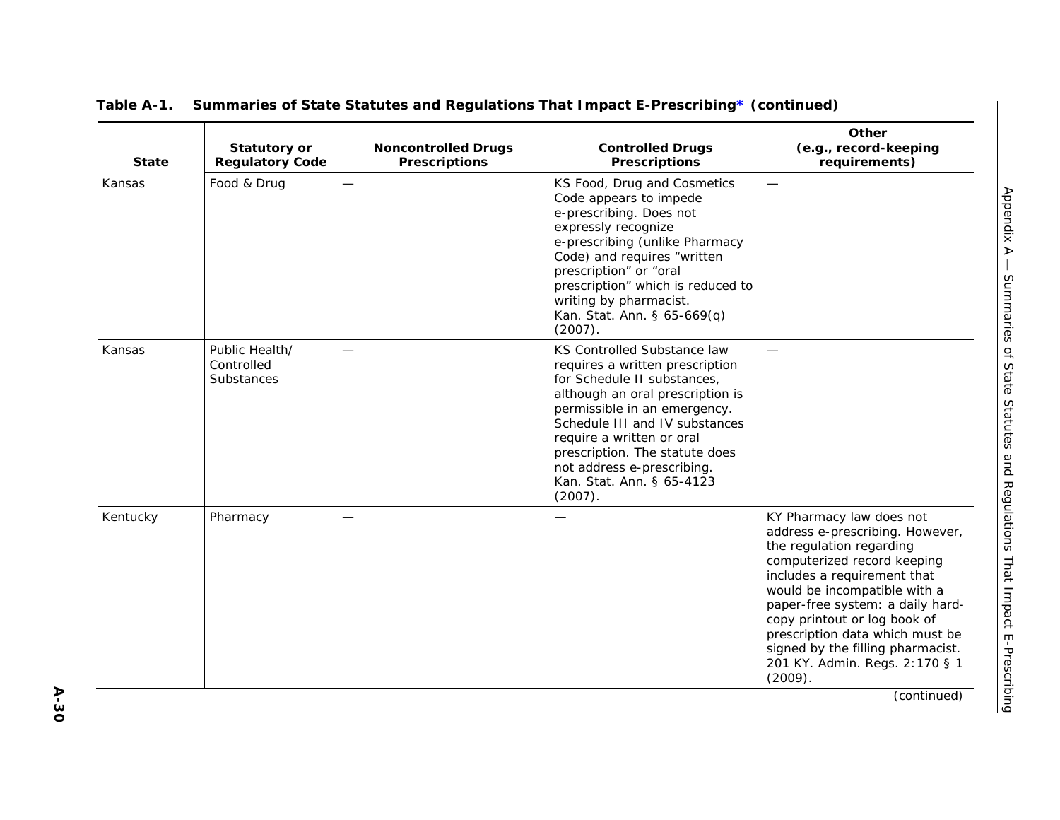**Table A-1. Summaries of State Statutes and Regulations That Impact E-Prescribing* (continued)**

| State | Statutory or Regulatory Code | Noncontrolled Drugs Prescriptions | Controlled Drugs Prescriptions | Other (e.g., record-keeping requirements) |
|---|---|---|---|---|
| Kansas | Food & Drug | — | KS Food, Drug and Cosmetics Code appears to impede e-prescribing. Does not expressly recognize e-prescribing (unlike Pharmacy Code) and requires "written prescription" or "oral prescription" which is reduced to writing by pharmacist. Kan. Stat. Ann. § 65-669(q) (2007). | — |
| Kansas | Public Health/ Controlled Substances | — | KS Controlled Substance law requires a written prescription for Schedule II substances, although an oral prescription is permissible in an emergency. Schedule III and IV substances require a written or oral prescription. The statute does not address e-prescribing. Kan. Stat. Ann. § 65-4123 (2007). | — |
| Kentucky | Pharmacy | — | — | KY Pharmacy law does not address e-prescribing. However, the regulation regarding computerized record keeping includes a requirement that would be incompatible with a paper-free system: a daily hard-copy printout or log book of prescription data which must be signed by the filling pharmacist. 201 KY. Admin. Regs. 2:170 § 1 (2009). |

(continued)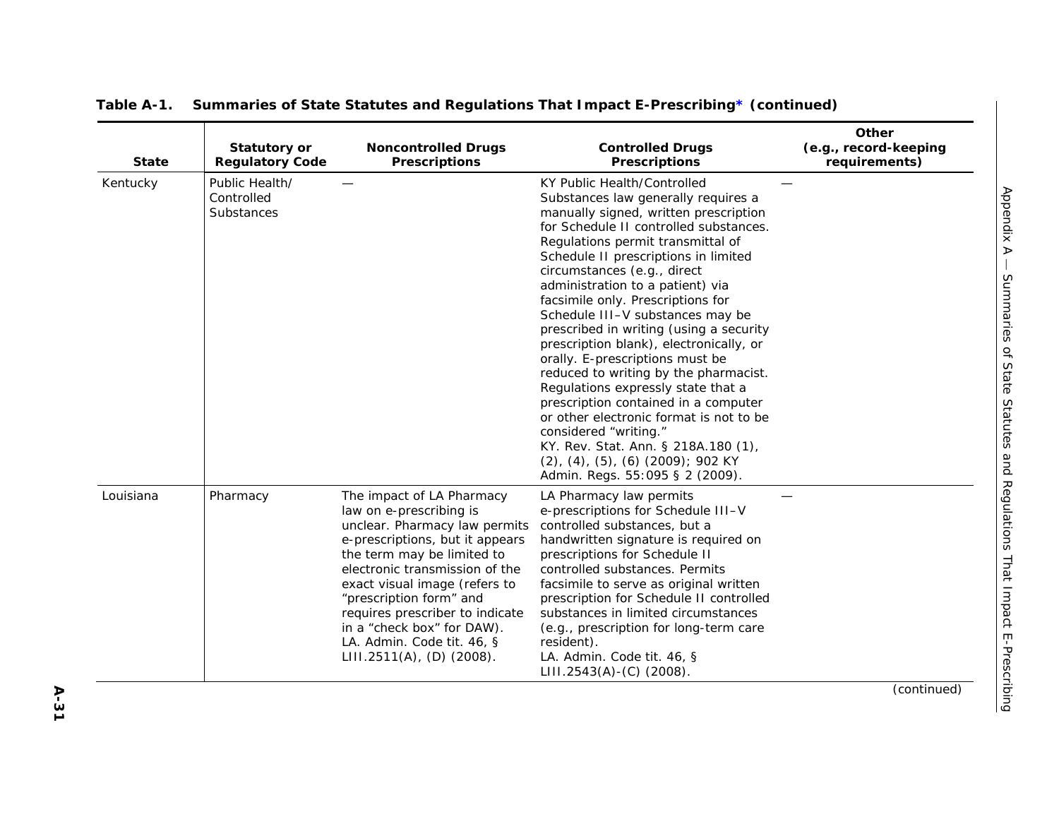**Table A-1. Summaries of State Statutes and Regulations That Impact E-Prescribing* (continued)**

| State | Statutory or Regulatory Code | Noncontrolled Drugs Prescriptions | Controlled Drugs Prescriptions | Other (e.g., record-keeping requirements) |
|---|---|---|---|---|
| Kentucky | Public Health/ Controlled Substances | — | KY Public Health/Controlled Substances law generally requires a manually signed, written prescription for Schedule II controlled substances. Regulations permit transmittal of Schedule II prescriptions in limited circumstances (e.g., direct administration to a patient) via facsimile only. Prescriptions for Schedule III–V substances may be prescribed in writing (using a security prescription blank), electronically, or orally. E-prescriptions must be reduced to writing by the pharmacist. Regulations expressly state that a prescription contained in a computer or other electronic format is not to be considered "writing." KY. Rev. Stat. Ann. § 218A.180 (1), (2), (4), (5), (6) (2009); 902 KY Admin. Regs. 55:095 § 2 (2009). | — |
| Louisiana | Pharmacy | The impact of LA Pharmacy law on e-prescribing is unclear. Pharmacy law permits e-prescriptions, but it appears the term may be limited to electronic transmission of the exact visual image (refers to "prescription form" and requires prescriber to indicate in a "check box" for DAW). LA. Admin. Code tit. 46, § LIII.2511(A), (D) (2008). | LA Pharmacy law permits e-prescriptions for Schedule III–V controlled substances, but a handwritten signature is required on prescriptions for Schedule II controlled substances. Permits facsimile to serve as original written prescription for Schedule II controlled substances in limited circumstances (e.g., prescription for long-term care resident). LA. Admin. Code tit. 46, § LIII.2543(A)-(C) (2008). | — |

(continued)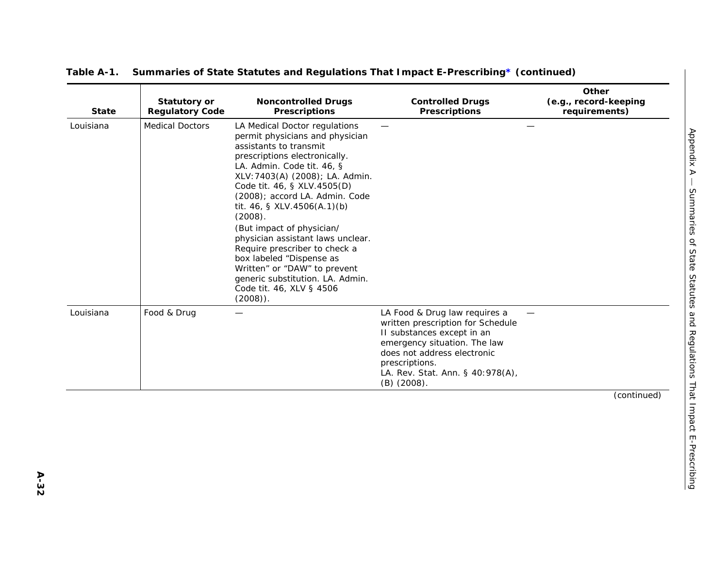**Table A-1. Summaries of State Statutes and Regulations That Impact E-Prescribing* (continued)**

| State | Statutory or Regulatory Code | Noncontrolled Drugs Prescriptions | Controlled Drugs Prescriptions | Other (e.g., record-keeping requirements) |
|---|---|---|---|---|
| Louisiana | Medical Doctors | LA Medical Doctor regulations permit physicians and physician assistants to transmit prescriptions electronically. LA. Admin. Code tit. 46, § XLV:7403(A) (2008); LA. Admin. Code tit. 46, § XLV.4505(D) (2008); accord LA. Admin. Code tit. 46, § XLV.4506(A.1)(b) (2008). (But impact of physician/ physician assistant laws unclear. Require prescriber to check a box labeled "Dispense as Written" or "DAW" to prevent generic substitution. LA. Admin. Code tit. 46, XLV § 4506 (2008)). | — | — |
| Louisiana | Food & Drug | — | LA Food & Drug law requires a written prescription for Schedule II substances except in an emergency situation. The law does not address electronic prescriptions. LA. Rev. Stat. Ann. § 40:978(A), (B) (2008). | — |

(continued)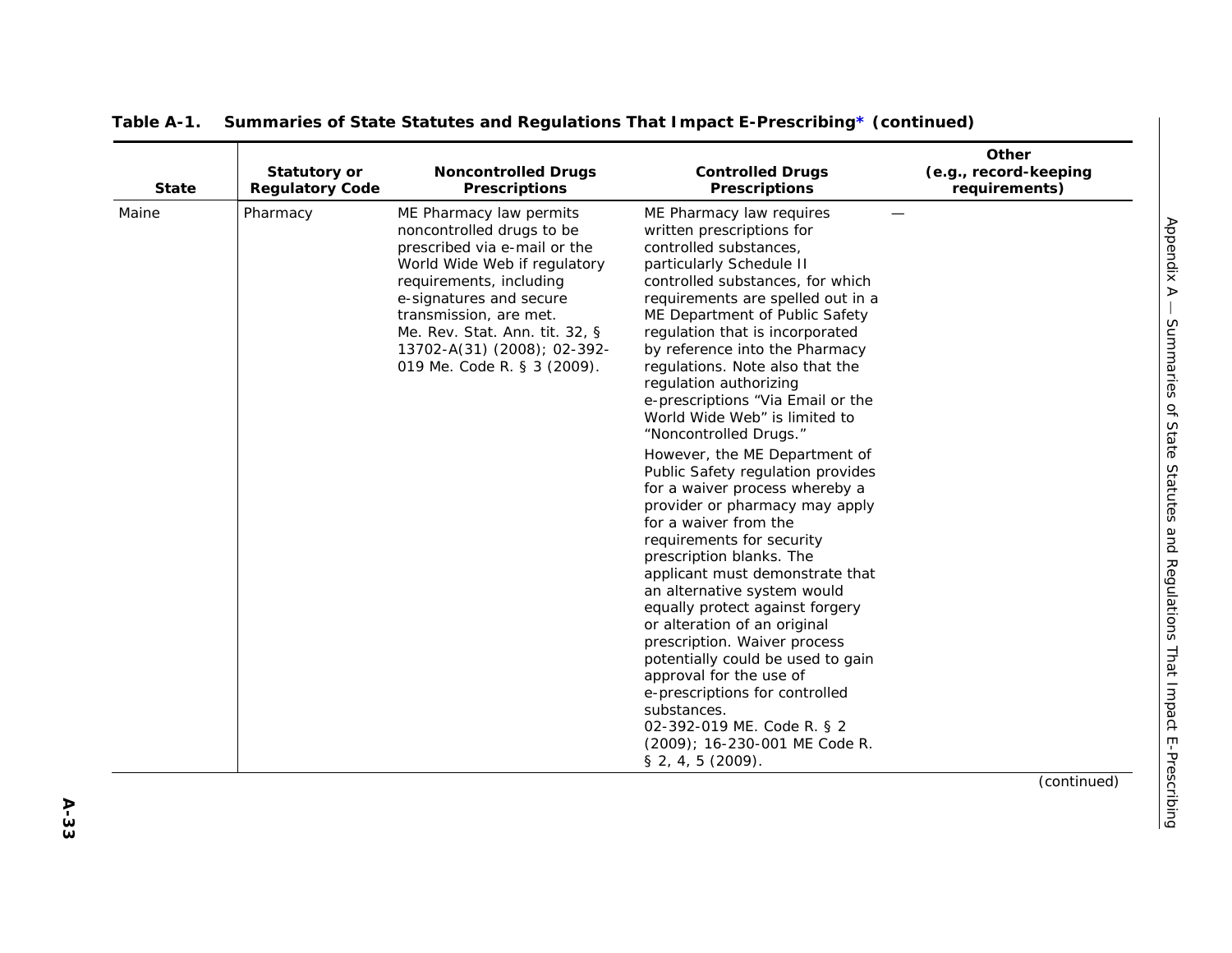**Table A-1. Summaries of State Statutes and Regulations That Impact E-Prescribing* (continued)**

| State | Statutory or Regulatory Code | Noncontrolled Drugs Prescriptions | Controlled Drugs Prescriptions | Other (e.g., record-keeping requirements) |
|---|---|---|---|---|
| Maine | Pharmacy | ME Pharmacy law permits noncontrolled drugs to be prescribed via e-mail or the World Wide Web if regulatory requirements, including e-signatures and secure transmission, are met. Me. Rev. Stat. Ann. tit. 32, § 13702-A(31) (2008); 02-392-019 Me. Code R. § 3 (2009). | ME Pharmacy law requires written prescriptions for controlled substances, particularly Schedule II controlled substances, for which requirements are spelled out in a ME Department of Public Safety regulation that is incorporated by reference into the Pharmacy regulations. Note also that the regulation authorizing e-prescriptions "Via Email or the World Wide Web" is limited to "Noncontrolled Drugs."<br><br>However, the ME Department of Public Safety regulation provides for a waiver process whereby a provider or pharmacy may apply for a waiver from the requirements for security prescription blanks. The applicant must demonstrate that an alternative system would equally protect against forgery or alteration of an original prescription. Waiver process potentially could be used to gain approval for the use of e-prescriptions for controlled substances. 02-392-019 ME. Code R. § 2 (2009); 16-230-001 ME Code R. § 2, 4, 5 (2009). | — |

(continued)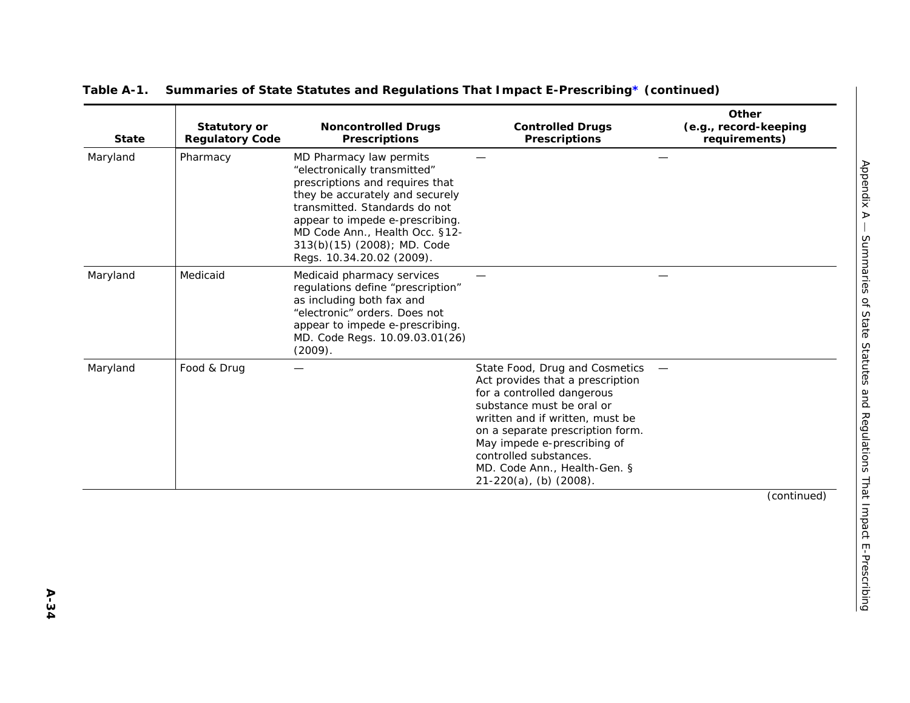**Table A-1. Summaries of State Statutes and Regulations That Impact E-Prescribing* (continued)**

| State | Statutory or Regulatory Code | Noncontrolled Drugs Prescriptions | Controlled Drugs Prescriptions | Other (e.g., record-keeping requirements) |
|---|---|---|---|---|
| Maryland | Pharmacy | MD Pharmacy law permits "electronically transmitted" prescriptions and requires that they be accurately and securely transmitted. Standards do not appear to impede e-prescribing. MD Code Ann., Health Occ. §12-313(b)(15) (2008); MD. Code Regs. 10.34.20.02 (2009). | — | — |
| Maryland | Medicaid | Medicaid pharmacy services regulations define "prescription" as including both fax and "electronic" orders. Does not appear to impede e-prescribing. MD. Code Regs. 10.09.03.01(26) (2009). | — | — |
| Maryland | Food & Drug | — | State Food, Drug and Cosmetics Act provides that a prescription for a controlled dangerous substance must be oral or written and if written, must be on a separate prescription form. May impede e-prescribing of controlled substances. MD. Code Ann., Health-Gen. § 21-220(a), (b) (2008). | — |

*(continued)*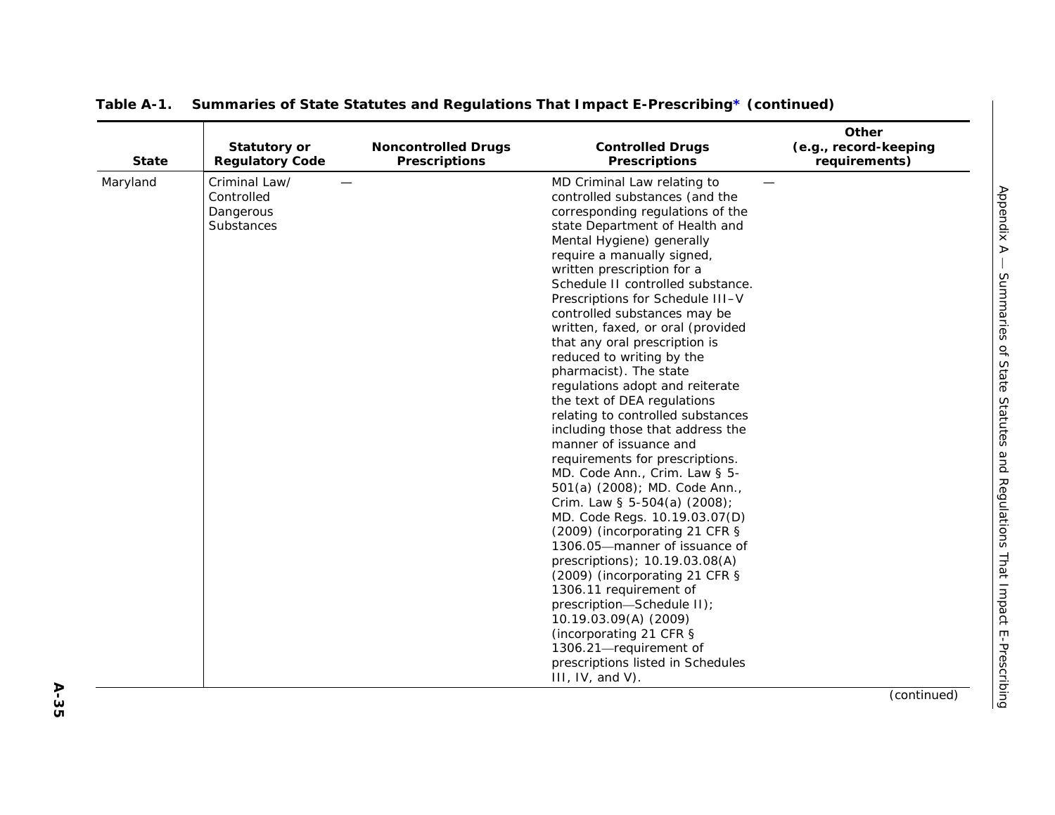**Table A-1. Summaries of State Statutes and Regulations That Impact E-Prescribing* (continued)**

| State | Statutory or Regulatory Code | Noncontrolled Drugs Prescriptions | Controlled Drugs Prescriptions | Other (e.g., record-keeping requirements) |
|---|---|---|---|---|
| Maryland | Criminal Law/ Controlled Dangerous Substances | — | MD Criminal Law relating to controlled substances (and the corresponding regulations of the state Department of Health and Mental Hygiene) generally require a manually signed, written prescription for a Schedule II controlled substance. Prescriptions for Schedule III–V controlled substances may be written, faxed, or oral (provided that any oral prescription is reduced to writing by the pharmacist). The state regulations adopt and reiterate the text of DEA regulations relating to controlled substances including those that address the manner of issuance and requirements for prescriptions. MD. Code Ann., Crim. Law § 5-501(a) (2008); MD. Code Ann., Crim. Law § 5-504(a) (2008); MD. Code Regs. 10.19.03.07(D) (2009) (incorporating 21 CFR § 1306.05—manner of issuance of prescriptions); 10.19.03.08(A) (2009) (incorporating 21 CFR § 1306.11 requirement of prescription—Schedule II); 10.19.03.09(A) (2009) (incorporating 21 CFR § 1306.21—requirement of prescriptions listed in Schedules III, IV, and V). | — |

(continued)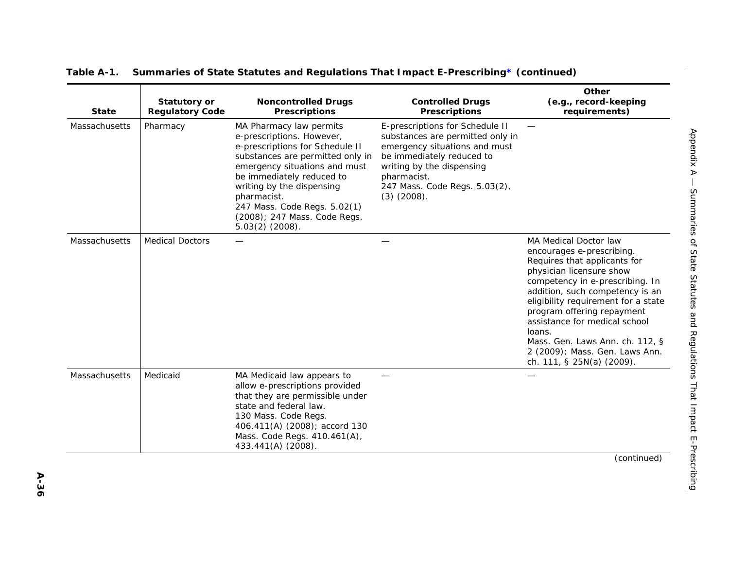**Table A-1. Summaries of State Statutes and Regulations That Impact E-Prescribing* (continued)**

| State | Statutory or Regulatory Code | Noncontrolled Drugs Prescriptions | Controlled Drugs Prescriptions | Other (e.g., record-keeping requirements) |
|---|---|---|---|---|
| Massachusetts | Pharmacy | MA Pharmacy law permits e-prescriptions. However, e-prescriptions for Schedule II substances are permitted only in emergency situations and must be immediately reduced to writing by the dispensing pharmacist. 247 Mass. Code Regs. 5.02(1) (2008); 247 Mass. Code Regs. 5.03(2) (2008). | E-prescriptions for Schedule II substances are permitted only in emergency situations and must be immediately reduced to writing by the dispensing pharmacist. 247 Mass. Code Regs. 5.03(2), (3) (2008). | — |
| Massachusetts | Medical Doctors | — | — | MA Medical Doctor law encourages e-prescribing. Requires that applicants for physician licensure show competency in e-prescribing. In addition, such competency is an eligibility requirement for a state program offering repayment assistance for medical school loans. Mass. Gen. Laws Ann. ch. 112, § 2 (2009); Mass. Gen. Laws Ann. ch. 111, § 25N(a) (2009). |
| Massachusetts | Medicaid | MA Medicaid law appears to allow e-prescriptions provided that they are permissible under state and federal law. 130 Mass. Code Regs. 406.411(A) (2008); accord 130 Mass. Code Regs. 410.461(A), 433.441(A) (2008). | — | — |

(continued)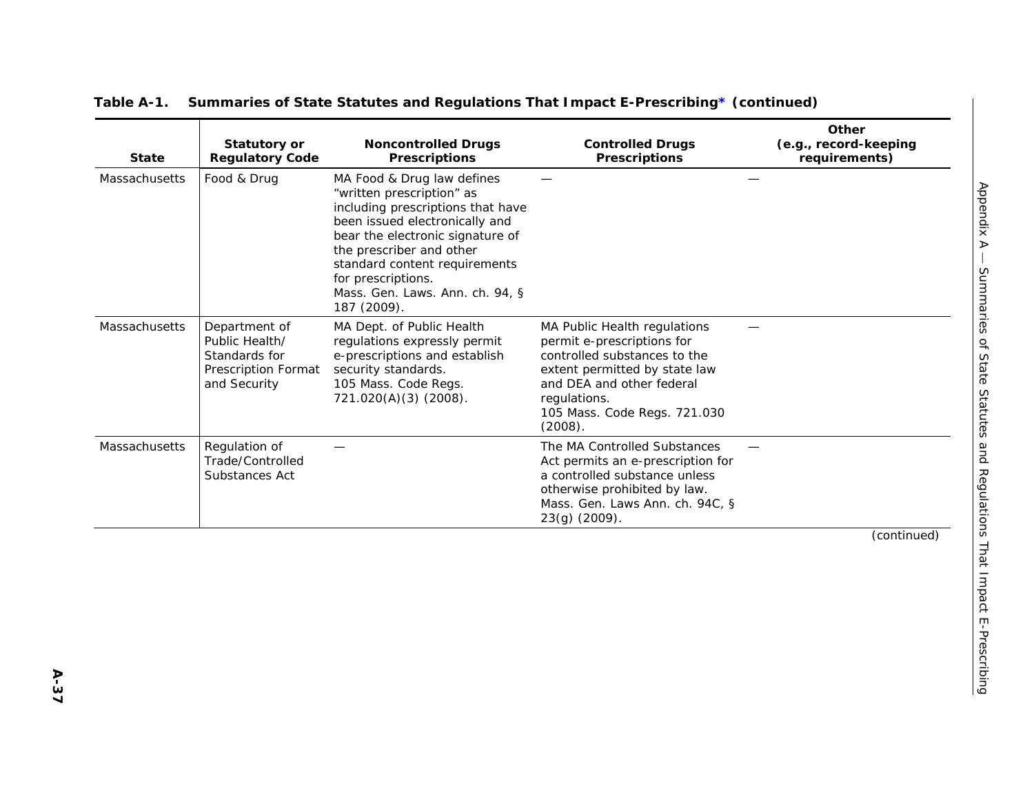**Table A-1. Summaries of State Statutes and Regulations That Impact E-Prescribing* (continued)**

| State | Statutory or Regulatory Code | Noncontrolled Drugs Prescriptions | Controlled Drugs Prescriptions | Other (e.g., record-keeping requirements) |
|---|---|---|---|---|
| Massachusetts | Food & Drug | MA Food & Drug law defines "written prescription" as including prescriptions that have been issued electronically and bear the electronic signature of the prescriber and other standard content requirements for prescriptions. Mass. Gen. Laws Ann. ch. 94, § 187 (2009). | — | — |
| Massachusetts | Department of Public Health/ Standards for Prescription Format and Security | MA Dept. of Public Health regulations expressly permit e-prescriptions and establish security standards. 105 Mass. Code Regs. 721.020(A)(3) (2008). | MA Public Health regulations permit e-prescriptions for controlled substances to the extent permitted by state law and DEA and other federal regulations. 105 Mass. Code Regs. 721.030 (2008). | — |
| Massachusetts | Regulation of Trade/Controlled Substances Act | — | The MA Controlled Substances Act permits an e-prescription for a controlled substance unless otherwise prohibited by law. Mass. Gen. Laws Ann. ch. 94C, § 23(g) (2009). | — |

(continued)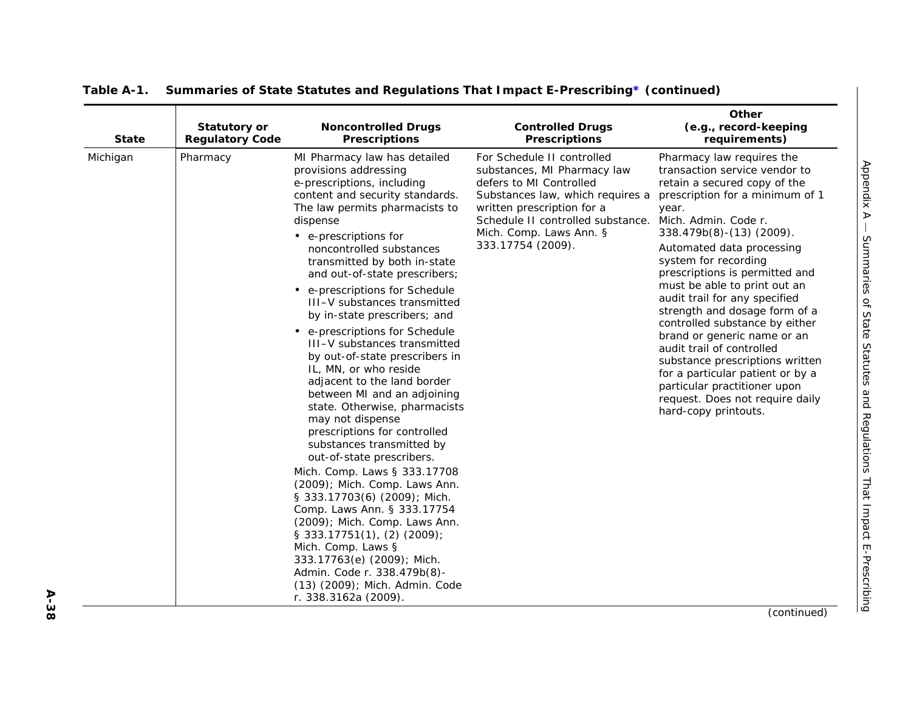**Table A-1. Summaries of State Statutes and Regulations That Impact E-Prescribing* (continued)**

| State | Statutory or Regulatory Code | Noncontrolled Drugs Prescriptions | Controlled Drugs Prescriptions | Other (e.g., record-keeping requirements) |
|---|---|---|---|---|
| Michigan | Pharmacy | MI Pharmacy law has detailed provisions addressing e-prescriptions, including content and security standards. The law permits pharmacists to dispense <br>• e-prescriptions for noncontrolled substances transmitted by both in-state and out-of-state prescribers; <br>• e-prescriptions for Schedule III–V substances transmitted by in-state prescribers; and <br>• e-prescriptions for Schedule III–V substances transmitted by out-of-state prescribers in IL, MN, or who reside adjacent to the land border between MI and an adjoining state. Otherwise, pharmacists may not dispense prescriptions for controlled substances transmitted by out-of-state prescribers. <br>Mich. Comp. Laws § 333.17708 (2009); Mich. Comp. Laws Ann. § 333.17703(6) (2009); Mich. Comp. Laws Ann. § 333.17754 (2009); Mich. Comp. Laws Ann. § 333.17751(1), (2) (2009); Mich. Comp. Laws § 333.17763(e) (2009); Mich. Admin. Code r. 338.479b(8)-(13) (2009); Mich. Admin. Code r. 338.3162a (2009). | For Schedule II controlled substances, MI Pharmacy law defers to MI Controlled Substances law, which requires a written prescription for a Schedule II controlled substance. Mich. Comp. Laws Ann. § 333.17754 (2009). | Pharmacy law requires the transaction service vendor to retain a secured copy of the prescription for a minimum of 1 year. Mich. Admin. Code r. 338.479b(8)-(13) (2009). <br>Automated data processing system for recording prescriptions is permitted and must be able to print out an audit trail for any specified strength and dosage form of a controlled substance by either brand or generic name or an audit trail of controlled substance prescriptions written for a particular patient or by a particular practitioner upon request. Does not require daily hard-copy printouts. |

(continued)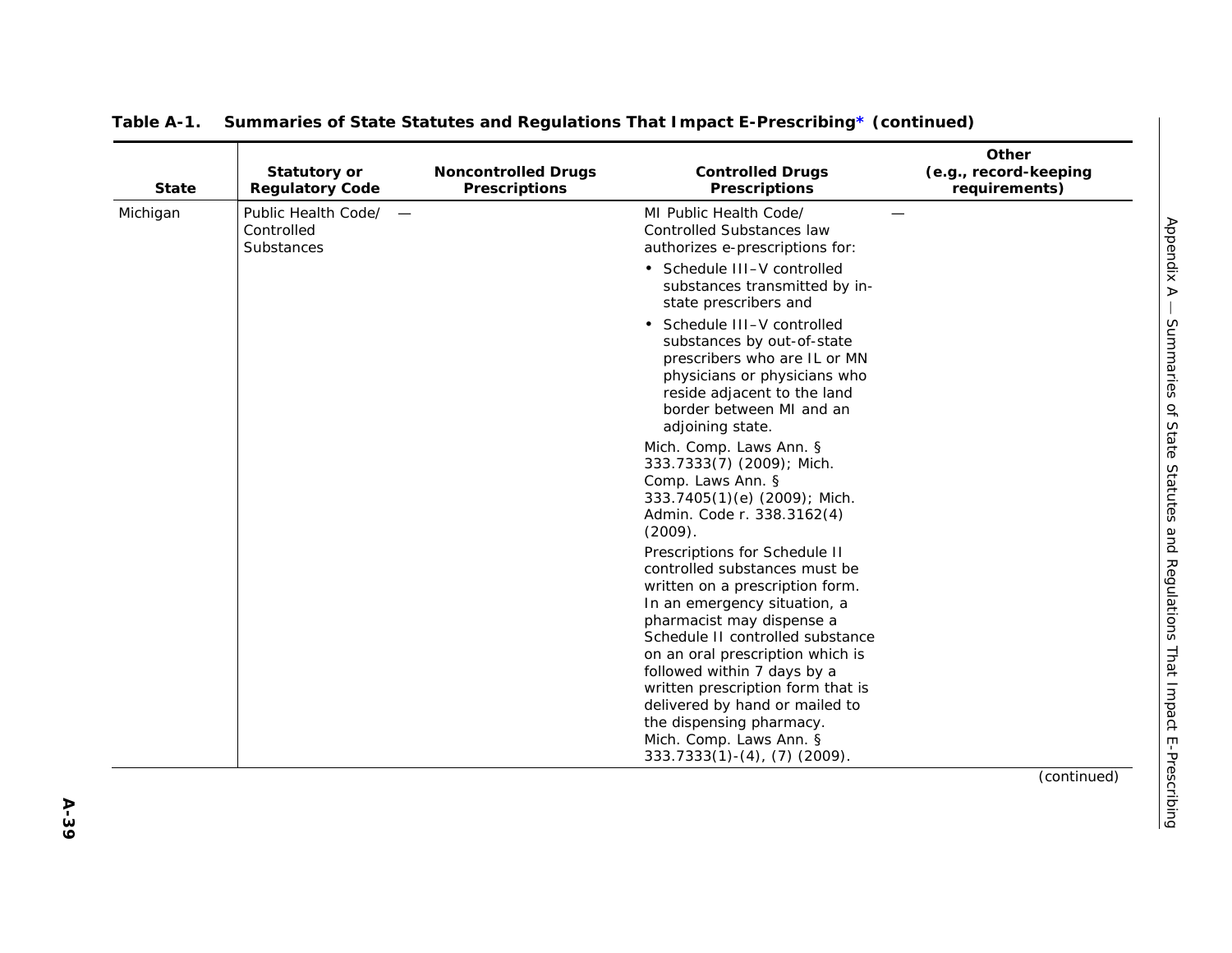**Table A-1. Summaries of State Statutes and Regulations That Impact E-Prescribing* (continued)**

| State | Statutory or Regulatory Code | Noncontrolled Drugs Prescriptions | Controlled Drugs Prescriptions | Other (e.g., record-keeping requirements) |
|---|---|---|---|---|
| Michigan | Public Health Code/ Controlled Substances | — | MI Public Health Code/ Controlled Substances law authorizes e-prescriptions for:<br>• Schedule III–V controlled substances transmitted by in-state prescribers and<br>• Schedule III–V controlled substances by out-of-state prescribers who are IL or MN physicians or physicians who reside adjacent to the land border between MI and an adjoining state.<br>Mich. Comp. Laws Ann. § 333.7333(7) (2009); Mich. Comp. Laws Ann. § 333.7405(1)(e) (2009); Mich. Admin. Code r. 338.3162(4) (2009).<br>Prescriptions for Schedule II controlled substances must be written on a prescription form. In an emergency situation, a pharmacist may dispense a Schedule II controlled substance on an oral prescription which is followed within 7 days by a written prescription form that is delivered by hand or mailed to the dispensing pharmacy.<br>Mich. Comp. Laws Ann. § 333.7333(1)-(4), (7) (2009). | — |

*(continued)*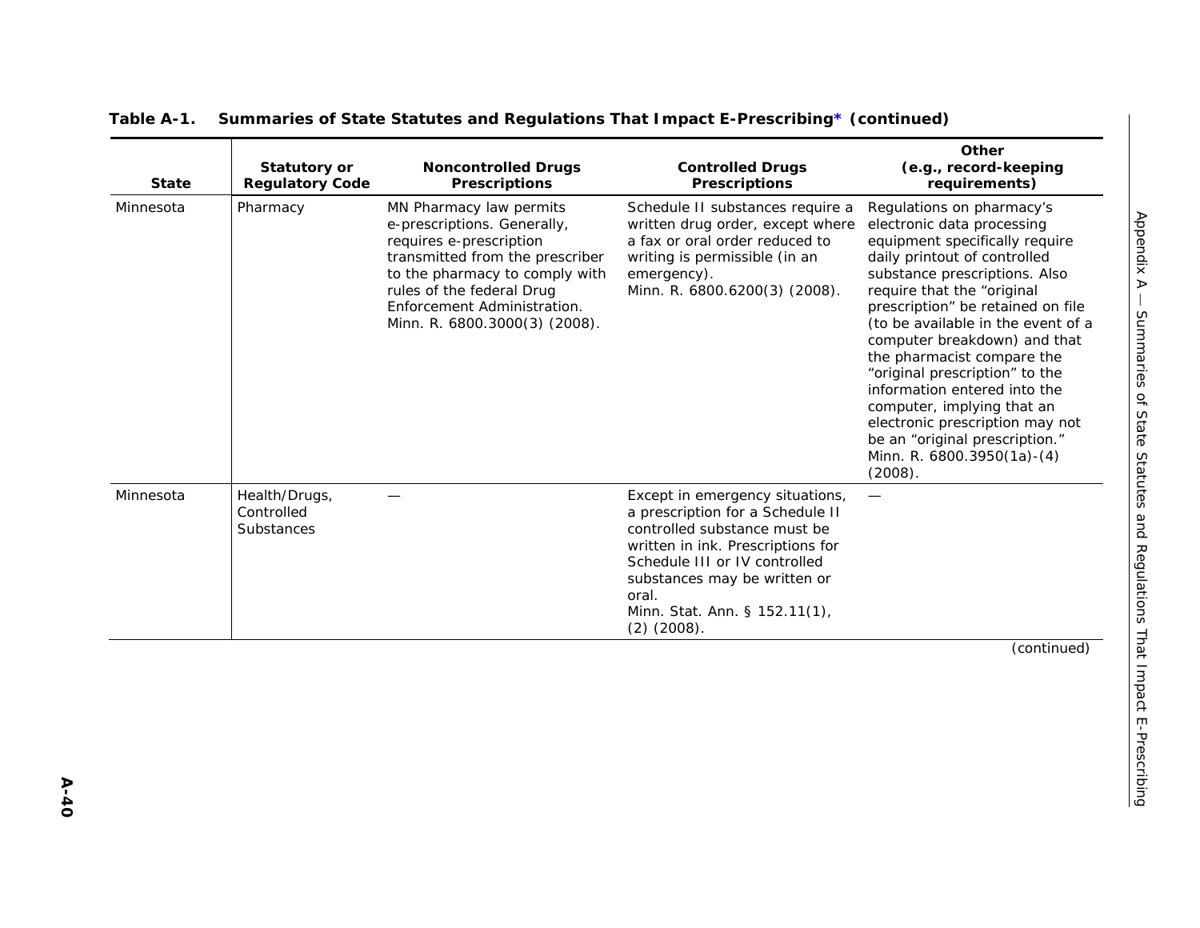**Table A-1. Summaries of State Statutes and Regulations That Impact E-Prescribing* (continued)**

| State | Statutory or Regulatory Code | Noncontrolled Drugs Prescriptions | Controlled Drugs Prescriptions | Other (e.g., record-keeping requirements) |
|---|---|---|---|---|
| Minnesota | Pharmacy | MN Pharmacy law permits e-prescriptions. Generally, requires e-prescription transmitted from the prescriber to the pharmacy to comply with rules of the federal Drug Enforcement Administration. Minn. R. 6800.3000(3) (2008). | Schedule II substances require a written drug order, except where a fax or oral order reduced to writing is permissible (in an emergency). Minn. R. 6800.6200(3) (2008). | Regulations on pharmacy's electronic data processing equipment specifically require daily printout of controlled substance prescriptions. Also require that the "original prescription" be retained on file (to be available in the event of a computer breakdown) and that the pharmacist compare the "original prescription" to the information entered into the computer, implying that an electronic prescription may not be an "original prescription." Minn. R. 6800.3950(1a)-(4) (2008). |
| Minnesota | Health/Drugs, Controlled Substances | — | Except in emergency situations, a prescription for a Schedule II controlled substance must be written in ink. Prescriptions for Schedule III or IV controlled substances may be written or oral. Minn. Stat. Ann. § 152.11(1), (2) (2008). | — |

(continued)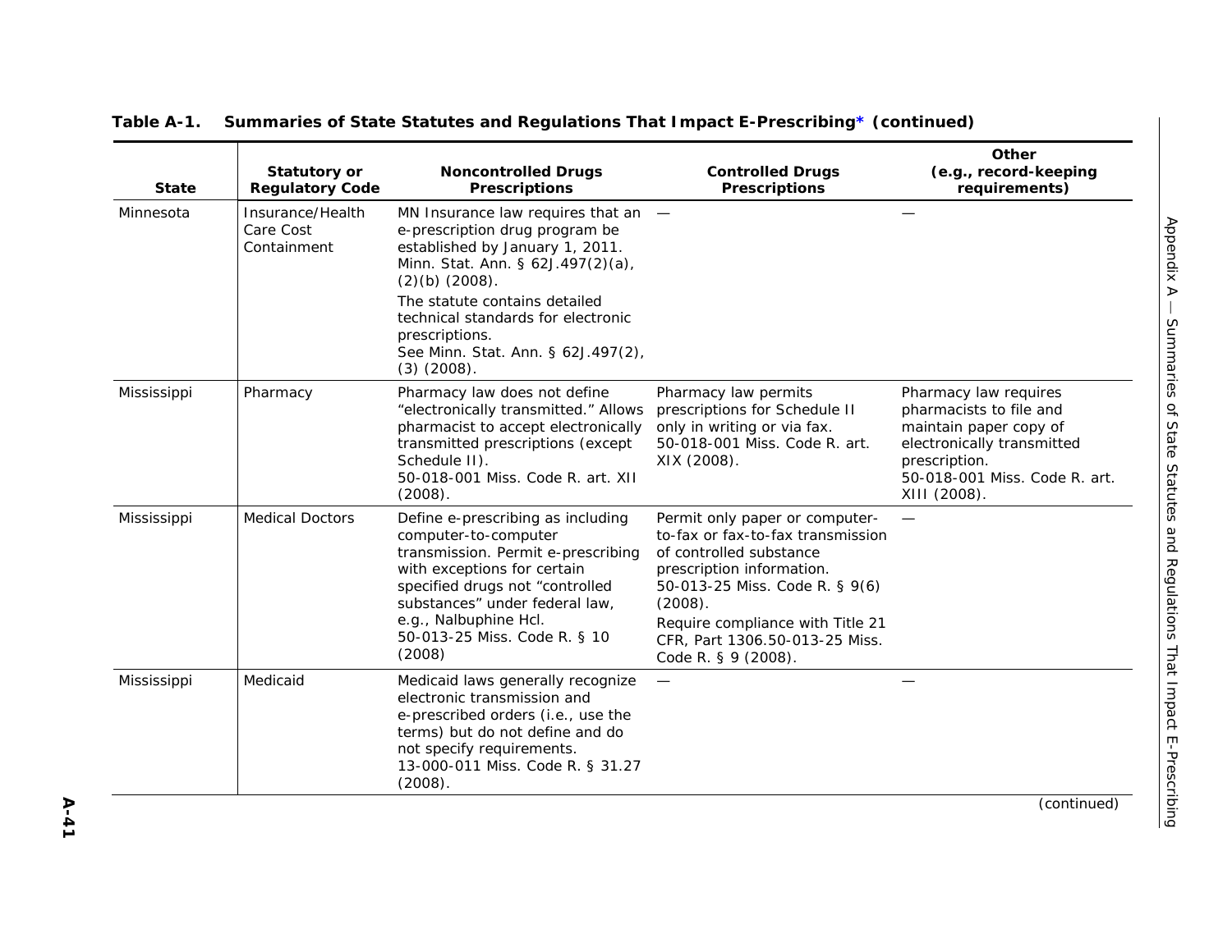**Table A-1. Summaries of State Statutes and Regulations That Impact E-Prescribing* (continued)**

| State | Statutory or Regulatory Code | Noncontrolled Drugs Prescriptions | Controlled Drugs Prescriptions | Other (e.g., record-keeping requirements) |
|---|---|---|---|---|
| Minnesota | Insurance/Health Care Cost Containment | MN Insurance law requires that an e-prescription drug program be established by January 1, 2011. Minn. Stat. Ann. § 62J.497(2)(a), (2)(b) (2008).<br>The statute contains detailed technical standards for electronic prescriptions.<br>See Minn. Stat. Ann. § 62J.497(2), (3) (2008). | — | — |
| Mississippi | Pharmacy | Pharmacy law does not define "electronically transmitted." Allows pharmacist to accept electronically transmitted prescriptions (except Schedule II).<br>50-018-001 Miss. Code R. art. XII (2008). | Pharmacy law permits prescriptions for Schedule II only in writing or via fax.<br>50-018-001 Miss. Code R. art. XIX (2008). | Pharmacy law requires pharmacists to file and maintain paper copy of electronically transmitted prescription.<br>50-018-001 Miss. Code R. art. XIII (2008). |
| Mississippi | Medical Doctors | Define e-prescribing as including computer-to-computer transmission. Permit e-prescribing with exceptions for certain specified drugs not "controlled substances" under federal law, e.g., Nalbuphine Hcl.<br>50-013-25 Miss. Code R. § 10 (2008) | Permit only paper or computer-to-fax or fax-to-fax transmission of controlled substance prescription information.<br>50-013-25 Miss. Code R. § 9(6) (2008).<br>Require compliance with Title 21 CFR, Part 1306.50-013-25 Miss. Code R. § 9 (2008). | — |
| Mississippi | Medicaid | Medicaid laws generally recognize electronic transmission and e-prescribed orders (i.e., use the terms) but do not define and do not specify requirements.<br>13-000-011 Miss. Code R. § 31.27 (2008). | — | — |

(continued)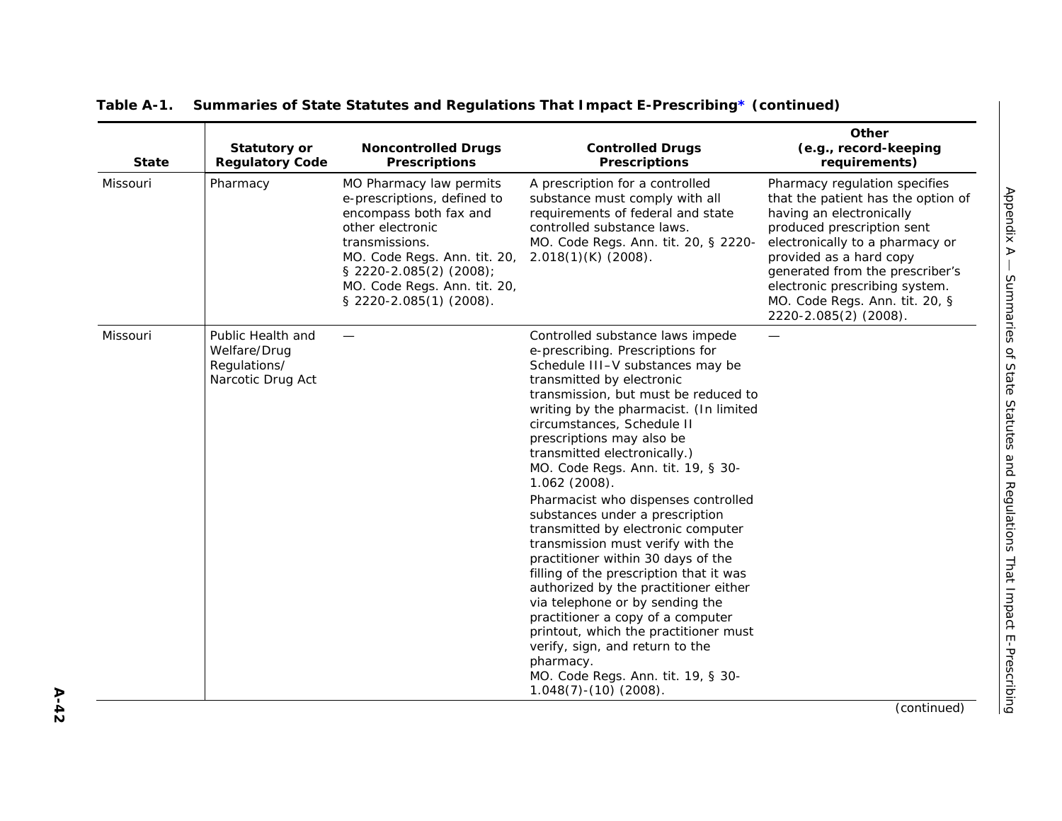**Table A-1. Summaries of State Statutes and Regulations That Impact E-Prescribing* (continued)**

| State | Statutory or Regulatory Code | Noncontrolled Drugs Prescriptions | Controlled Drugs Prescriptions | Other (e.g., record-keeping requirements) |
|---|---|---|---|---|
| Missouri | Pharmacy | MO Pharmacy law permits e-prescriptions, defined to encompass both fax and other electronic transmissions. MO. Code Regs. Ann. tit. 20, § 2220-2.085(2) (2008); MO. Code Regs. Ann. tit. 20, § 2220-2.085(1) (2008). | A prescription for a controlled substance must comply with all requirements of federal and state controlled substance laws. MO. Code Regs. Ann. tit. 20, § 2220-2.018(1)(K) (2008). | Pharmacy regulation specifies that the patient has the option of having an electronically produced prescription sent electronically to a pharmacy or provided as a hard copy generated from the prescriber's electronic prescribing system. MO. Code Regs. Ann. tit. 20, § 2220-2.085(2) (2008). |
| Missouri | Public Health and Welfare/Drug Regulations/ Narcotic Drug Act | — | Controlled substance laws impede e-prescribing. Prescriptions for Schedule III–V substances may be transmitted by electronic transmission, but must be reduced to writing by the pharmacist. (In limited circumstances, Schedule II prescriptions may also be transmitted electronically.) MO. Code Regs. Ann. tit. 19, § 30-1.062 (2008).<br><br>Pharmacist who dispenses controlled substances under a prescription transmitted by electronic computer transmission must verify with the practitioner within 30 days of the filling of the prescription that it was authorized by the practitioner either via telephone or by sending the practitioner a copy of a computer printout, which the practitioner must verify, sign, and return to the pharmacy. MO. Code Regs. Ann. tit. 19, § 30-1.048(7)-(10) (2008). | — |

(continued)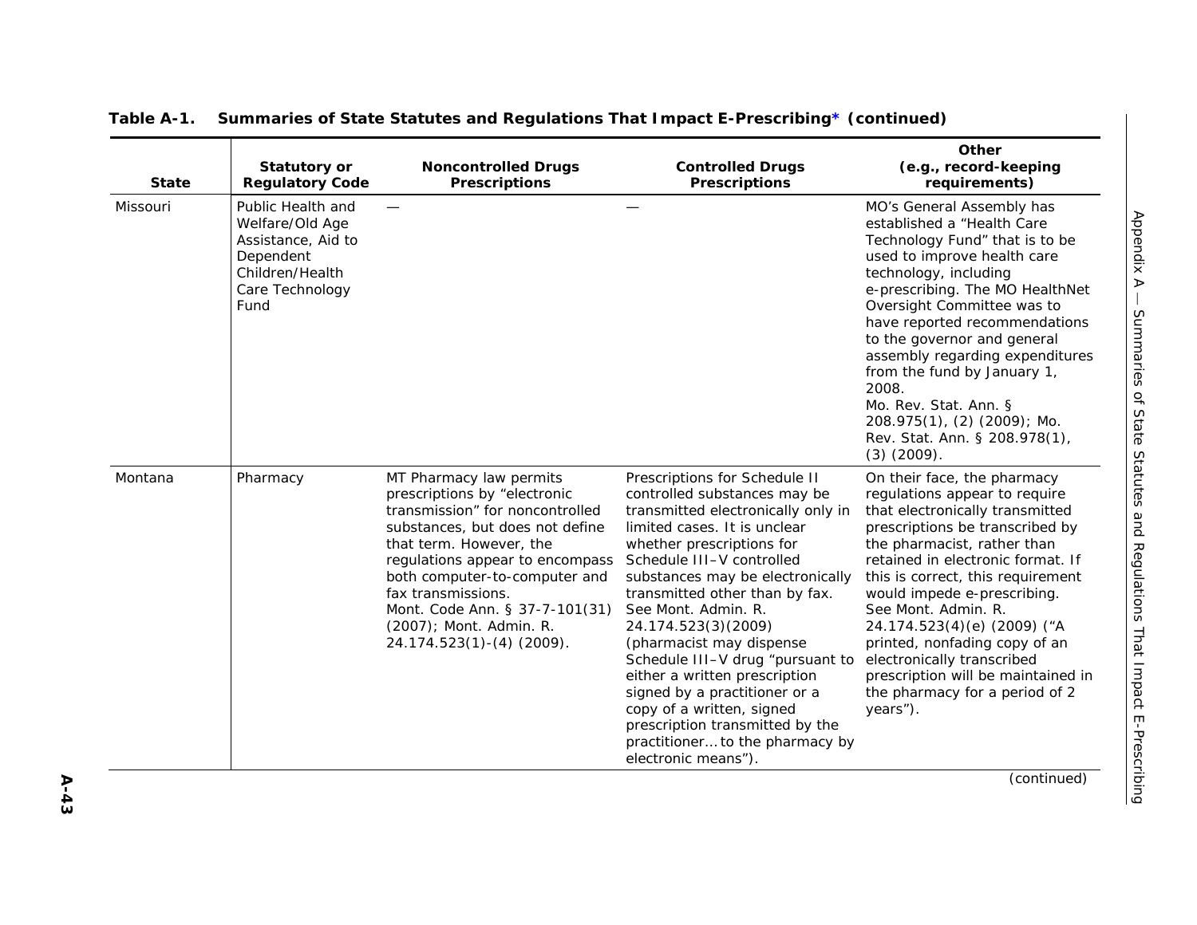**Table A-1. Summaries of State Statutes and Regulations That Impact E-Prescribing* (continued)**

| State | Statutory or Regulatory Code | Noncontrolled Drugs Prescriptions | Controlled Drugs Prescriptions | Other (e.g., record-keeping requirements) |
|---|---|---|---|---|
| Missouri | Public Health and Welfare/Old Age Assistance, Aid to Dependent Children/Health Care Technology Fund | — | — | MO's General Assembly has established a "Health Care Technology Fund" that is to be used to improve health care technology, including e-prescribing. The MO HealthNet Oversight Committee was to have reported recommendations to the governor and general assembly regarding expenditures from the fund by January 1, 2008. Mo. Rev. Stat. Ann. § 208.975(1), (2) (2009); Mo. Rev. Stat. Ann. § 208.978(1), (3) (2009). |
| Montana | Pharmacy | MT Pharmacy law permits prescriptions by "electronic transmission" for noncontrolled substances, but does not define that term. However, the regulations appear to encompass both computer-to-computer and fax transmissions. Mont. Code Ann. § 37-7-101(31) (2007); Mont. Admin. R. 24.174.523(1)-(4) (2009). | Prescriptions for Schedule II controlled substances may be transmitted electronically only in limited cases. It is unclear whether prescriptions for Schedule III–V controlled substances may be electronically transmitted other than by fax. See Mont. Admin. R. 24.174.523(3)(2009) (pharmacist may dispense Schedule III–V drug "pursuant to either a written prescription signed by a practitioner or a copy of a written, signed prescription transmitted by the practitioner… to the pharmacy by electronic means"). | On their face, the pharmacy regulations appear to require that electronically transmitted prescriptions be transcribed by the pharmacist, rather than retained in electronic format. If this is correct, this requirement would impede e-prescribing. See Mont. Admin. R. 24.174.523(4)(e) (2009) ("A printed, nonfading copy of an electronically transcribed prescription will be maintained in the pharmacy for a period of 2 years"). |

(continued)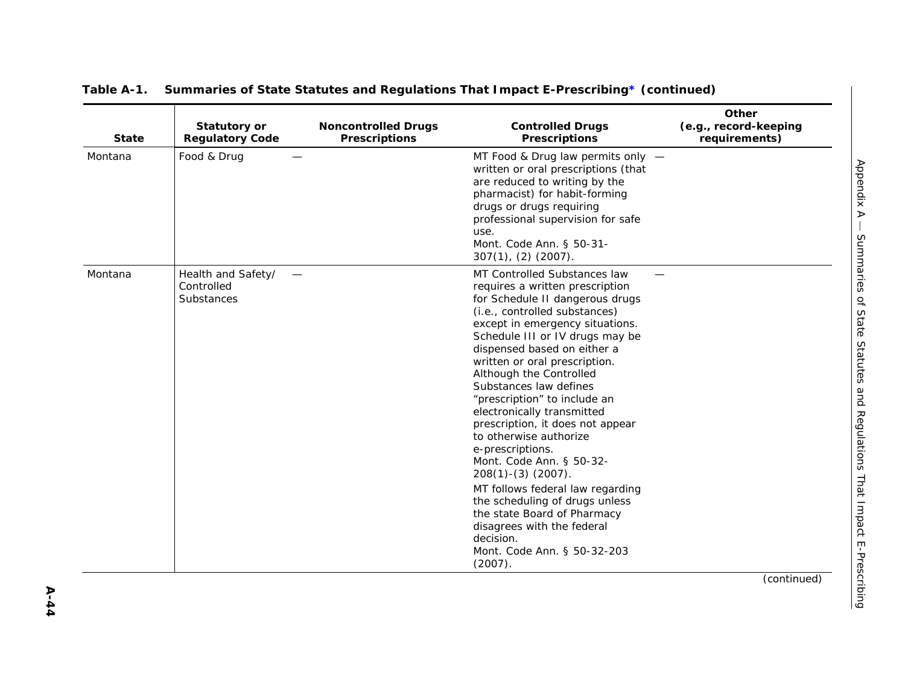**Table A-1. Summaries of State Statutes and Regulations That Impact E-Prescribing* (continued)**

| State | Statutory or Regulatory Code | Noncontrolled Drugs Prescriptions | Controlled Drugs Prescriptions | Other (e.g., record-keeping requirements) |
|---|---|---|---|---|
| Montana | Food & Drug | — | MT Food & Drug law permits only written or oral prescriptions (that are reduced to writing by the pharmacist) for habit-forming drugs or drugs requiring professional supervision for safe use.<br>Mont. Code Ann. § 50-31-307(1), (2) (2007). | — |
| Montana | Health and Safety/ Controlled Substances | — | MT Controlled Substances law requires a written prescription for Schedule II dangerous drugs (i.e., controlled substances) except in emergency situations. Schedule III or IV drugs may be dispensed based on either a written or oral prescription. Although the Controlled Substances law defines “prescription” to include an electronically transmitted prescription, it does not appear to otherwise authorize e-prescriptions.<br>Mont. Code Ann. § 50-32-208(1)-(3) (2007).<br>MT follows federal law regarding the scheduling of drugs unless the state Board of Pharmacy disagrees with the federal decision.<br>Mont. Code Ann. § 50-32-203 (2007). | — |

(continued)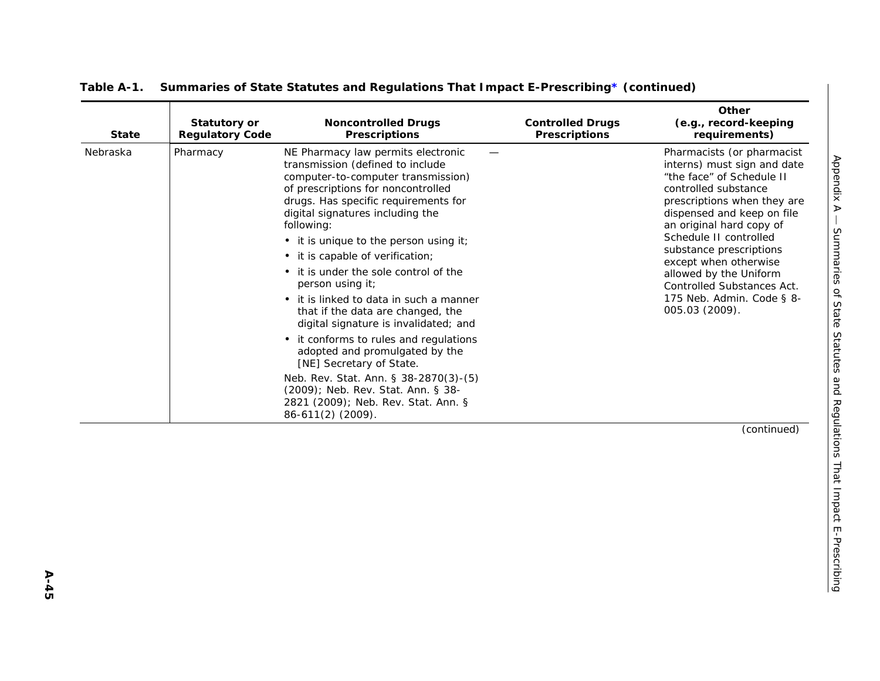**Table A-1. Summaries of State Statutes and Regulations That Impact E-Prescribing* (continued)**

| State | Statutory or Regulatory Code | Noncontrolled Drugs Prescriptions | Controlled Drugs Prescriptions | Other (e.g., record-keeping requirements) |
|---|---|---|---|---|
| Nebraska | Pharmacy | NE Pharmacy law permits electronic transmission (defined to include computer-to-computer transmission) of prescriptions for noncontrolled drugs. Has specific requirements for digital signatures including the following:<br>• it is unique to the person using it;<br>• it is capable of verification;<br>• it is under the sole control of the person using it;<br>• it is linked to data in such a manner that if the data are changed, the digital signature is invalidated; and<br>• it conforms to rules and regulations adopted and promulgated by the [NE] Secretary of State.<br>Neb. Rev. Stat. Ann. § 38-2870(3)-(5) (2009); Neb. Rev. Stat. Ann. § 38-2821 (2009); Neb. Rev. Stat. Ann. § 86-611(2) (2009). | — | Pharmacists (or pharmacist interns) must sign and date "the face" of Schedule II controlled substance prescriptions when they are dispensed and keep on file an original hard copy of Schedule II controlled substance prescriptions except when otherwise allowed by the Uniform Controlled Substances Act. 175 Neb. Admin. Code § 8-005.03 (2009). |

(continued)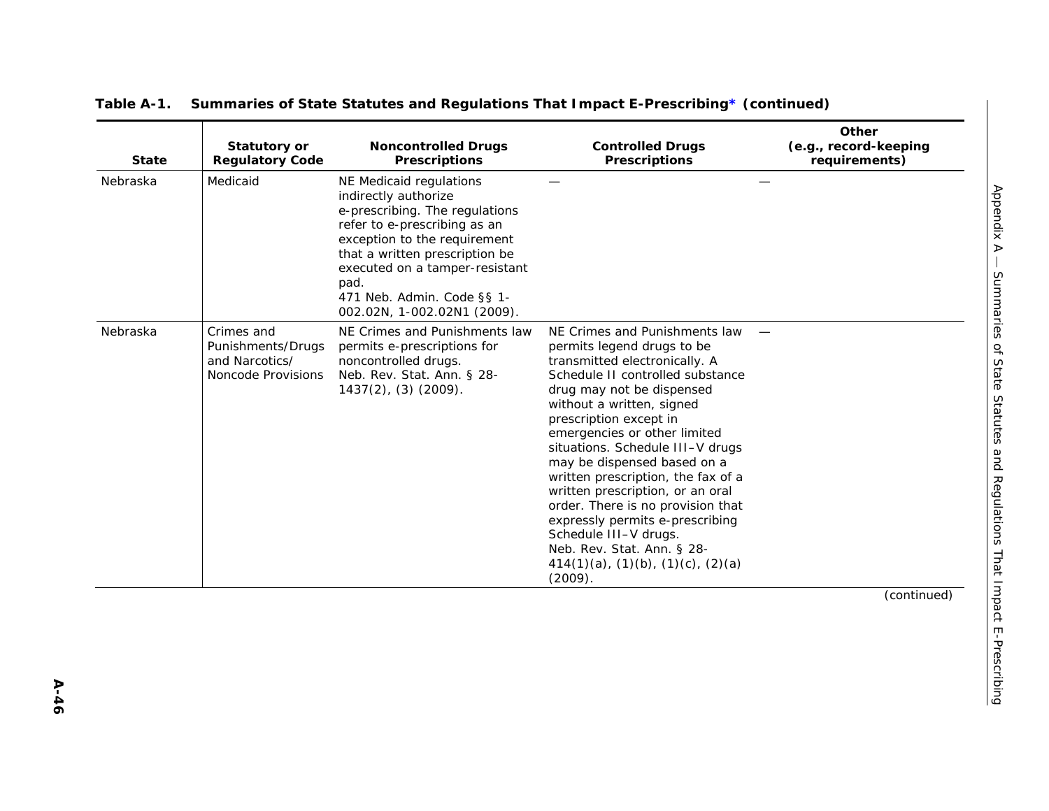**Table A-1. Summaries of State Statutes and Regulations That Impact E-Prescribing* (continued)**

| State | Statutory or Regulatory Code | Noncontrolled Drugs Prescriptions | Controlled Drugs Prescriptions | Other (e.g., record-keeping requirements) |
|---|---|---|---|---|
| Nebraska | Medicaid | NE Medicaid regulations indirectly authorize e-prescribing. The regulations refer to e-prescribing as an exception to the requirement that a written prescription be executed on a tamper-resistant pad. 471 Neb. Admin. Code §§ 1-002.02N, 1-002.02N1 (2009). | — | — |
| Nebraska | Crimes and Punishments/Drugs and Narcotics/ Noncode Provisions | NE Crimes and Punishments law permits e-prescriptions for noncontrolled drugs. Neb. Rev. Stat. Ann. § 28-1437(2), (3) (2009). | NE Crimes and Punishments law permits legend drugs to be transmitted electronically. A Schedule II controlled substance drug may not be dispensed without a written, signed prescription except in emergencies or other limited situations. Schedule III–V drugs may be dispensed based on a written prescription, the fax of a written prescription, or an oral order. There is no provision that expressly permits e-prescribing Schedule III–V drugs. Neb. Rev. Stat. Ann. § 28-414(1)(a), (1)(b), (1)(c), (2)(a) (2009). | — |

(continued)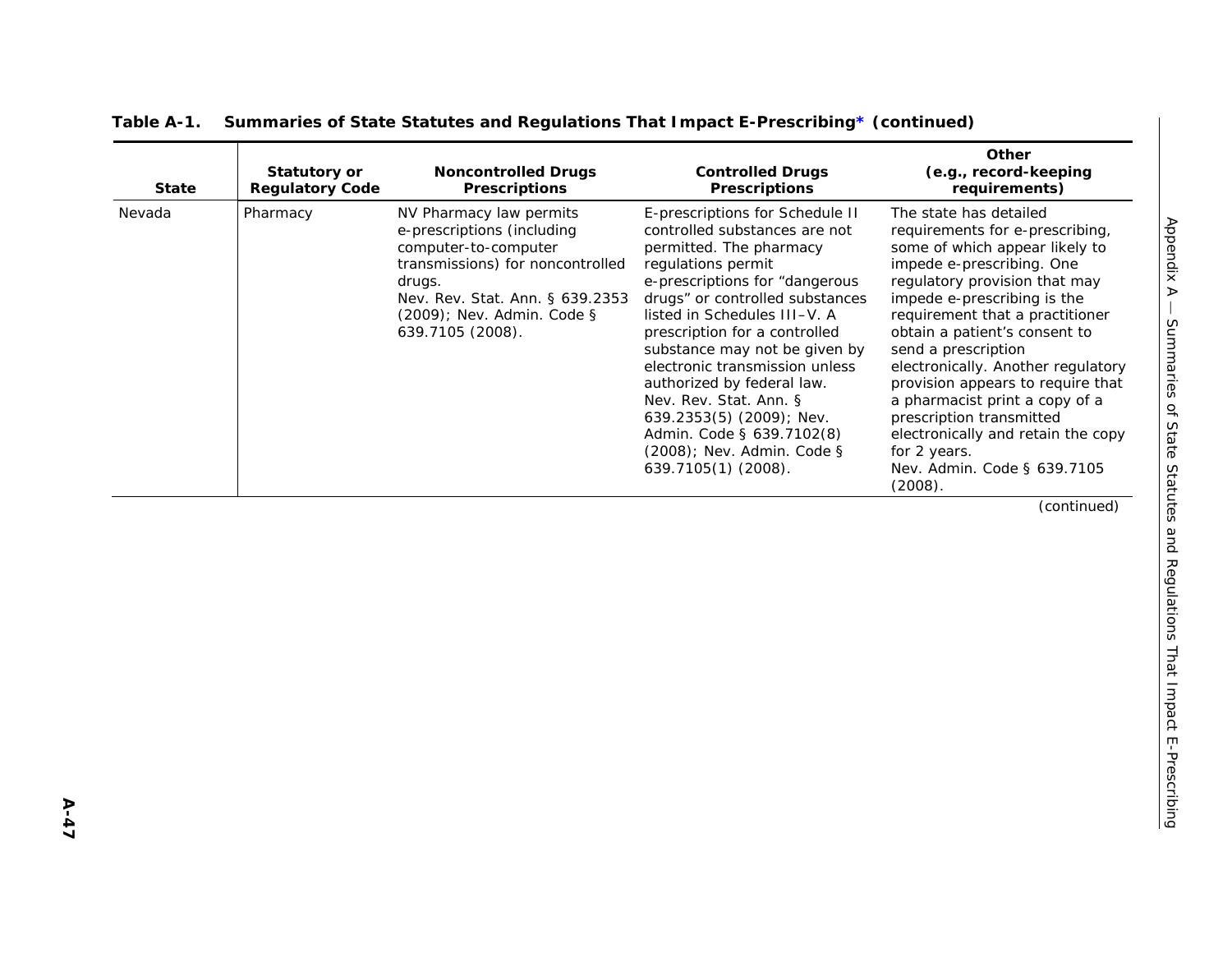**Table A-1. Summaries of State Statutes and Regulations That Impact E-Prescribing* (continued)**

| State | Statutory or Regulatory Code | Noncontrolled Drugs Prescriptions | Controlled Drugs Prescriptions | Other (e.g., record-keeping requirements) |
|---|---|---|---|---|
| Nevada | Pharmacy | NV Pharmacy law permits e-prescriptions (including computer-to-computer transmissions) for noncontrolled drugs. Nev. Rev. Stat. Ann. § 639.2353 (2009); Nev. Admin. Code § 639.7105 (2008). | E-prescriptions for Schedule II controlled substances are not permitted. The pharmacy regulations permit e-prescriptions for "dangerous drugs" or controlled substances listed in Schedules III–V. A prescription for a controlled substance may not be given by electronic transmission unless authorized by federal law. Nev. Rev. Stat. Ann. § 639.2353(5) (2009); Nev. Admin. Code § 639.7102(8) (2008); Nev. Admin. Code § 639.7105(1) (2008). | The state has detailed requirements for e-prescribing, some of which appear likely to impede e-prescribing. One regulatory provision that may impede e-prescribing is the requirement that a practitioner obtain a patient's consent to send a prescription electronically. Another regulatory provision appears to require that a pharmacist print a copy of a prescription transmitted electronically and retain the copy for 2 years. Nev. Admin. Code § 639.7105 (2008). |

*(continued)*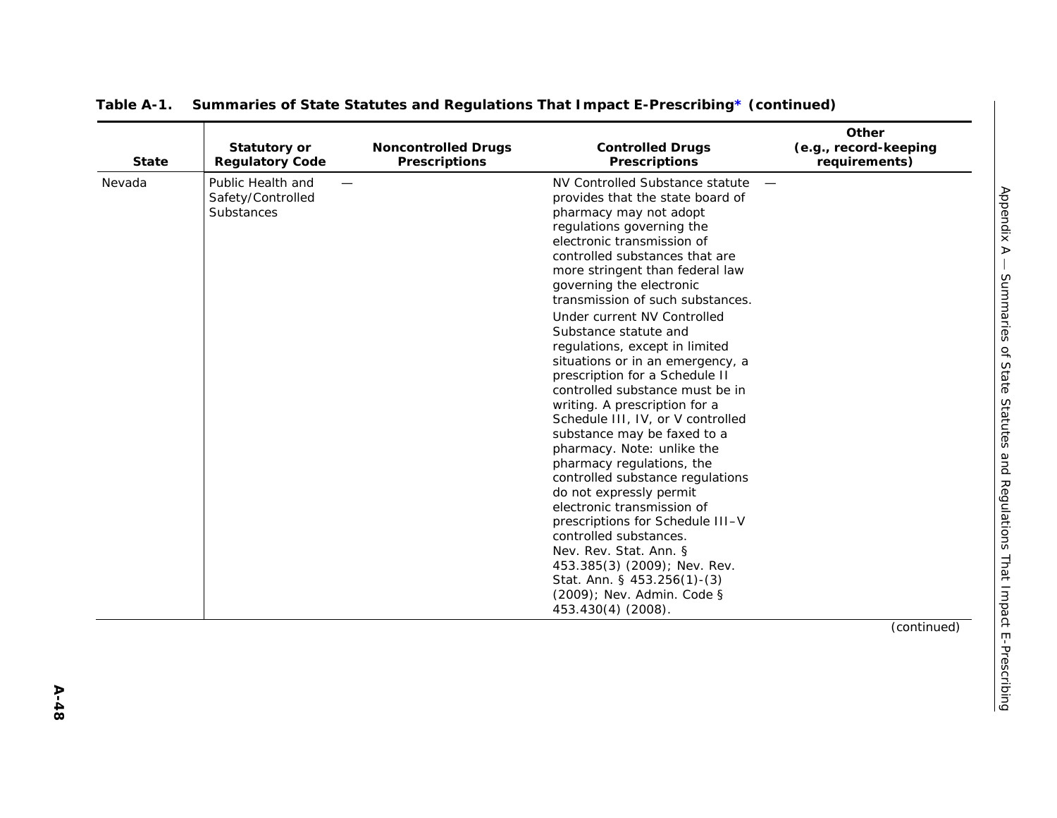**Table A-1. Summaries of State Statutes and Regulations That Impact E-Prescribing* (continued)**

| State | Statutory or Regulatory Code | Noncontrolled Drugs Prescriptions | Controlled Drugs Prescriptions | Other (e.g., record-keeping requirements) |
|---|---|---|---|---|
| Nevada | Public Health and Safety/Controlled Substances | — | NV Controlled Substance statute provides that the state board of pharmacy may not adopt regulations governing the electronic transmission of controlled substances that are more stringent than federal law governing the electronic transmission of such substances.<br>Under current NV Controlled Substance statute and regulations, except in limited situations or in an emergency, a prescription for a Schedule II controlled substance must be in writing. A prescription for a Schedule III, IV, or V controlled substance may be faxed to a pharmacy. Note: unlike the pharmacy regulations, the controlled substance regulations do not expressly permit electronic transmission of prescriptions for Schedule III–V controlled substances.<br>Nev. Rev. Stat. Ann. § 453.385(3) (2009); Nev. Rev. Stat. Ann. § 453.256(1)-(3) (2009); Nev. Admin. Code § 453.430(4) (2008). | — |

(continued)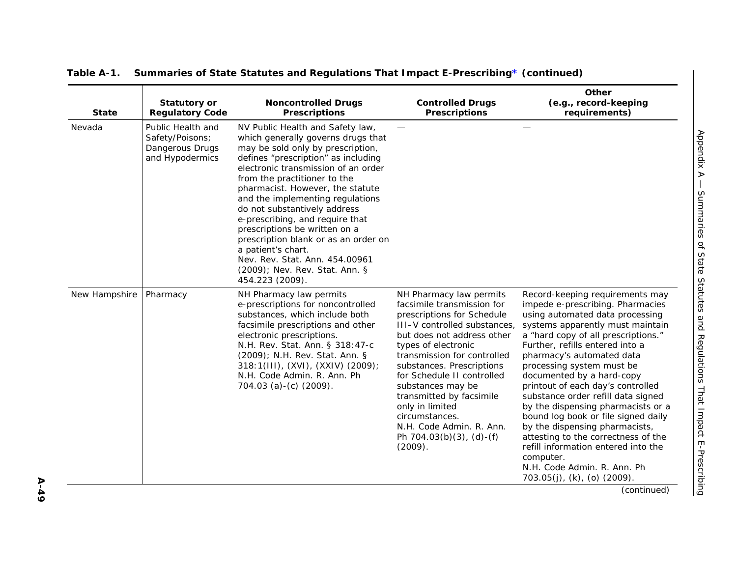**Table A-1. Summaries of State Statutes and Regulations That Impact E-Prescribing* (continued)**

| State | Statutory or Regulatory Code | Noncontrolled Drugs Prescriptions | Controlled Drugs Prescriptions | Other (e.g., record-keeping requirements) |
|---|---|---|---|---|
| Nevada | Public Health and Safety/Poisons; Dangerous Drugs and Hypodermics | NV Public Health and Safety law, which generally governs drugs that may be sold only by prescription, defines "prescription" as including electronic transmission of an order from the practitioner to the pharmacist. However, the statute and the implementing regulations do not substantively address e-prescribing, and require that prescriptions be written on a prescription blank or as an order on a patient's chart. Nev. Rev. Stat. Ann. 454.00961 (2009); Nev. Rev. Stat. Ann. § 454.223 (2009). | — | — |
| New Hampshire | Pharmacy | NH Pharmacy law permits e-prescriptions for noncontrolled substances, which include both facsimile prescriptions and other electronic prescriptions. N.H. Rev. Stat. Ann. § 318:47-c (2009); N.H. Rev. Stat. Ann. § 318:1(III), (XVI), (XXIV) (2009); N.H. Code Admin. R. Ann. Ph 704.03 (a)-(c) (2009). | NH Pharmacy law permits facsimile transmission for prescriptions for Schedule III–V controlled substances, but does not address other types of electronic transmission for controlled substances. Prescriptions for Schedule II controlled substances may be transmitted by facsimile only in limited circumstances. N.H. Code Admin. R. Ann. Ph 704.03(b)(3), (d)-(f) (2009). | Record-keeping requirements may impede e-prescribing. Pharmacies using automated data processing systems apparently must maintain a "hard copy of all prescriptions." Further, refills entered into a pharmacy's automated data processing system must be documented by a hard-copy printout of each day's controlled substance order refill data signed by the dispensing pharmacists or a bound log book or file signed daily by the dispensing pharmacists, attesting to the correctness of the refill information entered into the computer. N.H. Code Admin. R. Ann. Ph 703.05(j), (k), (o) (2009). |

(continued)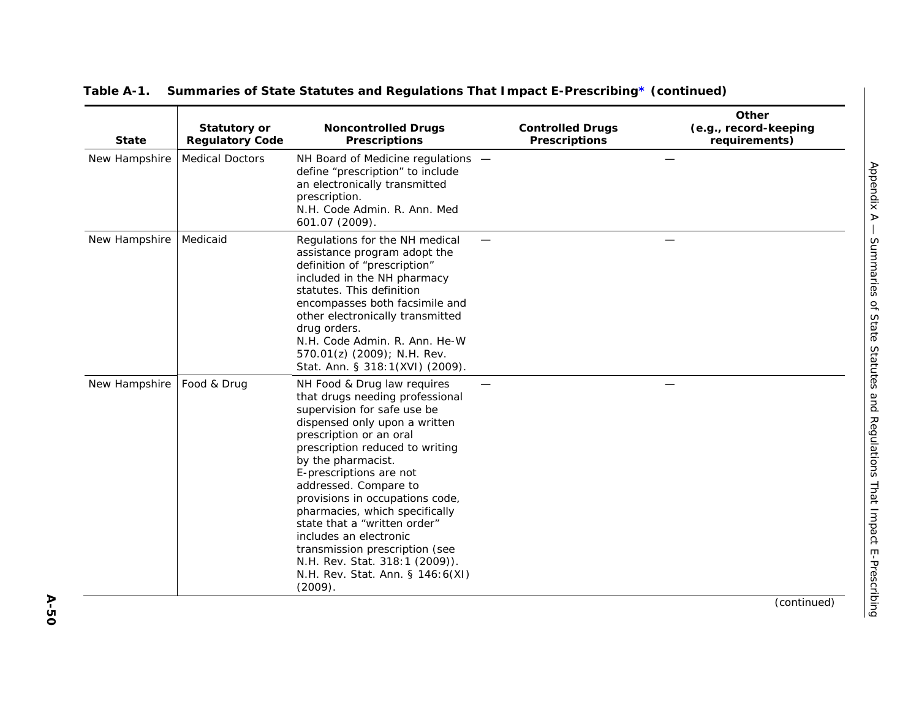**Table A-1. Summaries of State Statutes and Regulations That Impact E-Prescribing* (continued)**

| State | Statutory or Regulatory Code | Noncontrolled Drugs Prescriptions | Controlled Drugs Prescriptions | Other (e.g., record-keeping requirements) |
|---|---|---|---|---|
| New Hampshire | Medical Doctors | NH Board of Medicine regulations define "prescription" to include an electronically transmitted prescription. N.H. Code Admin. R. Ann. Med 601.07 (2009). | — | — |
| New Hampshire | Medicaid | Regulations for the NH medical assistance program adopt the definition of "prescription" included in the NH pharmacy statutes. This definition encompasses both facsimile and other electronically transmitted drug orders. N.H. Code Admin. R. Ann. He-W 570.01(z) (2009); N.H. Rev. Stat. Ann. § 318:1(XVI) (2009). | — | — |
| New Hampshire | Food & Drug | NH Food & Drug law requires that drugs needing professional supervision for safe use be dispensed only upon a written prescription or an oral prescription reduced to writing by the pharmacist. E-prescriptions are not addressed. Compare to provisions in occupations code, pharmacies, which specifically state that a "written order" includes an electronic transmission prescription (see N.H. Rev. Stat. 318:1 (2009)). N.H. Rev. Stat. Ann. § 146:6(XI) (2009). | — | — |

(continued)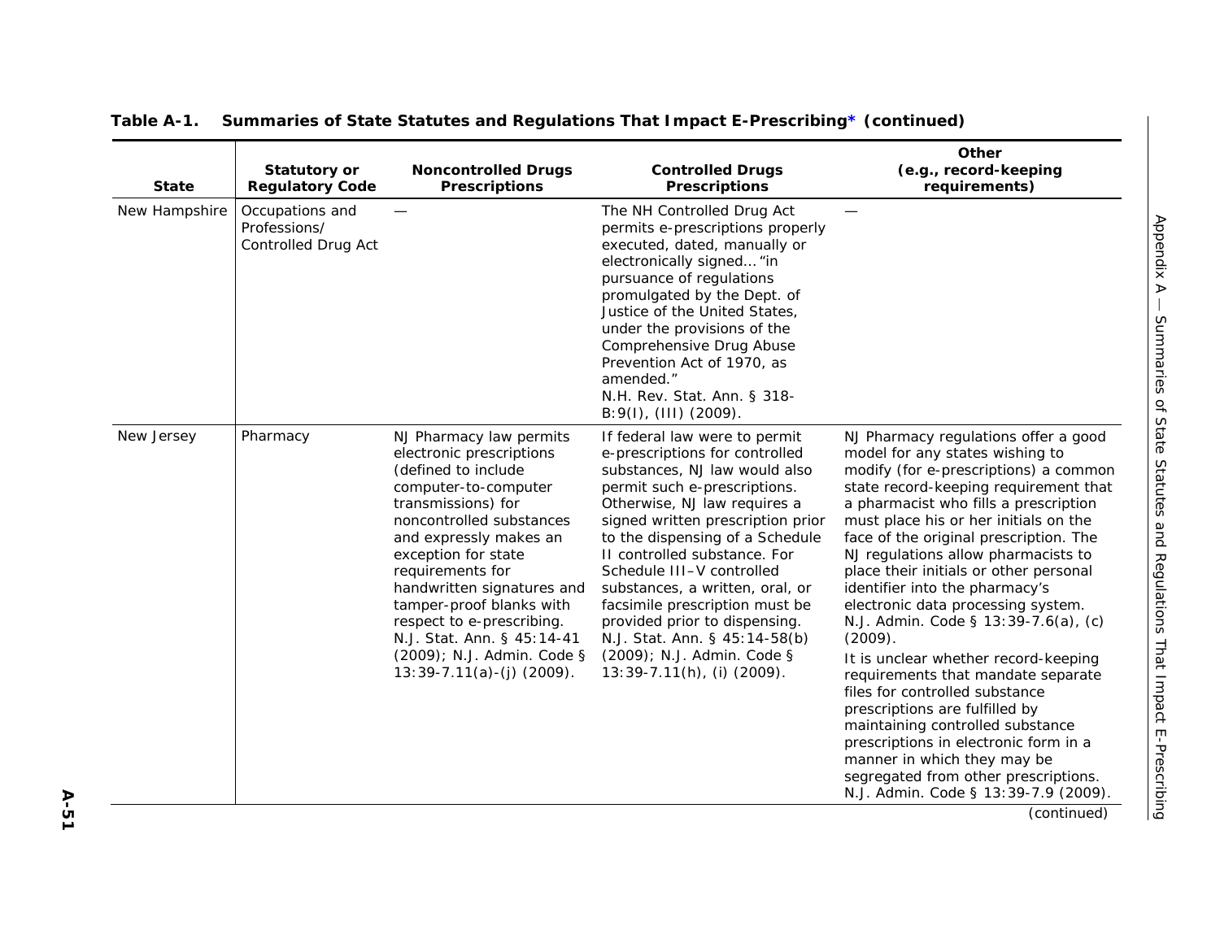**Table A-1. Summaries of State Statutes and Regulations That Impact E-Prescribing* (continued)**

| State | Statutory or Regulatory Code | Noncontrolled Drugs Prescriptions | Controlled Drugs Prescriptions | Other (e.g., record-keeping requirements) |
|---|---|---|---|---|
| New Hampshire | Occupations and Professions/ Controlled Drug Act | — | The NH Controlled Drug Act permits e-prescriptions properly executed, dated, manually or electronically signed… "in pursuance of regulations promulgated by the Dept. of Justice of the United States, under the provisions of the Comprehensive Drug Abuse Prevention Act of 1970, as amended." N.H. Rev. Stat. Ann. § 318-B:9(I), (III) (2009). | — |
| New Jersey | Pharmacy | NJ Pharmacy law permits electronic prescriptions (defined to include computer-to-computer transmissions) for noncontrolled substances and expressly makes an exception for state requirements for handwritten signatures and tamper-proof blanks with respect to e-prescribing. N.J. Stat. Ann. § 45:14-41 (2009); N.J. Admin. Code § 13:39-7.11(a)-(j) (2009). | If federal law were to permit e-prescriptions for controlled substances, NJ law would also permit such e-prescriptions. Otherwise, NJ law requires a signed written prescription prior to the dispensing of a Schedule II controlled substance. For Schedule III–V controlled substances, a written, oral, or facsimile prescription must be provided prior to dispensing. N.J. Stat. Ann. § 45:14-58(b) (2009); N.J. Admin. Code § 13:39-7.11(h), (i) (2009). | NJ Pharmacy regulations offer a good model for any states wishing to modify (for e-prescriptions) a common state record-keeping requirement that a pharmacist who fills a prescription must place his or her initials on the face of the original prescription. The NJ regulations allow pharmacists to place their initials or other personal identifier into the pharmacy's electronic data processing system. N.J. Admin. Code § 13:39-7.6(a), (c) (2009).<br><br>It is unclear whether record-keeping requirements that mandate separate files for controlled substance prescriptions are fulfilled by maintaining controlled substance prescriptions in electronic form in a manner in which they may be segregated from other prescriptions. N.J. Admin. Code § 13:39-7.9 (2009). |

(continued)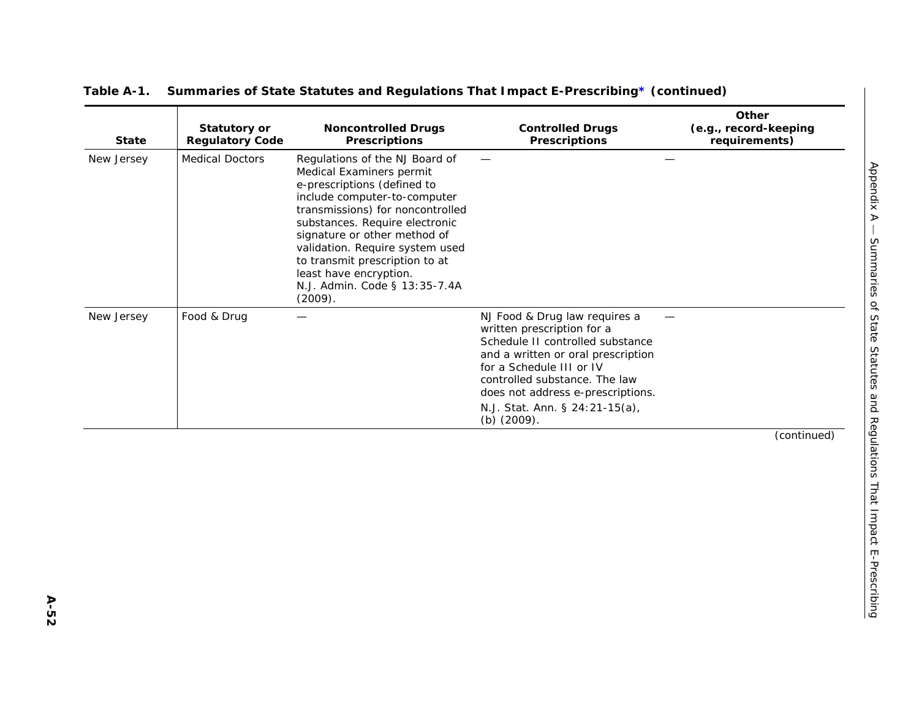**Table A-1. Summaries of State Statutes and Regulations That Impact E-Prescribing* (continued)**

| State | Statutory or Regulatory Code | Noncontrolled Drugs Prescriptions | Controlled Drugs Prescriptions | Other (e.g., record-keeping requirements) |
|---|---|---|---|---|
| New Jersey | Medical Doctors | Regulations of the NJ Board of Medical Examiners permit e-prescriptions (defined to include computer-to-computer transmissions) for noncontrolled substances. Require electronic signature or other method of validation. Require system used to transmit prescription to at least have encryption. N.J. Admin. Code § 13:35-7.4A (2009). | — | — |
| New Jersey | Food & Drug | — | NJ Food & Drug law requires a written prescription for a Schedule II controlled substance and a written or oral prescription for a Schedule III or IV controlled substance. The law does not address e-prescriptions. N.J. Stat. Ann. § 24:21-15(a), (b) (2009). | — |

(continued)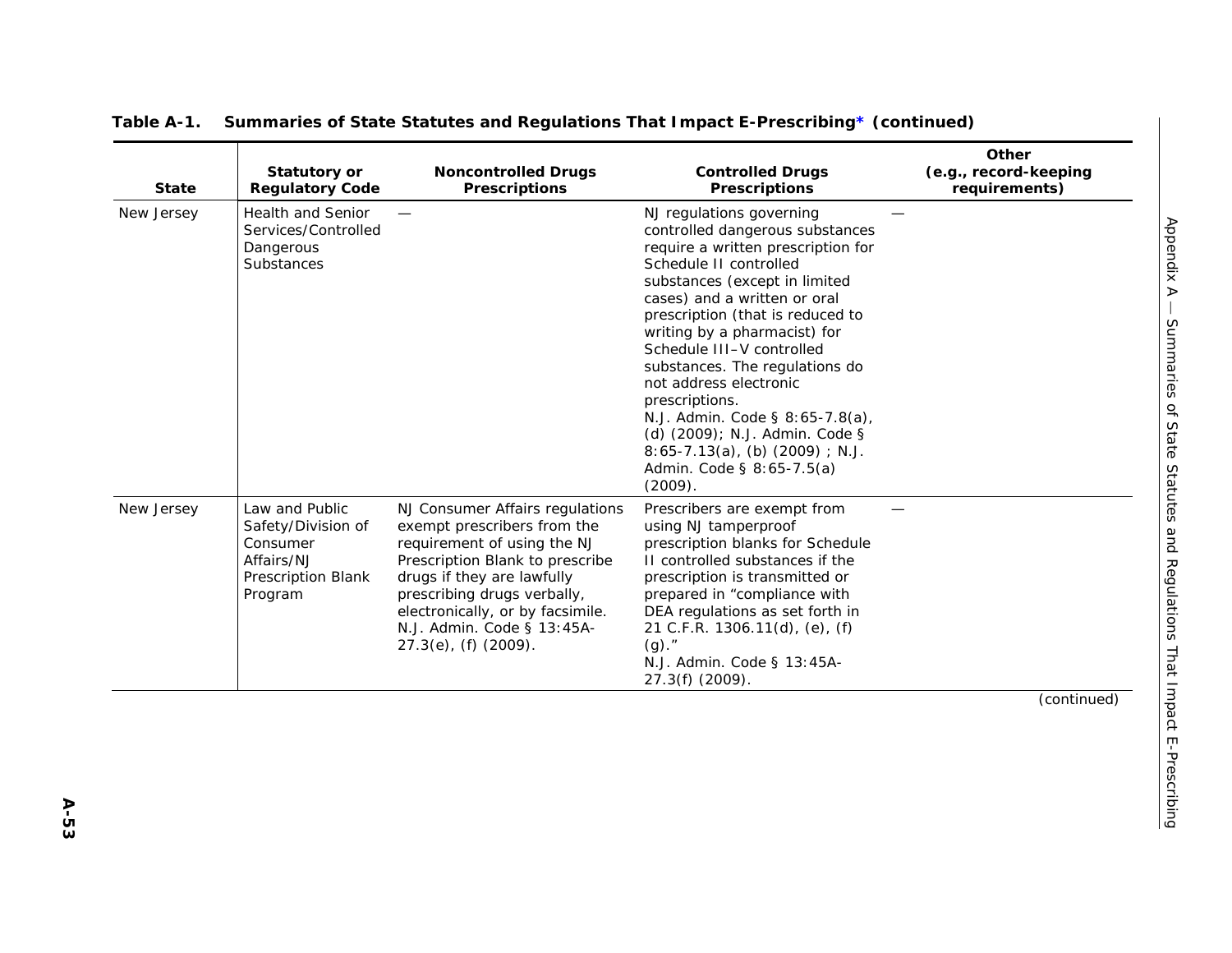**Table A-1. Summaries of State Statutes and Regulations That Impact E-Prescribing* (continued)**

| State | Statutory or Regulatory Code | Noncontrolled Drugs Prescriptions | Controlled Drugs Prescriptions | Other (e.g., record-keeping requirements) |
|---|---|---|---|---|
| New Jersey | Health and Senior Services/Controlled Dangerous Substances | — | NJ regulations governing controlled dangerous substances require a written prescription for Schedule II controlled substances (except in limited cases) and a written or oral prescription (that is reduced to writing by a pharmacist) for Schedule III–V controlled substances. The regulations do not address electronic prescriptions. N.J. Admin. Code § 8:65-7.8(a), (d) (2009); N.J. Admin. Code § 8:65-7.13(a), (b) (2009) ; N.J. Admin. Code § 8:65-7.5(a) (2009). | — |
| New Jersey | Law and Public Safety/Division of Consumer Affairs/NJ Prescription Blank Program | NJ Consumer Affairs regulations exempt prescribers from the requirement of using the NJ Prescription Blank to prescribe drugs if they are lawfully prescribing drugs verbally, electronically, or by facsimile. N.J. Admin. Code § 13:45A-27.3(e), (f) (2009). | Prescribers are exempt from using NJ tamperproof prescription blanks for Schedule II controlled substances if the prescription is transmitted or prepared in "compliance with DEA regulations as set forth in 21 C.F.R. 1306.11(d), (e), (f) (g)." N.J. Admin. Code § 13:45A-27.3(f) (2009). | — |

(continued)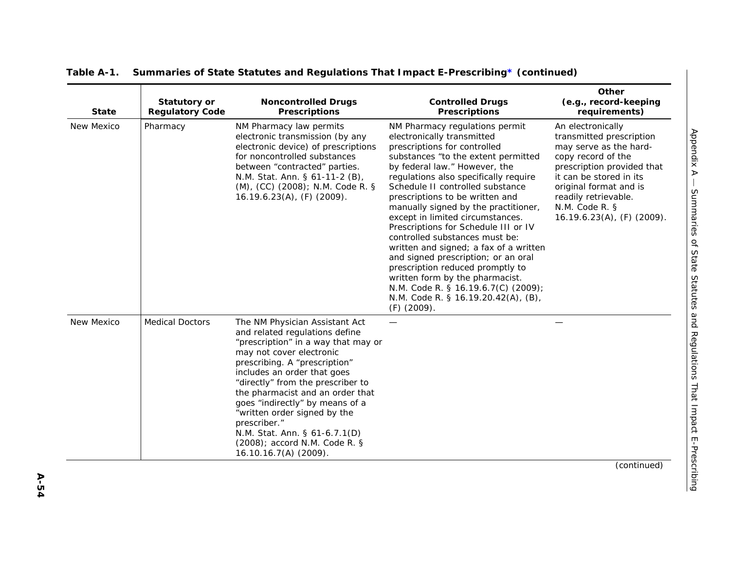**Table A-1. Summaries of State Statutes and Regulations That Impact E-Prescribing* (continued)**

| State | Statutory or Regulatory Code | Noncontrolled Drugs Prescriptions | Controlled Drugs Prescriptions | Other (e.g., record-keeping requirements) |
|---|---|---|---|---|
| New Mexico | Pharmacy | NM Pharmacy law permits electronic transmission (by any electronic device) of prescriptions for noncontrolled substances between "contracted" parties. N.M. Stat. Ann. § 61-11-2 (B), (M), (CC) (2008); N.M. Code R. § 16.19.6.23(A), (F) (2009). | NM Pharmacy regulations permit electronically transmitted prescriptions for controlled substances "to the extent permitted by federal law." However, the regulations also specifically require Schedule II controlled substance prescriptions to be written and manually signed by the practitioner, except in limited circumstances. Prescriptions for Schedule III or IV controlled substances must be: written and signed; a fax of a written and signed prescription; or an oral prescription reduced promptly to written form by the pharmacist. N.M. Code R. § 16.19.6.7(C) (2009); N.M. Code R. § 16.19.20.42(A), (B), (F) (2009). | An electronically transmitted prescription may serve as the hard-copy record of the prescription provided that it can be stored in its original format and is readily retrievable. N.M. Code R. § 16.19.6.23(A), (F) (2009). |
| New Mexico | Medical Doctors | The NM Physician Assistant Act and related regulations define "prescription" in a way that may or may not cover electronic prescribing. A "prescription" includes an order that goes "directly" from the prescriber to the pharmacist and an order that goes "indirectly" by means of a "written order signed by the prescriber." N.M. Stat. Ann. § 61-6.7.1(D) (2008); accord N.M. Code R. § 16.10.16.7(A) (2009). | — | — |

(continued)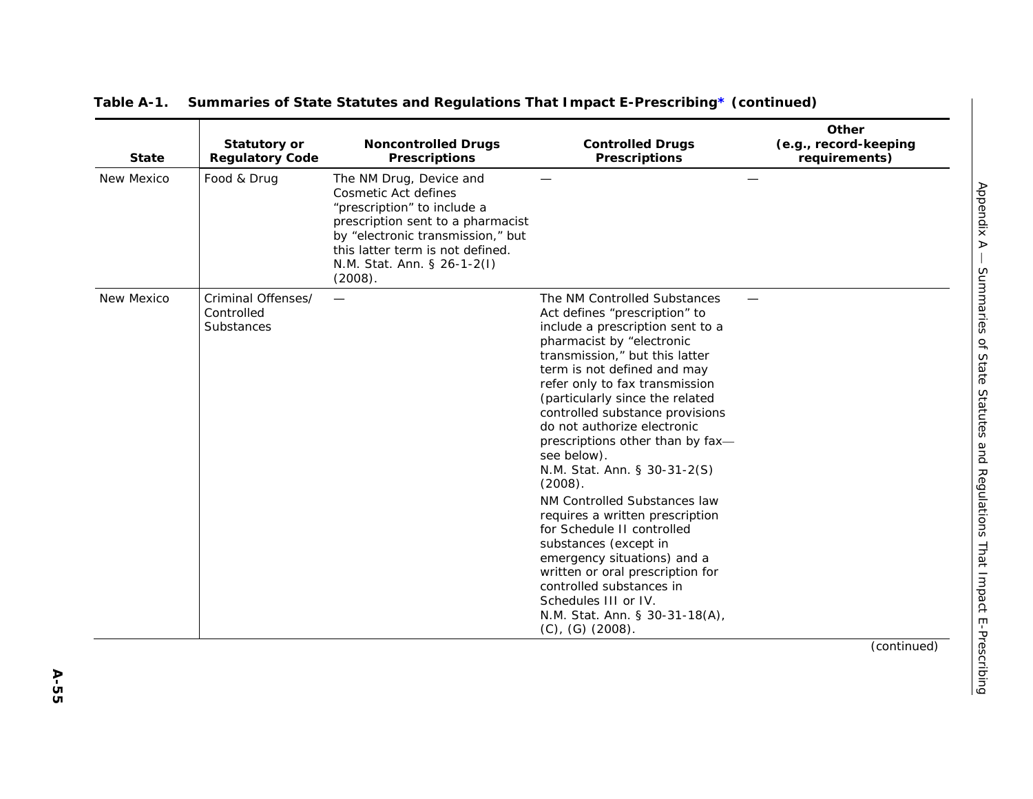**Table A-1. Summaries of State Statutes and Regulations That Impact E-Prescribing* (continued)**

| State | Statutory or Regulatory Code | Noncontrolled Drugs Prescriptions | Controlled Drugs Prescriptions | Other (e.g., record-keeping requirements) |
|---|---|---|---|---|
| New Mexico | Food & Drug | The NM Drug, Device and Cosmetic Act defines “prescription” to include a prescription sent to a pharmacist by “electronic transmission,” but this latter term is not defined. N.M. Stat. Ann. § 26-1-2(I) (2008). | — | — |
| New Mexico | Criminal Offenses/ Controlled Substances | — | The NM Controlled Substances Act defines “prescription” to include a prescription sent to a pharmacist by “electronic transmission,” but this latter term is not defined and may refer only to fax transmission (particularly since the related controlled substance provisions do not authorize electronic prescriptions other than by fax—see below). N.M. Stat. Ann. § 30-31-2(S) (2008). <br><br> NM Controlled Substances law requires a written prescription for Schedule II controlled substances (except in emergency situations) and a written or oral prescription for controlled substances in Schedules III or IV. N.M. Stat. Ann. § 30-31-18(A), (C), (G) (2008). | — |

(continued)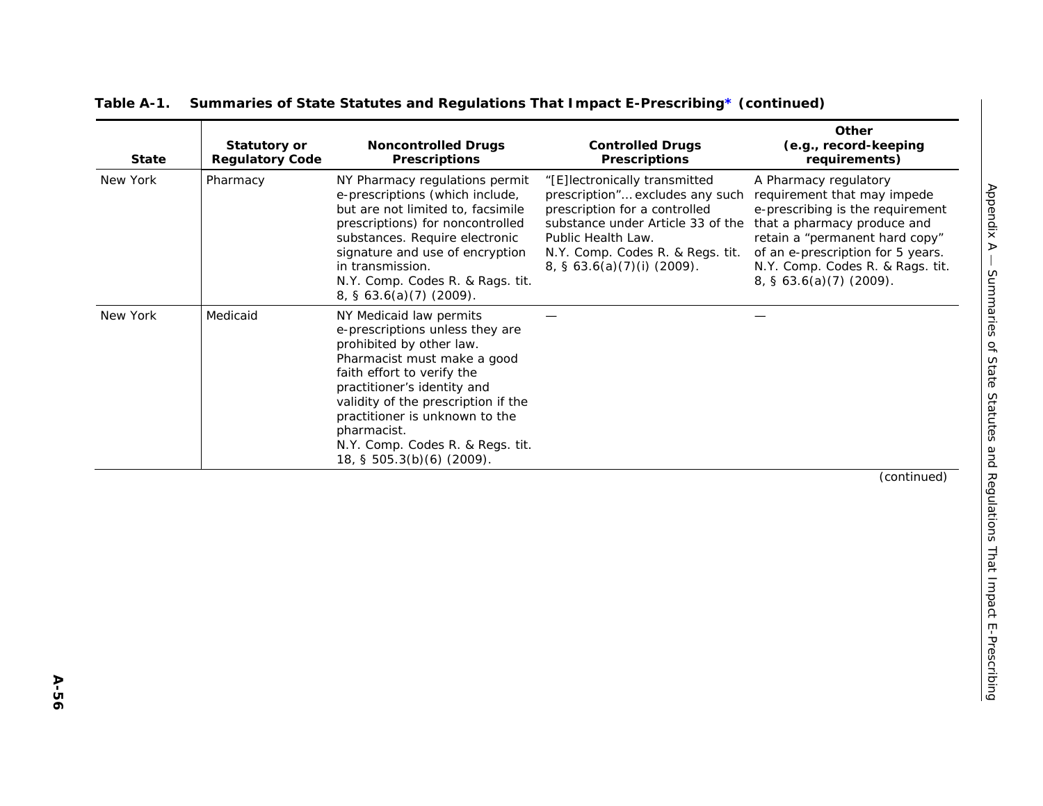**Table A-1. Summaries of State Statutes and Regulations That Impact E-Prescribing* (continued)**

| State | Statutory or Regulatory Code | Noncontrolled Drugs Prescriptions | Controlled Drugs Prescriptions | Other (e.g., record-keeping requirements) |
|---|---|---|---|---|
| New York | Pharmacy | NY Pharmacy regulations permit e-prescriptions (which include, but are not limited to, facsimile prescriptions) for noncontrolled substances. Require electronic signature and use of encryption in transmission. N.Y. Comp. Codes R. & Rags. tit. 8, § 63.6(a)(7) (2009). | "[E]lectronically transmitted prescription"… excludes any such prescription for a controlled substance under Article 33 of the Public Health Law. N.Y. Comp. Codes R. & Regs. tit. 8, § 63.6(a)(7)(i) (2009). | A Pharmacy regulatory requirement that may impede e-prescribing is the requirement that a pharmacy produce and retain a "permanent hard copy" of an e-prescription for 5 years. N.Y. Comp. Codes R. & Rags. tit. 8, § 63.6(a)(7) (2009). |
| New York | Medicaid | NY Medicaid law permits e-prescriptions unless they are prohibited by other law. Pharmacist must make a good faith effort to verify the practitioner's identity and validity of the prescription if the practitioner is unknown to the pharmacist. N.Y. Comp. Codes R. & Regs. tit. 18, § 505.3(b)(6) (2009). | — | — |

(continued)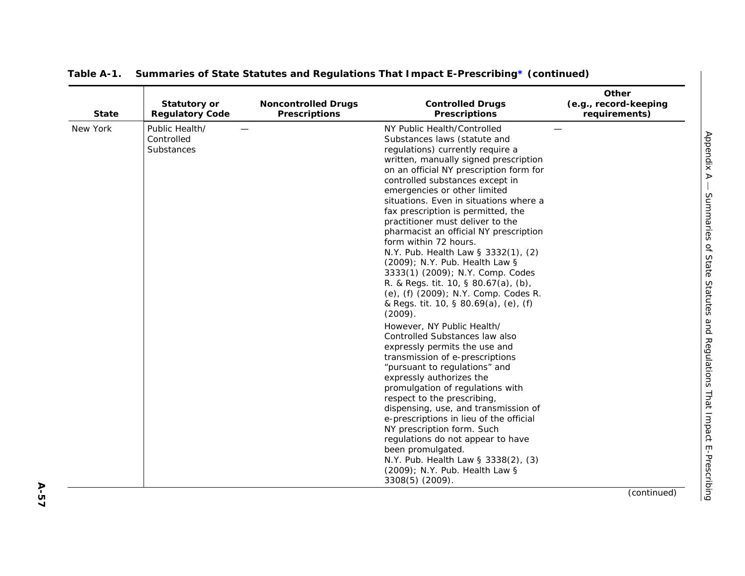**Table A-1. Summaries of State Statutes and Regulations That Impact E-Prescribing* (continued)**

| State | Statutory or Regulatory Code | Noncontrolled Drugs Prescriptions | Controlled Drugs Prescriptions | Other (e.g., record-keeping requirements) |
|---|---|---|---|---|
| New York | Public Health/ Controlled Substances | — | NY Public Health/Controlled Substances laws (statute and regulations) currently require a written, manually signed prescription on an official NY prescription form for controlled substances except in emergencies or other limited situations. Even in situations where a fax prescription is permitted, the practitioner must deliver to the pharmacist an official NY prescription form within 72 hours.<br>N.Y. Pub. Health Law § 3332(1), (2) (2009); N.Y. Pub. Health Law § 3333(1) (2009); N.Y. Comp. Codes R. & Regs. tit. 10, § 80.67(a), (b), (e), (f) (2009); N.Y. Comp. Codes R. & Regs. tit. 10, § 80.69(a), (e), (f) (2009).<br>However, NY Public Health/ Controlled Substances law also expressly permits the use and transmission of e-prescriptions "pursuant to regulations" and expressly authorizes the promulgation of regulations with respect to the prescribing, dispensing, use, and transmission of e-prescriptions in lieu of the official NY prescription form. Such regulations do not appear to have been promulgated.<br>N.Y. Pub. Health Law § 3338(2), (3) (2009); N.Y. Pub. Health Law § 3308(5) (2009). | — |

(continued)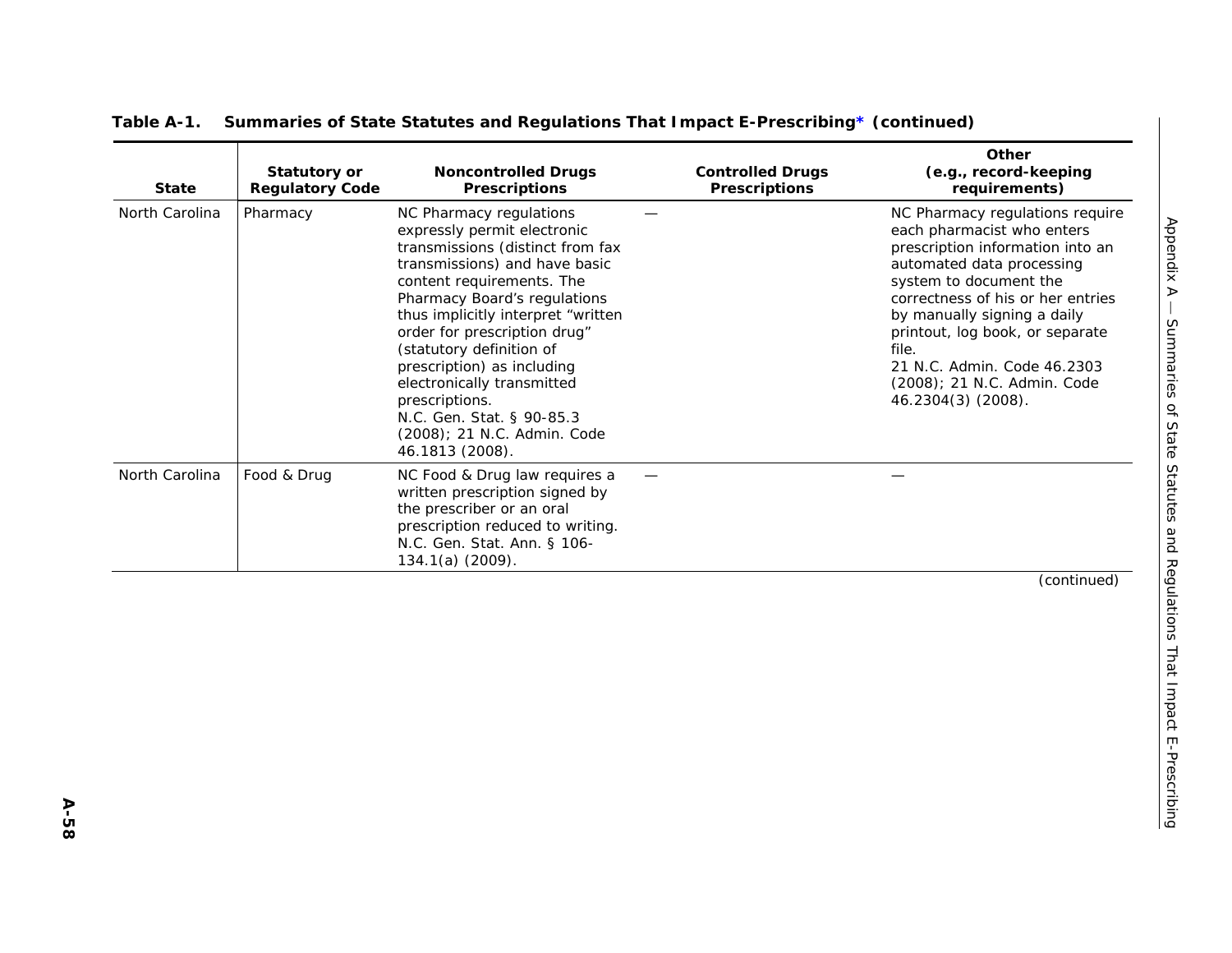**Table A-1. Summaries of State Statutes and Regulations That Impact E-Prescribing* (continued)**

| State | Statutory or Regulatory Code | Noncontrolled Drugs Prescriptions | Controlled Drugs Prescriptions | Other (e.g., record-keeping requirements) |
|---|---|---|---|---|
| North Carolina | Pharmacy | NC Pharmacy regulations expressly permit electronic transmissions (distinct from fax transmissions) and have basic content requirements. The Pharmacy Board's regulations thus implicitly interpret "written order for prescription drug" (statutory definition of prescription) as including electronically transmitted prescriptions.<br>N.C. Gen. Stat. § 90-85.3 (2008); 21 N.C. Admin. Code 46.1813 (2008). | — | NC Pharmacy regulations require each pharmacist who enters prescription information into an automated data processing system to document the correctness of his or her entries by manually signing a daily printout, log book, or separate file.<br>21 N.C. Admin. Code 46.2303 (2008); 21 N.C. Admin. Code 46.2304(3) (2008). |
| North Carolina | Food & Drug | NC Food & Drug law requires a written prescription signed by the prescriber or an oral prescription reduced to writing.<br>N.C. Gen. Stat. Ann. § 106-134.1(a) (2009). | — | — |

(continued)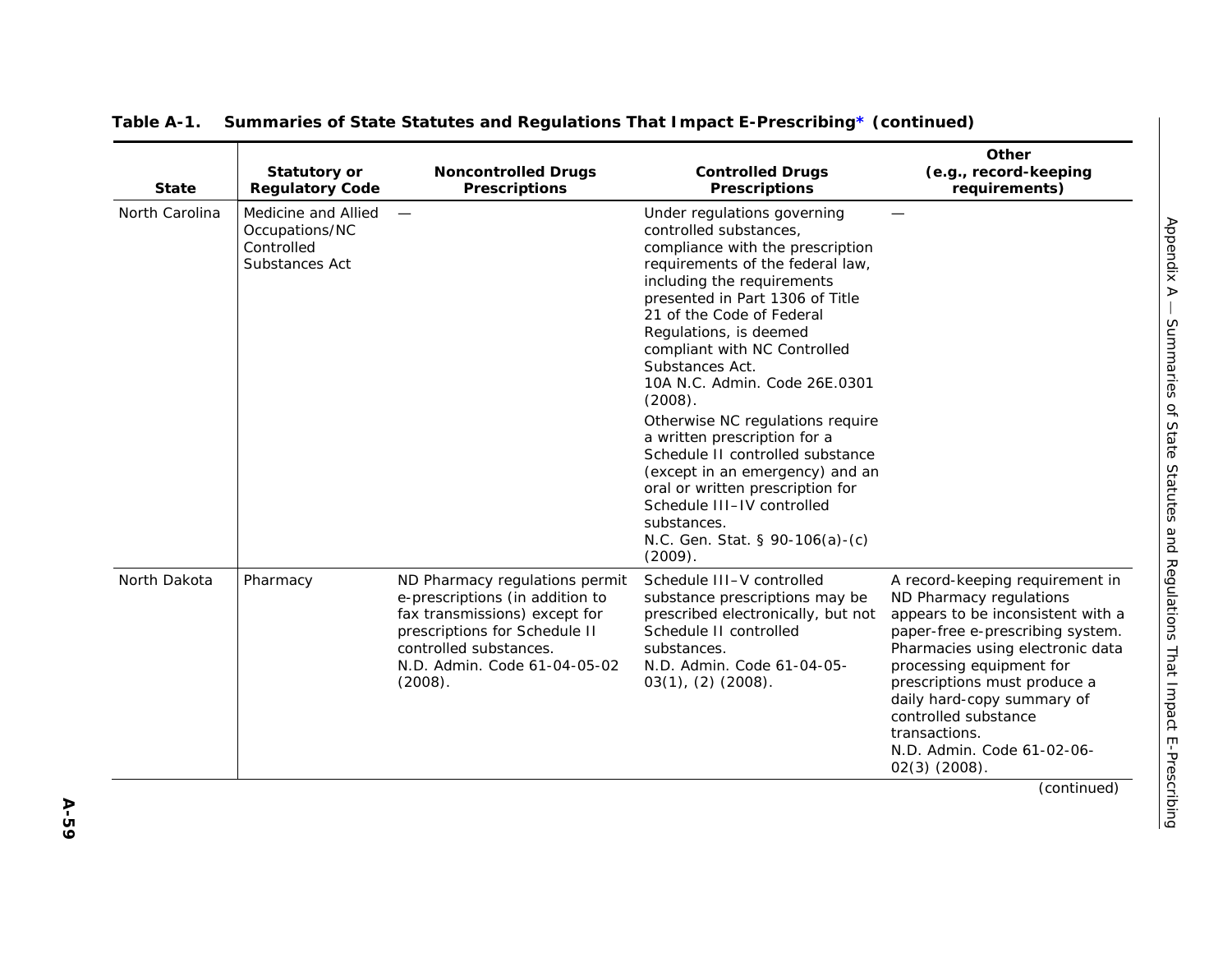**Table A-1. Summaries of State Statutes and Regulations That Impact E-Prescribing* (continued)**

| State | Statutory or Regulatory Code | Noncontrolled Drugs Prescriptions | Controlled Drugs Prescriptions | Other (e.g., record-keeping requirements) |
|---|---|---|---|---|
| North Carolina | Medicine and Allied Occupations/NC Controlled Substances Act | — | Under regulations governing controlled substances, compliance with the prescription requirements of the federal law, including the requirements presented in Part 1306 of Title 21 of the Code of Federal Regulations, is deemed compliant with NC Controlled Substances Act. 10A N.C. Admin. Code 26E.0301 (2008). Otherwise NC regulations require a written prescription for a Schedule II controlled substance (except in an emergency) and an oral or written prescription for Schedule III–IV controlled substances. N.C. Gen. Stat. § 90-106(a)-(c) (2009). | — |
| North Dakota | Pharmacy | ND Pharmacy regulations permit e-prescriptions (in addition to fax transmissions) except for prescriptions for Schedule II controlled substances. N.D. Admin. Code 61-04-05-02 (2008). | Schedule III–V controlled substance prescriptions may be prescribed electronically, but not Schedule II controlled substances. N.D. Admin. Code 61-04-05-03(1), (2) (2008). | A record-keeping requirement in ND Pharmacy regulations appears to be inconsistent with a paper-free e-prescribing system. Pharmacies using electronic data processing equipment for prescriptions must produce a daily hard-copy summary of controlled substance transactions. N.D. Admin. Code 61-02-06-02(3) (2008). |

(continued)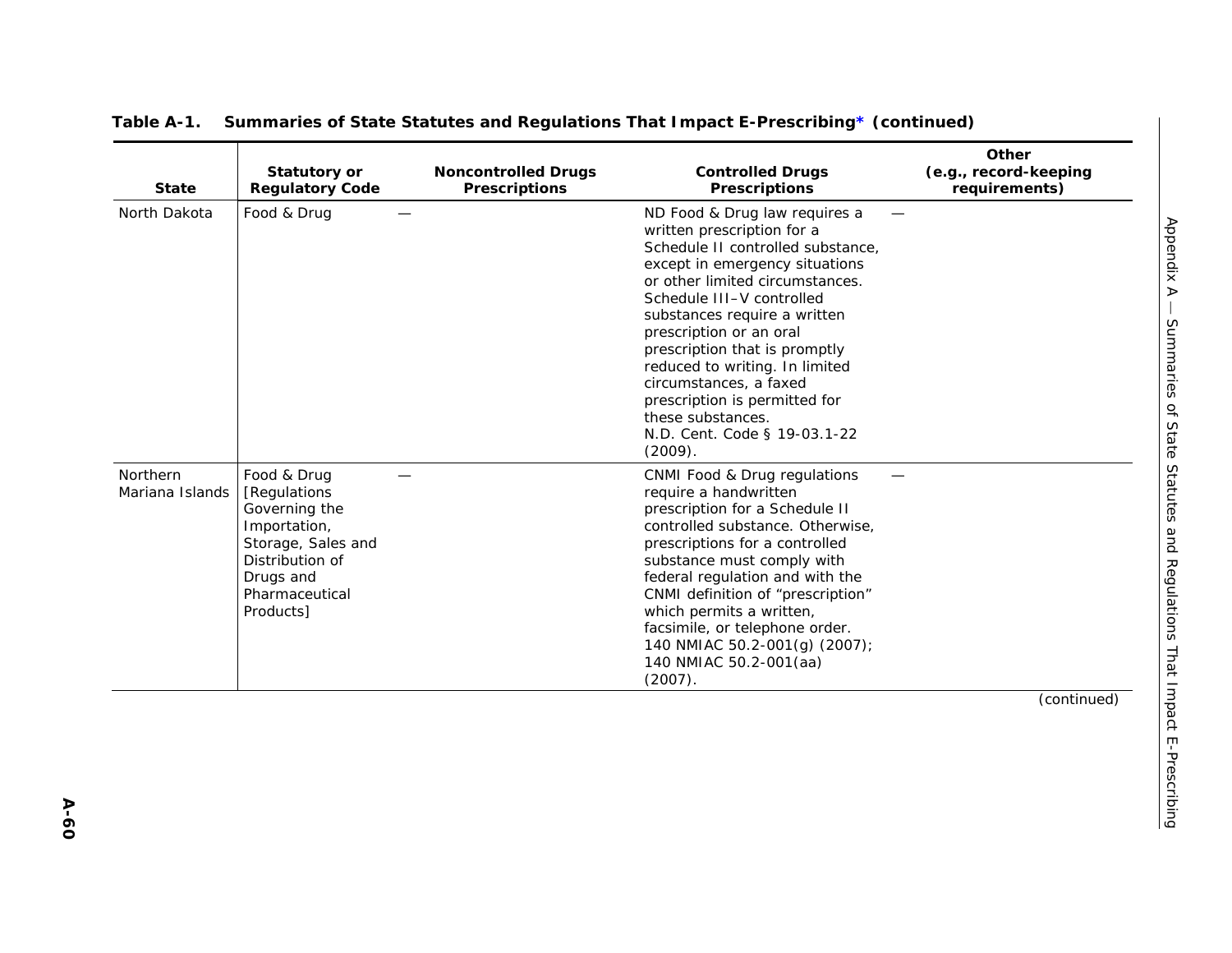**Table A-1. Summaries of State Statutes and Regulations That Impact E-Prescribing* (continued)**

| State | Statutory or Regulatory Code | Noncontrolled Drugs Prescriptions | Controlled Drugs Prescriptions | Other (e.g., record-keeping requirements) |
|---|---|---|---|---|
| North Dakota | Food & Drug | — | ND Food & Drug law requires a written prescription for a Schedule II controlled substance, except in emergency situations or other limited circumstances. Schedule III–V controlled substances require a written prescription or an oral prescription that is promptly reduced to writing. In limited circumstances, a faxed prescription is permitted for these substances. N.D. Cent. Code § 19-03.1-22 (2009). | — |
| Northern Mariana Islands | Food & Drug [Regulations Governing the Importation, Storage, Sales and Distribution of Drugs and Pharmaceutical Products] | — | CNMI Food & Drug regulations require a handwritten prescription for a Schedule II controlled substance. Otherwise, prescriptions for a controlled substance must comply with federal regulation and with the CNMI definition of "prescription" which permits a written, facsimile, or telephone order. 140 NMIAC 50.2-001(g) (2007); 140 NMIAC 50.2-001(aa) (2007). | — |

(continued)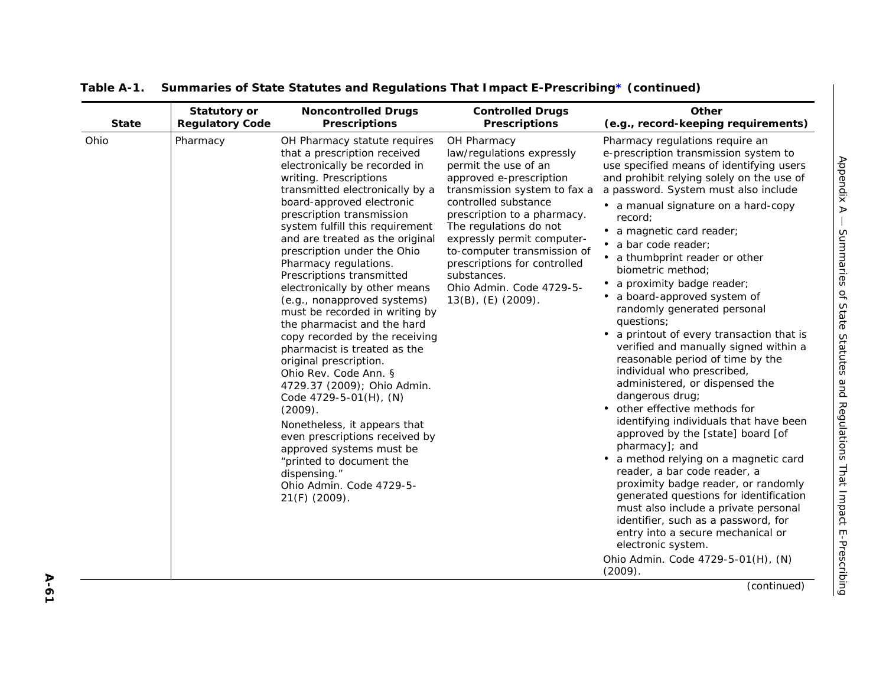**Table A-1. Summaries of State Statutes and Regulations That Impact E-Prescribing* (continued)**

| State | Statutory or Regulatory Code | Noncontrolled Drugs Prescriptions | Controlled Drugs Prescriptions | Other (e.g., record-keeping requirements) |
|---|---|---|---|---|
| Ohio | Pharmacy | OH Pharmacy statute requires that a prescription received electronically be recorded in writing. Prescriptions transmitted electronically by a board-approved electronic prescription transmission system fulfill this requirement and are treated as the original prescription under the Ohio Pharmacy regulations. Prescriptions transmitted electronically by other means (e.g., nonapproved systems) must be recorded in writing by the pharmacist and the hard copy recorded by the receiving pharmacist is treated as the original prescription. Ohio Rev. Code Ann. § 4729.37 (2009); Ohio Admin. Code 4729-5-01(H), (N) (2009).<br><br>Nonetheless, it appears that even prescriptions received by approved systems must be "printed to document the dispensing." Ohio Admin. Code 4729-5-21(F) (2009). | OH Pharmacy law/regulations expressly permit the use of an approved e-prescription transmission system to fax a controlled substance prescription to a pharmacy. The regulations do not expressly permit computer-to-computer transmission of prescriptions for controlled substances. Ohio Admin. Code 4729-5-13(B), (E) (2009). | Pharmacy regulations require an e-prescription transmission system to use specified means of identifying users and prohibit relying solely on the use of a password. System must also include<br>• a manual signature on a hard-copy record;<br>• a magnetic card reader;<br>• a bar code reader;<br>• a thumbprint reader or other biometric method;<br>• a proximity badge reader;<br>• a board-approved system of randomly generated personal questions;<br>• a printout of every transaction that is verified and manually signed within a reasonable period of time by the individual who prescribed, administered, or dispensed the dangerous drug;<br>• other effective methods for identifying individuals that have been approved by the [state] board [of pharmacy]; and<br>• a method relying on a magnetic card reader, a bar code reader, a proximity badge reader, or randomly generated questions for identification must also include a private personal identifier, such as a password, for entry into a secure mechanical or electronic system.<br><br>Ohio Admin. Code 4729-5-01(H), (N) (2009). |

(continued)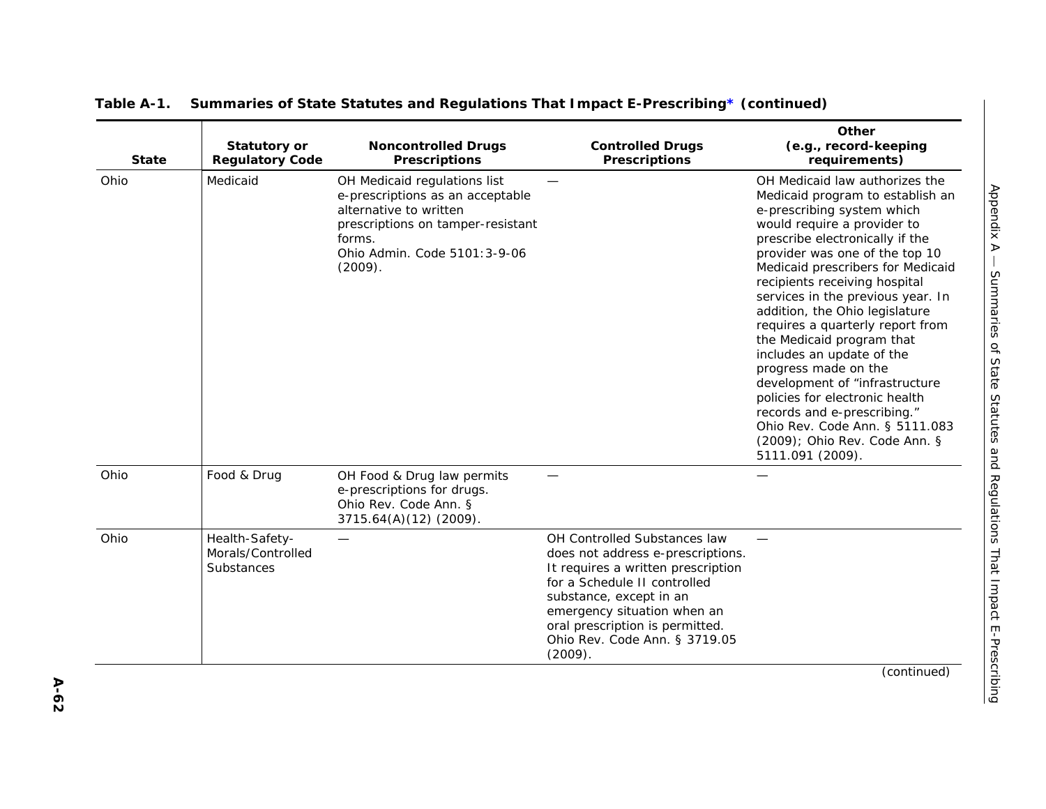**Table A-1. Summaries of State Statutes and Regulations That Impact E-Prescribing* (continued)**

| State | Statutory or Regulatory Code | Noncontrolled Drugs Prescriptions | Controlled Drugs Prescriptions | Other (e.g., record-keeping requirements) |
|---|---|---|---|---|
| Ohio | Medicaid | OH Medicaid regulations list e-prescriptions as an acceptable alternative to written prescriptions on tamper-resistant forms. Ohio Admin. Code 5101:3-9-06 (2009). | — | OH Medicaid law authorizes the Medicaid program to establish an e-prescribing system which would require a provider to prescribe electronically if the provider was one of the top 10 Medicaid prescribers for Medicaid recipients receiving hospital services in the previous year. In addition, the Ohio legislature requires a quarterly report from the Medicaid program that includes an update of the progress made on the development of "infrastructure policies for electronic health records and e-prescribing." Ohio Rev. Code Ann. § 5111.083 (2009); Ohio Rev. Code Ann. § 5111.091 (2009). |
| Ohio | Food & Drug | OH Food & Drug law permits e-prescriptions for drugs. Ohio Rev. Code Ann. § 3715.64(A)(12) (2009). | — | — |
| Ohio | Health-Safety-Morals/Controlled Substances | — | OH Controlled Substances law does not address e-prescriptions. It requires a written prescription for a Schedule II controlled substance, except in an emergency situation when an oral prescription is permitted. Ohio Rev. Code Ann. § 3719.05 (2009). | — |

(continued)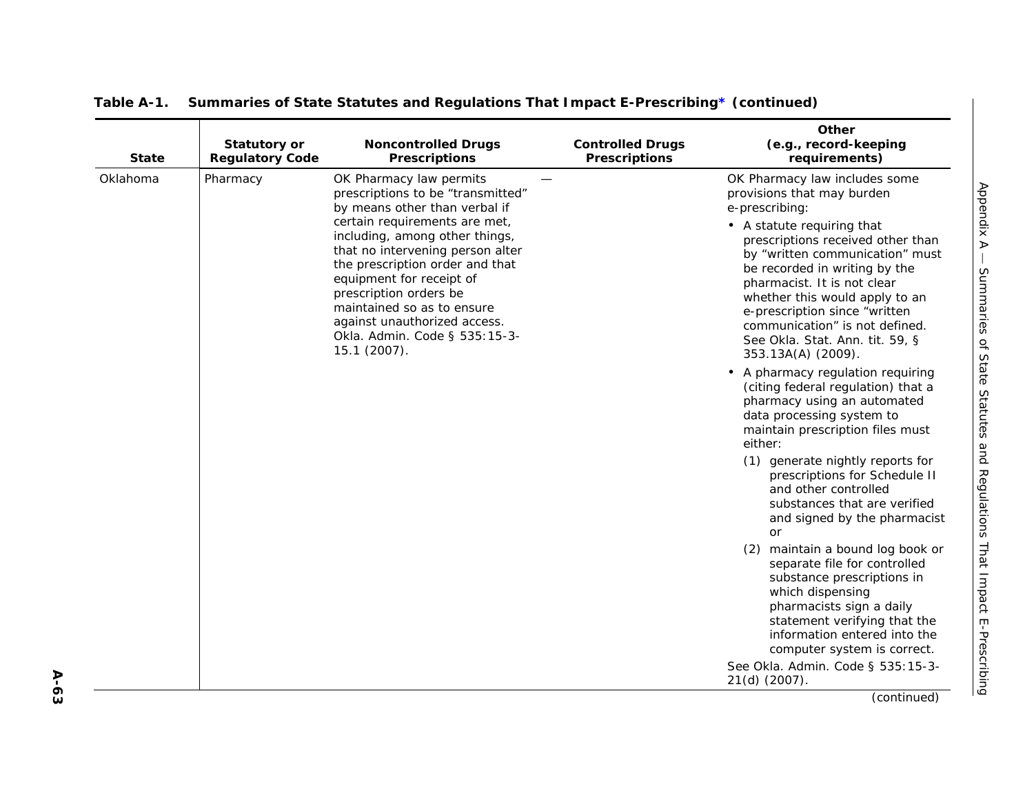**Table A-1. Summaries of State Statutes and Regulations That Impact E-Prescribing* (continued)**

| State | Statutory or Regulatory Code | Noncontrolled Drugs Prescriptions | Controlled Drugs Prescriptions | Other (e.g., record-keeping requirements) |
|---|---|---|---|---|
| Oklahoma | Pharmacy | OK Pharmacy law permits prescriptions to be "transmitted" by means other than verbal if certain requirements are met, including, among other things, that no intervening person alter the prescription order and that equipment for receipt of prescription orders be maintained so as to ensure against unauthorized access. Okla. Admin. Code § 535:15-3-15.1 (2007). | — | OK Pharmacy law includes some provisions that may burden e-prescribing: <br>• A statute requiring that prescriptions received other than by "written communication" must be recorded in writing by the pharmacist. It is not clear whether this would apply to an e-prescription since "written communication" is not defined. See Okla. Stat. Ann. tit. 59, § 353.13A(A) (2009). <br>• A pharmacy regulation requiring (citing federal regulation) that a pharmacy using an automated data processing system to maintain prescription files must either: <br>(1) generate nightly reports for prescriptions for Schedule II and other controlled substances that are verified and signed by the pharmacist or <br>(2) maintain a bound log book or separate file for controlled substance prescriptions in which dispensing pharmacists sign a daily statement verifying that the information entered into the computer system is correct. <br>See Okla. Admin. Code § 535:15-3-21(d) (2007). |

(continued)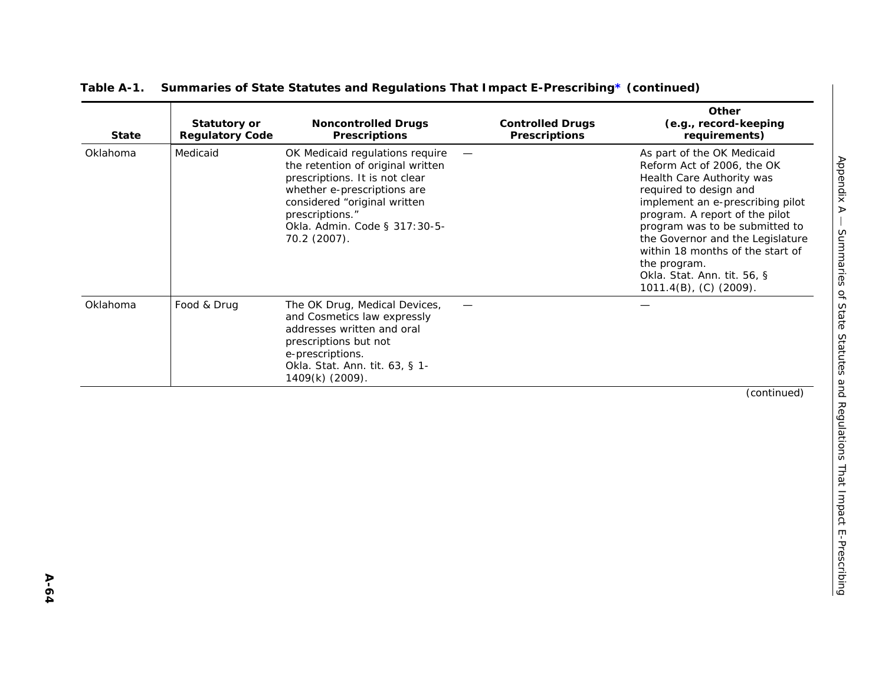**Table A-1. Summaries of State Statutes and Regulations That Impact E-Prescribing* (continued)**

| State | Statutory or Regulatory Code | Noncontrolled Drugs Prescriptions | Controlled Drugs Prescriptions | Other (e.g., record-keeping requirements) |
|---|---|---|---|---|
| Oklahoma | Medicaid | OK Medicaid regulations require the retention of original written prescriptions. It is not clear whether e-prescriptions are considered "original written prescriptions." Okla. Admin. Code § 317:30-5-70.2 (2007). | — | As part of the OK Medicaid Reform Act of 2006, the OK Health Care Authority was required to design and implement an e-prescribing pilot program. A report of the pilot program was to be submitted to the Governor and the Legislature within 18 months of the start of the program. Okla. Stat. Ann. tit. 56, § 1011.4(B), (C) (2009). |
| Oklahoma | Food & Drug | The OK Drug, Medical Devices, and Cosmetics law expressly addresses written and oral prescriptions but not e-prescriptions. Okla. Stat. Ann. tit. 63, § 1-1409(k) (2009). | — | — |

(continued)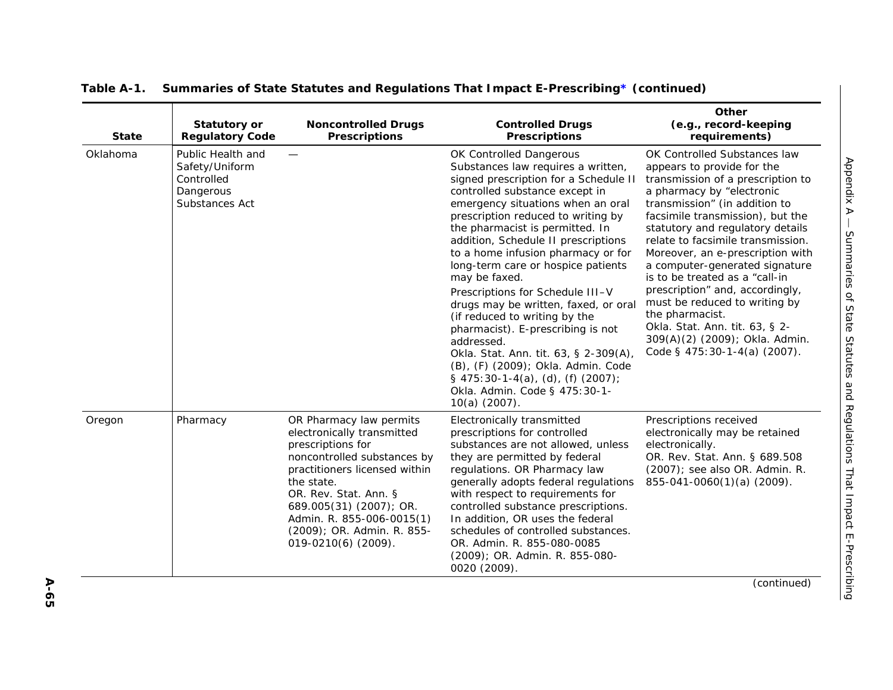**Table A-1. Summaries of State Statutes and Regulations That Impact E-Prescribing* (continued)**

| State | Statutory or Regulatory Code | Noncontrolled Drugs Prescriptions | Controlled Drugs Prescriptions | Other (e.g., record-keeping requirements) |
|---|---|---|---|---|
| Oklahoma | Public Health and Safety/Uniform Controlled Dangerous Substances Act | — | OK Controlled Dangerous Substances law requires a written, signed prescription for a Schedule II controlled substance except in emergency situations when an oral prescription reduced to writing by the pharmacist is permitted. In addition, Schedule II prescriptions to a home infusion pharmacy or for long-term care or hospice patients may be faxed.<br><br>Prescriptions for Schedule III–V drugs may be written, faxed, or oral (if reduced to writing by the pharmacist). E-prescribing is not addressed.<br>Okla. Stat. Ann. tit. 63, § 2-309(A), (B), (F) (2009); Okla. Admin. Code § 475:30-1-4(a), (d), (f) (2007); Okla. Admin. Code § 475:30-1-10(a) (2007). | OK Controlled Substances law appears to provide for the transmission of a prescription to a pharmacy by "electronic transmission" (in addition to facsimile transmission), but the statutory and regulatory details relate to facsimile transmission. Moreover, an e-prescription with a computer-generated signature is to be treated as a "call-in prescription" and, accordingly, must be reduced to writing by the pharmacist.<br>Okla. Stat. Ann. tit. 63, § 2-309(A)(2) (2009); Okla. Admin. Code § 475:30-1-4(a) (2007). |
| Oregon | Pharmacy | OR Pharmacy law permits electronically transmitted prescriptions for noncontrolled substances by practitioners licensed within the state.<br>OR. Rev. Stat. Ann. § 689.005(31) (2007); OR. Admin. R. 855-006-0015(1) (2009); OR. Admin. R. 855-019-0210(6) (2009). | Electronically transmitted prescriptions for controlled substances are not allowed, unless they are permitted by federal regulations. OR Pharmacy law generally adopts federal regulations with respect to requirements for controlled substance prescriptions. In addition, OR uses the federal schedules of controlled substances.<br>OR. Admin. R. 855-080-0085 (2009); OR. Admin. R. 855-080-0020 (2009). | Prescriptions received electronically may be retained electronically.<br>OR. Rev. Stat. Ann. § 689.508 (2007); see also OR. Admin. R. 855-041-0060(1)(a) (2009). |

(continued)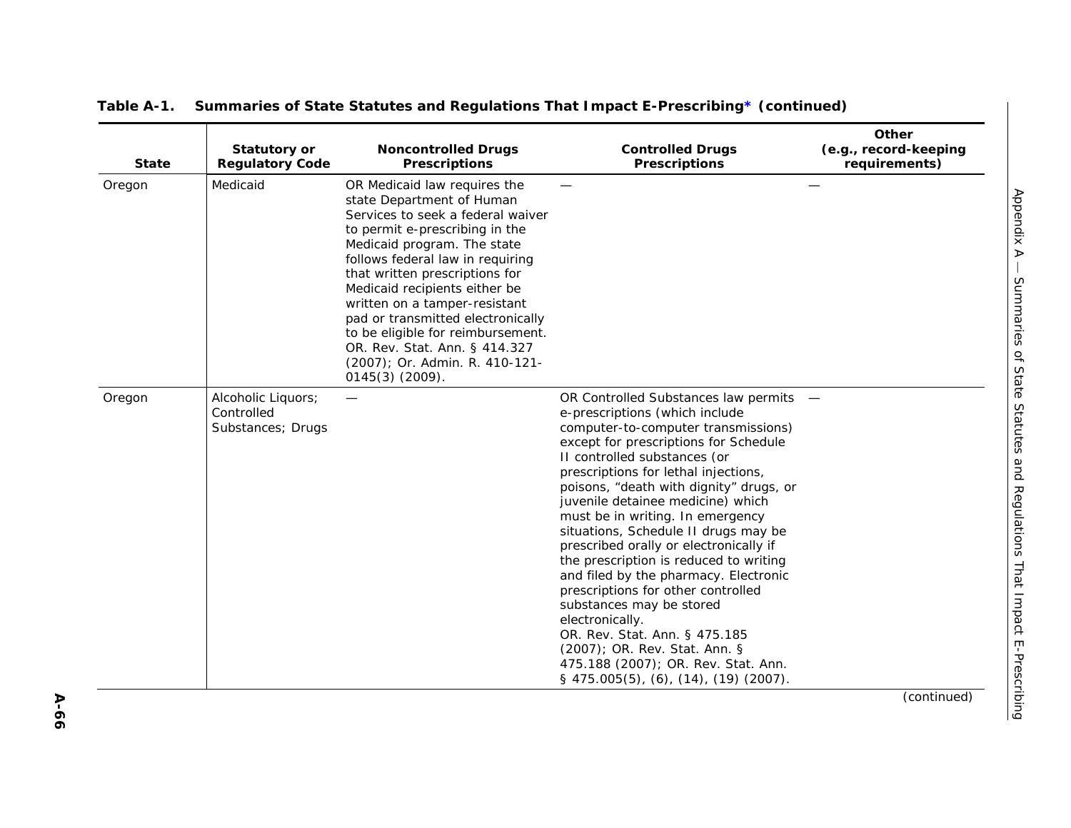**Table A-1. Summaries of State Statutes and Regulations That Impact E-Prescribing* (continued)**

| State | Statutory or Regulatory Code | Noncontrolled Drugs Prescriptions | Controlled Drugs Prescriptions | Other (e.g., record-keeping requirements) |
|---|---|---|---|---|
| Oregon | Medicaid | OR Medicaid law requires the state Department of Human Services to seek a federal waiver to permit e-prescribing in the Medicaid program. The state follows federal law in requiring that written prescriptions for Medicaid recipients either be written on a tamper-resistant pad or transmitted electronically to be eligible for reimbursement. OR. Rev. Stat. Ann. § 414.327 (2007); Or. Admin. R. 410-121-0145(3) (2009). | — | — |
| Oregon | Alcoholic Liquors; Controlled Substances; Drugs | — | OR Controlled Substances law permits e-prescriptions (which include computer-to-computer transmissions) except for prescriptions for Schedule II controlled substances (or prescriptions for lethal injections, poisons, "death with dignity" drugs, or juvenile detainee medicine) which must be in writing. In emergency situations, Schedule II drugs may be prescribed orally or electronically if the prescription is reduced to writing and filed by the pharmacy. Electronic prescriptions for other controlled substances may be stored electronically. OR. Rev. Stat. Ann. § 475.185 (2007); OR. Rev. Stat. Ann. § 475.188 (2007); OR. Rev. Stat. Ann. § 475.005(5), (6), (14), (19) (2007). | — |

(continued)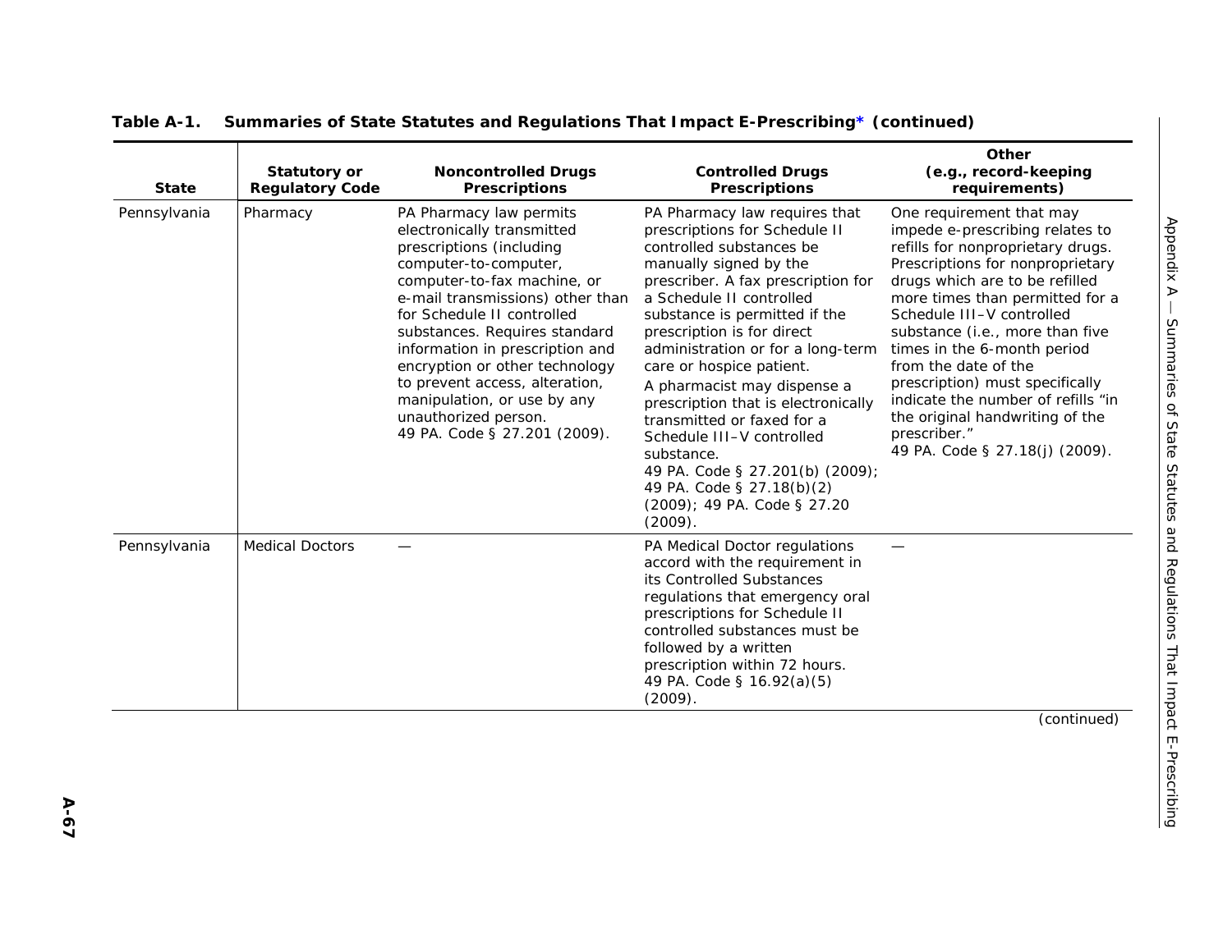**Table A-1. Summaries of State Statutes and Regulations That Impact E-Prescribing* (continued)**

| State | Statutory or Regulatory Code | Noncontrolled Drugs Prescriptions | Controlled Drugs Prescriptions | Other (e.g., record-keeping requirements) |
|---|---|---|---|---|
| Pennsylvania | Pharmacy | PA Pharmacy law permits electronically transmitted prescriptions (including computer-to-computer, computer-to-fax machine, or e-mail transmissions) other than for Schedule II controlled substances. Requires standard information in prescription and encryption or other technology to prevent access, alteration, manipulation, or use by any unauthorized person. 49 PA. Code § 27.201 (2009). | PA Pharmacy law requires that prescriptions for Schedule II controlled substances be manually signed by the prescriber. A fax prescription for a Schedule II controlled substance is permitted if the prescription is for direct administration or for a long-term care or hospice patient. A pharmacist may dispense a prescription that is electronically transmitted or faxed for a Schedule III–V controlled substance. 49 PA. Code § 27.201(b) (2009); 49 PA. Code § 27.18(b)(2) (2009); 49 PA. Code § 27.20 (2009). | One requirement that may impede e-prescribing relates to refills for nonproprietary drugs. Prescriptions for nonproprietary drugs which are to be refilled more times than permitted for a Schedule III–V controlled substance (i.e., more than five times in the 6-month period from the date of the prescription) must specifically indicate the number of refills "in the original handwriting of the prescriber." 49 PA. Code § 27.18(j) (2009). |
| Pennsylvania | Medical Doctors | — | PA Medical Doctor regulations accord with the requirement in its Controlled Substances regulations that emergency oral prescriptions for Schedule II controlled substances must be followed by a written prescription within 72 hours. 49 PA. Code § 16.92(a)(5) (2009). | — |

(continued)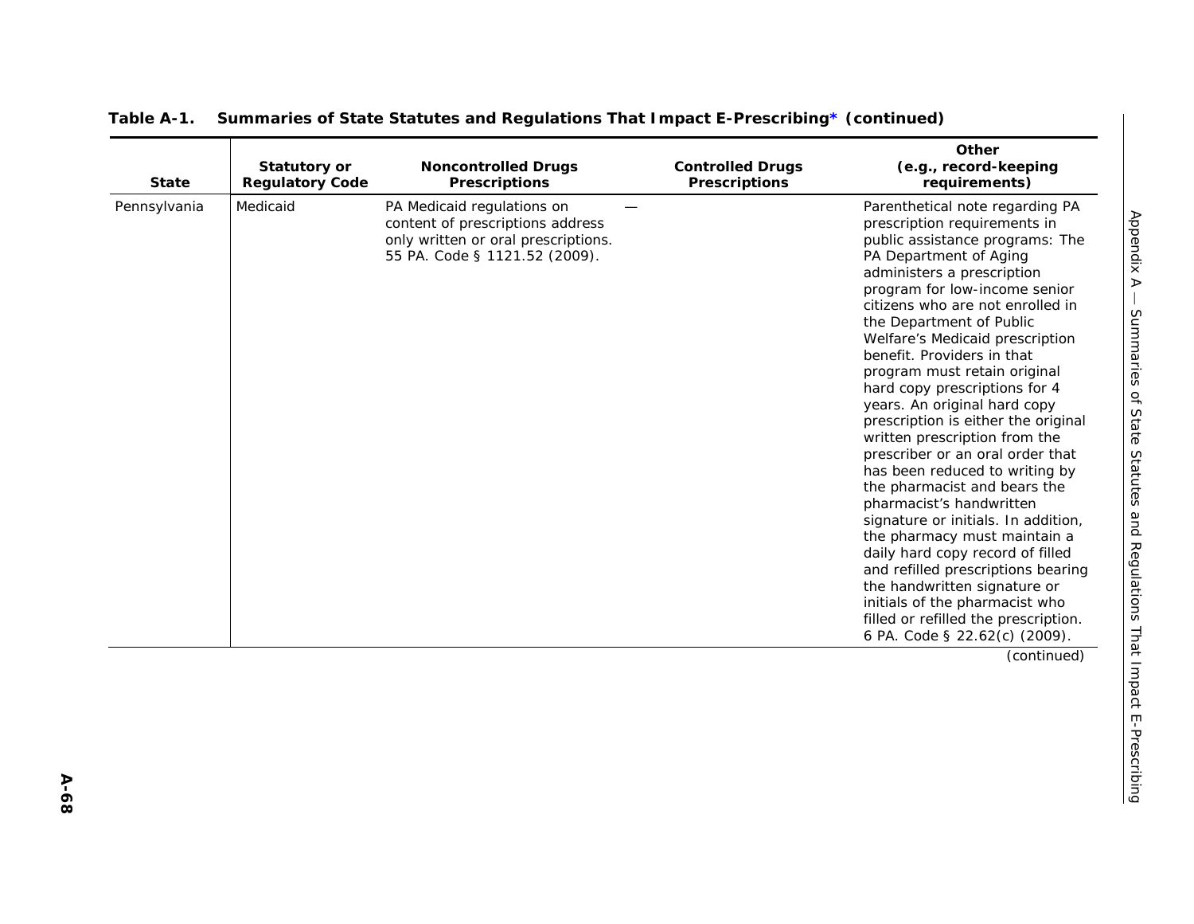**Table A-1. Summaries of State Statutes and Regulations That Impact E-Prescribing* (continued)**

| State | Statutory or Regulatory Code | Noncontrolled Drugs Prescriptions | Controlled Drugs Prescriptions | Other (e.g., record-keeping requirements) |
|---|---|---|---|---|
| Pennsylvania | Medicaid | PA Medicaid regulations on content of prescriptions address only written or oral prescriptions. 55 PA. Code § 1121.52 (2009). | — | Parenthetical note regarding PA prescription requirements in public assistance programs: The PA Department of Aging administers a prescription program for low-income senior citizens who are not enrolled in the Department of Public Welfare's Medicaid prescription benefit. Providers in that program must retain original hard copy prescriptions for 4 years. An original hard copy prescription is either the original written prescription from the prescriber or an oral order that has been reduced to writing by the pharmacist and bears the pharmacist's handwritten signature or initials. In addition, the pharmacy must maintain a daily hard copy record of filled and refilled prescriptions bearing the handwritten signature or initials of the pharmacist who filled or refilled the prescription. 6 PA. Code § 22.62(c) (2009). |

(continued)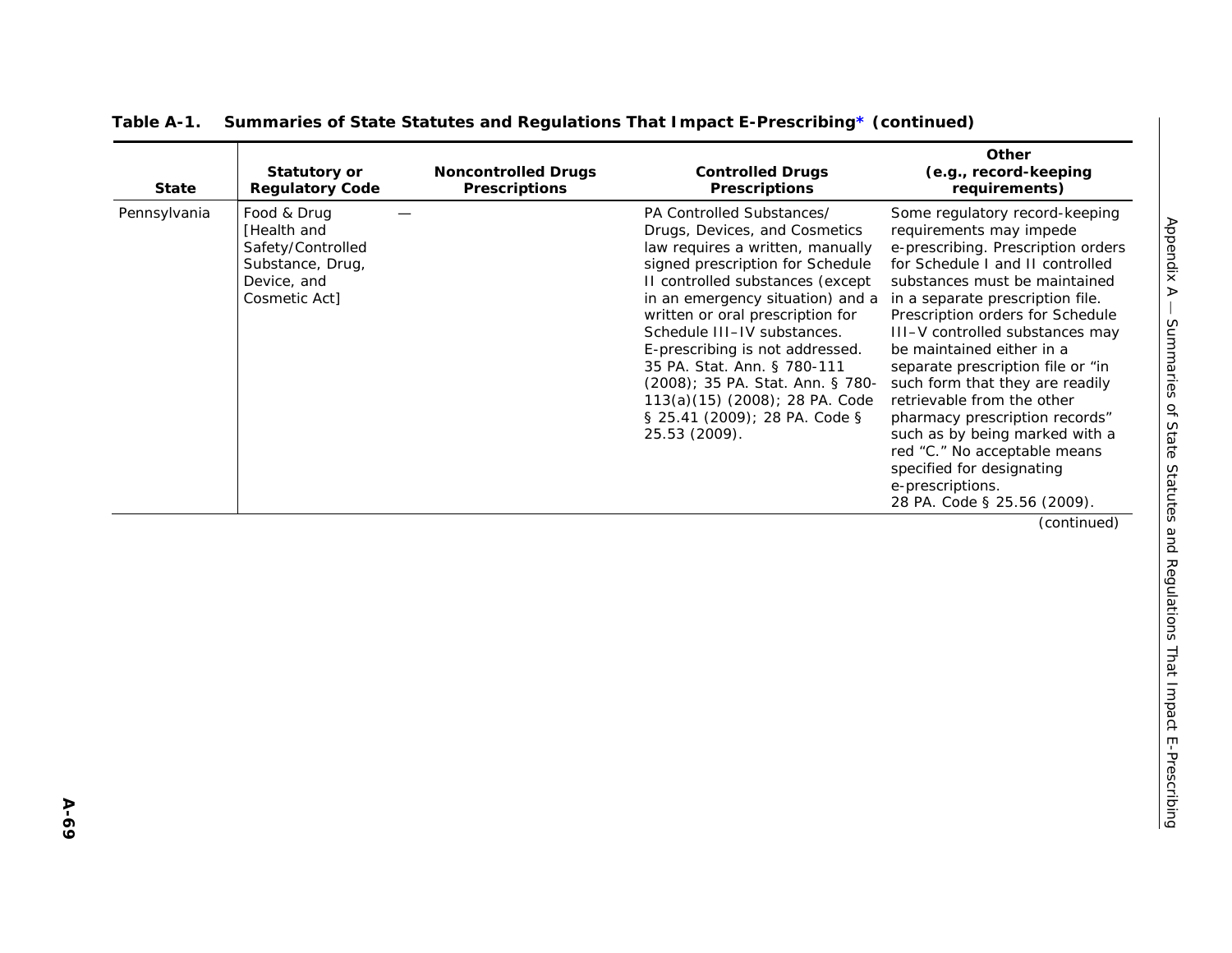**Table A-1. Summaries of State Statutes and Regulations That Impact E-Prescribing* (continued)**

| State | Statutory or Regulatory Code | Noncontrolled Drugs Prescriptions | Controlled Drugs Prescriptions | Other (e.g., record-keeping requirements) |
|---|---|---|---|---|
| Pennsylvania | Food & Drug [Health and Safety/Controlled Substance, Drug, Device, and Cosmetic Act] | — | PA Controlled Substances/ Drugs, Devices, and Cosmetics law requires a written, manually signed prescription for Schedule II controlled substances (except in an emergency situation) and a written or oral prescription for Schedule III–IV substances. E-prescribing is not addressed. 35 PA. Stat. Ann. § 780-111 (2008); 35 PA. Stat. Ann. § 780-113(a)(15) (2008); 28 PA. Code § 25.41 (2009); 28 PA. Code § 25.53 (2009). | Some regulatory record-keeping requirements may impede e-prescribing. Prescription orders for Schedule I and II controlled substances must be maintained in a separate prescription file. Prescription orders for Schedule III–V controlled substances may be maintained either in a separate prescription file or "in such form that they are readily retrievable from the other pharmacy prescription records" such as by being marked with a red "C." No acceptable means specified for designating e-prescriptions. 28 PA. Code § 25.56 (2009). |

*(continued)*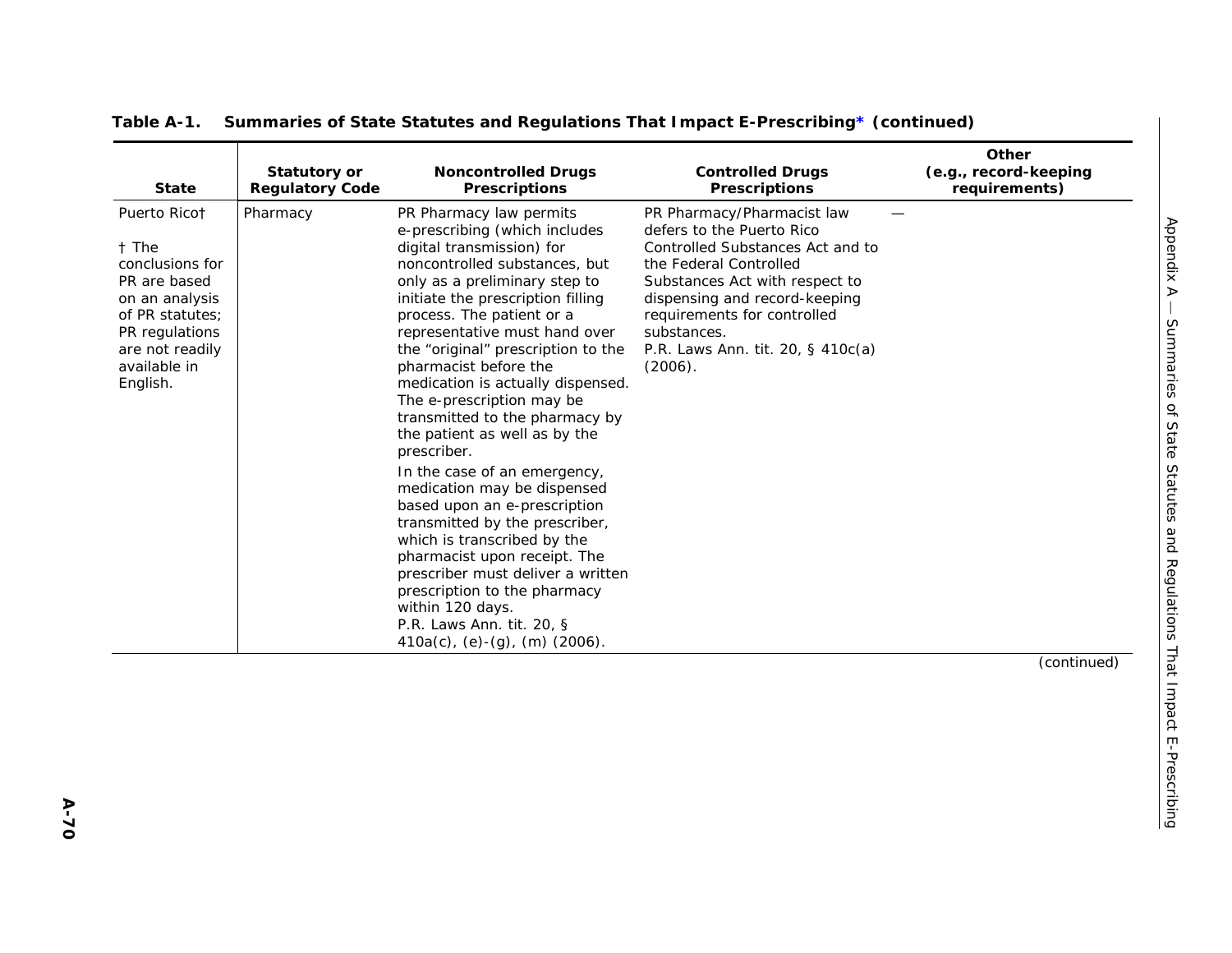**Table A-1. Summaries of State Statutes and Regulations That Impact E-Prescribing* (continued)**

| State | Statutory or Regulatory Code | Noncontrolled Drugs Prescriptions | Controlled Drugs Prescriptions | Other (e.g., record-keeping requirements) |
|---|---|---|---|---|
| Puerto Rico† <br><br> † The conclusions for PR are based on an analysis of PR statutes; PR regulations are not readily available in English. | Pharmacy | PR Pharmacy law permits e-prescribing (which includes digital transmission) for noncontrolled substances, but only as a preliminary step to initiate the prescription filling process. The patient or a representative must hand over the "original" prescription to the pharmacist before the medication is actually dispensed. The e-prescription may be transmitted to the pharmacy by the patient as well as by the prescriber. <br><br> In the case of an emergency, medication may be dispensed based upon an e-prescription transmitted by the prescriber, which is transcribed by the pharmacist upon receipt. The prescriber must deliver a written prescription to the pharmacy within 120 days. <br> P.R. Laws Ann. tit. 20, § 410a(c), (e)-(g), (m) (2006). | PR Pharmacy/Pharmacist law defers to the Puerto Rico Controlled Substances Act and to the Federal Controlled Substances Act with respect to dispensing and record-keeping requirements for controlled substances. <br> P.R. Laws Ann. tit. 20, § 410c(a) (2006). | — |

(continued)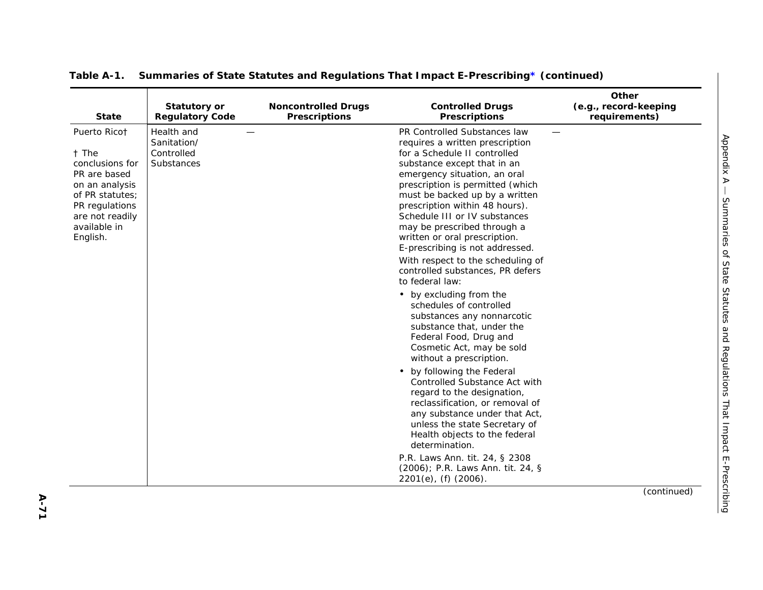**Table A-1. Summaries of State Statutes and Regulations That Impact E-Prescribing* (continued)**

| State | Statutory or Regulatory Code | Noncontrolled Drugs Prescriptions | Controlled Drugs Prescriptions | Other (e.g., record-keeping requirements) |
|---|---|---|---|---|
| Puerto Rico† <br><br> † The conclusions for PR are based on an analysis of PR statutes; PR regulations are not readily available in English. | Health and Sanitation/ Controlled Substances | — | PR Controlled Substances law requires a written prescription for a Schedule II controlled substance except that in an emergency situation, an oral prescription is permitted (which must be backed up by a written prescription within 48 hours). Schedule III or IV substances may be prescribed through a written or oral prescription. E-prescribing is not addressed. <br><br> With respect to the scheduling of controlled substances, PR defers to federal law: <br><br> • by excluding from the schedules of controlled substances any nonnarcotic substance that, under the Federal Food, Drug and Cosmetic Act, may be sold without a prescription. <br><br> • by following the Federal Controlled Substance Act with regard to the designation, reclassification, or removal of any substance under that Act, unless the state Secretary of Health objects to the federal determination. <br><br> P.R. Laws Ann. tit. 24, § 2308 (2006); P.R. Laws Ann. tit. 24, § 2201(e), (f) (2006). | — |

(continued)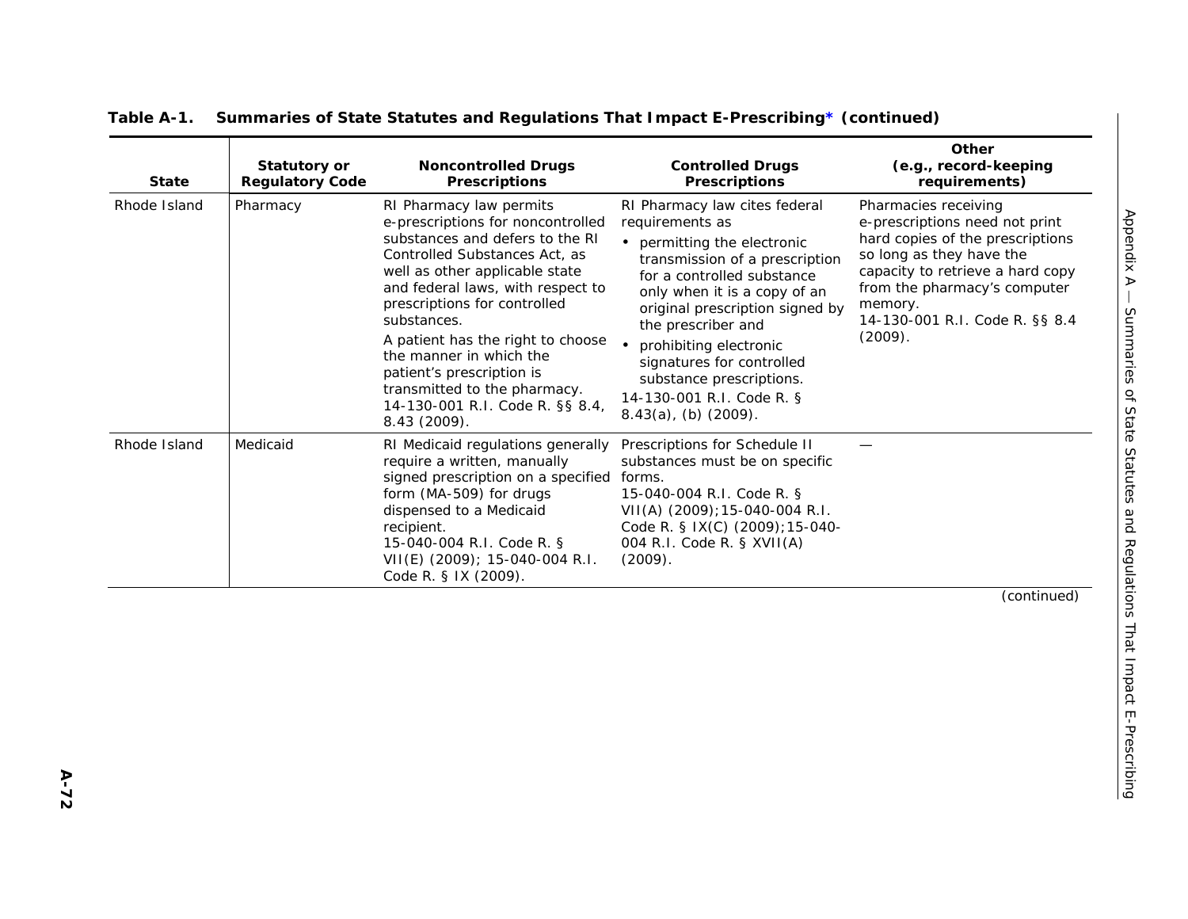**Table A-1. Summaries of State Statutes and Regulations That Impact E-Prescribing* (continued)**

| State | Statutory or Regulatory Code | Noncontrolled Drugs Prescriptions | Controlled Drugs Prescriptions | Other (e.g., record-keeping requirements) |
|---|---|---|---|---|
| Rhode Island | Pharmacy | RI Pharmacy law permits e-prescriptions for noncontrolled substances and defers to the RI Controlled Substances Act, as well as other applicable state and federal laws, with respect to prescriptions for controlled substances.<br><br>A patient has the right to choose the manner in which the patient's prescription is transmitted to the pharmacy.<br>14-130-001 R.I. Code R. §§ 8.4, 8.43 (2009). | RI Pharmacy law cites federal requirements as<br>• permitting the electronic transmission of a prescription for a controlled substance only when it is a copy of an original prescription signed by the prescriber and<br>• prohibiting electronic signatures for controlled substance prescriptions.<br>14-130-001 R.I. Code R. § 8.43(a), (b) (2009). | Pharmacies receiving e-prescriptions need not print hard copies of the prescriptions so long as they have the capacity to retrieve a hard copy from the pharmacy's computer memory.<br>14-130-001 R.I. Code R. §§ 8.4 (2009). |
| Rhode Island | Medicaid | RI Medicaid regulations generally require a written, manually signed prescription on a specified form (MA-509) for drugs dispensed to a Medicaid recipient.<br>15-040-004 R.I. Code R. § VII(E) (2009); 15-040-004 R.I. Code R. § IX (2009). | Prescriptions for Schedule II substances must be on specific forms.<br>15-040-004 R.I. Code R. § VII(A) (2009);15-040-004 R.I. Code R. § IX(C) (2009);15-040-004 R.I. Code R. § XVII(A) (2009). | — |

(continued)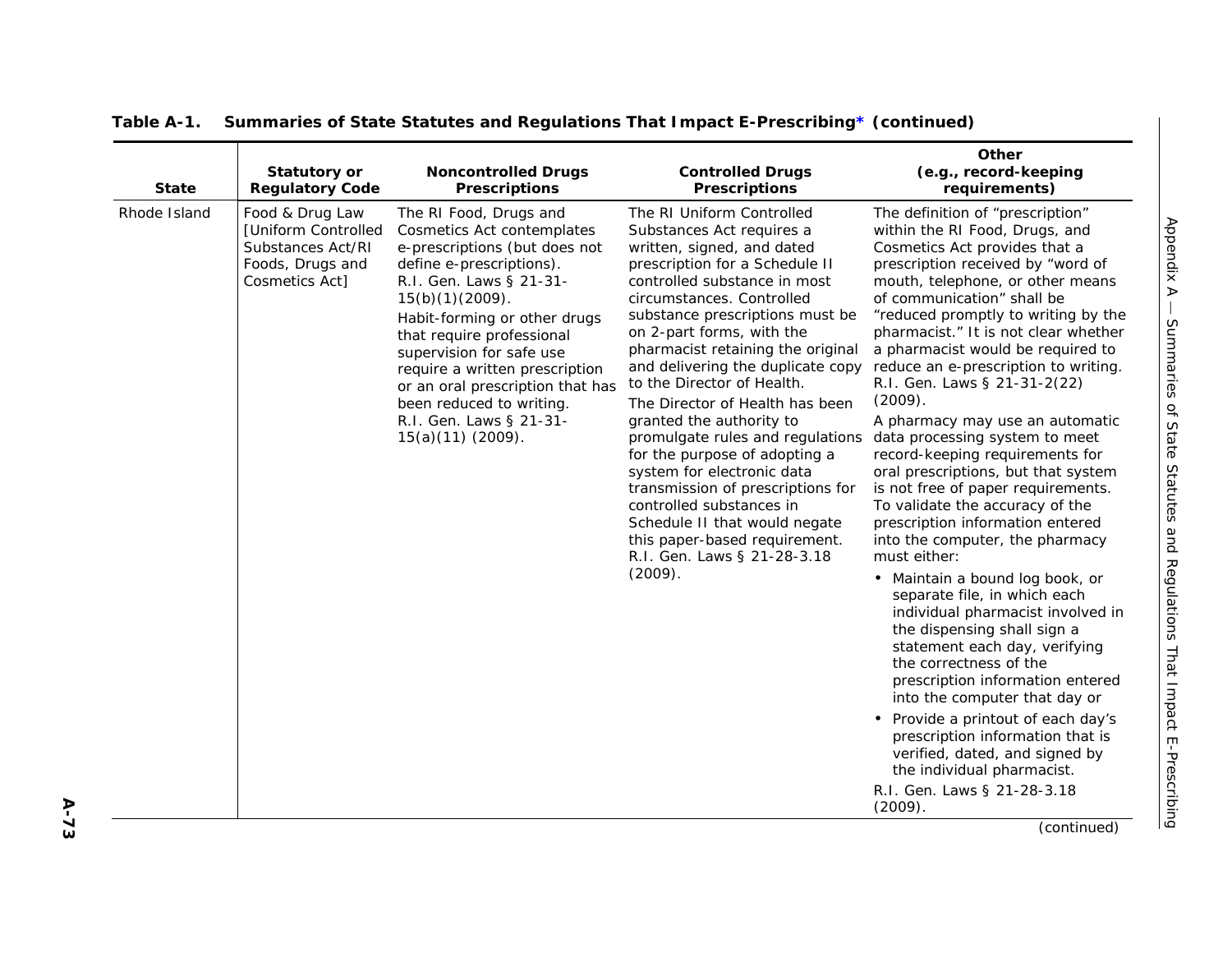**Table A-1. Summaries of State Statutes and Regulations That Impact E-Prescribing* (continued)**

| State | Statutory or Regulatory Code | Noncontrolled Drugs Prescriptions | Controlled Drugs Prescriptions | Other (e.g., record-keeping requirements) |
|---|---|---|---|---|
| Rhode Island | Food & Drug Law [Uniform Controlled Substances Act/RI Foods, Drugs and Cosmetics Act] | The RI Food, Drugs and Cosmetics Act contemplates e-prescriptions (but does not define e-prescriptions). R.I. Gen. Laws § 21-31-15(b)(1)(2009).<br>Habit-forming or other drugs that require professional supervision for safe use require a written prescription or an oral prescription that has been reduced to writing. R.I. Gen. Laws § 21-31-15(a)(11) (2009). | The RI Uniform Controlled Substances Act requires a written, signed, and dated prescription for a Schedule II controlled substance in most circumstances. Controlled substance prescriptions must be on 2-part forms, with the pharmacist retaining the original and delivering the duplicate copy to the Director of Health.<br>The Director of Health has been granted the authority to promulgate rules and regulations for the purpose of adopting a system for electronic data transmission of prescriptions for controlled substances in Schedule II that would negate this paper-based requirement. R.I. Gen. Laws § 21-28-3.18 (2009). | The definition of "prescription" within the RI Food, Drugs, and Cosmetics Act provides that a prescription received by "word of mouth, telephone, or other means of communication" shall be "reduced promptly to writing by the pharmacist." It is not clear whether a pharmacist would be required to reduce an e-prescription to writing. R.I. Gen. Laws § 21-31-2(22) (2009).<br>A pharmacy may use an automatic data processing system to meet record-keeping requirements for oral prescriptions, but that system is not free of paper requirements. To validate the accuracy of the prescription information entered into the computer, the pharmacy must either:<br>• Maintain a bound log book, or separate file, in which each individual pharmacist involved in the dispensing shall sign a statement each day, verifying the correctness of the prescription information entered into the computer that day or<br>• Provide a printout of each day's prescription information that is verified, dated, and signed by the individual pharmacist.<br>R.I. Gen. Laws § 21-28-3.18 (2009). |

(continued)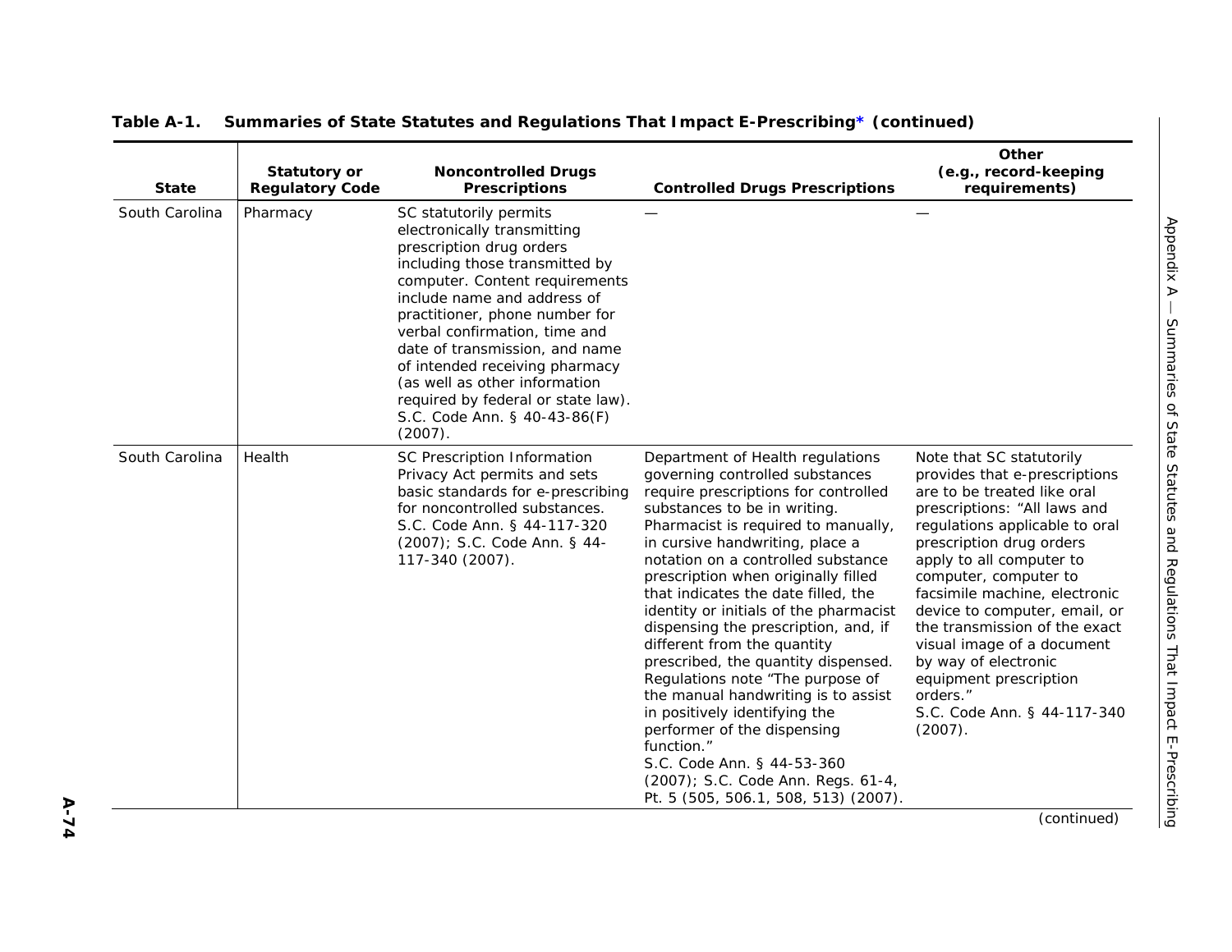**Table A-1. Summaries of State Statutes and Regulations That Impact E-Prescribing* (continued)**

| State | Statutory or Regulatory Code | Noncontrolled Drugs Prescriptions | Controlled Drugs Prescriptions | Other (e.g., record-keeping requirements) |
|---|---|---|---|---|
| South Carolina | Pharmacy | SC statutorily permits electronically transmitting prescription drug orders including those transmitted by computer. Content requirements include name and address of practitioner, phone number for verbal confirmation, time and date of transmission, and name of intended receiving pharmacy (as well as other information required by federal or state law). S.C. Code Ann. § 40-43-86(F) (2007). | — | — |
| South Carolina | Health | SC Prescription Information Privacy Act permits and sets basic standards for e-prescribing for noncontrolled substances. S.C. Code Ann. § 44-117-320 (2007); S.C. Code Ann. § 44-117-340 (2007). | Department of Health regulations governing controlled substances require prescriptions for controlled substances to be in writing. Pharmacist is required to manually, in cursive handwriting, place a notation on a controlled substance prescription when originally filled that indicates the date filled, the identity or initials of the pharmacist dispensing the prescription, and, if different from the quantity prescribed, the quantity dispensed. Regulations note "The purpose of the manual handwriting is to assist in positively identifying the performer of the dispensing function." S.C. Code Ann. § 44-53-360 (2007); S.C. Code Ann. Regs. 61-4, Pt. 5 (505, 506.1, 508, 513) (2007). | Note that SC statutorily provides that e-prescriptions are to be treated like oral prescriptions: "All laws and regulations applicable to oral prescription drug orders apply to all computer to computer, computer to facsimile machine, electronic device to computer, email, or the transmission of the exact visual image of a document by way of electronic equipment prescription orders." S.C. Code Ann. § 44-117-340 (2007). |

(continued)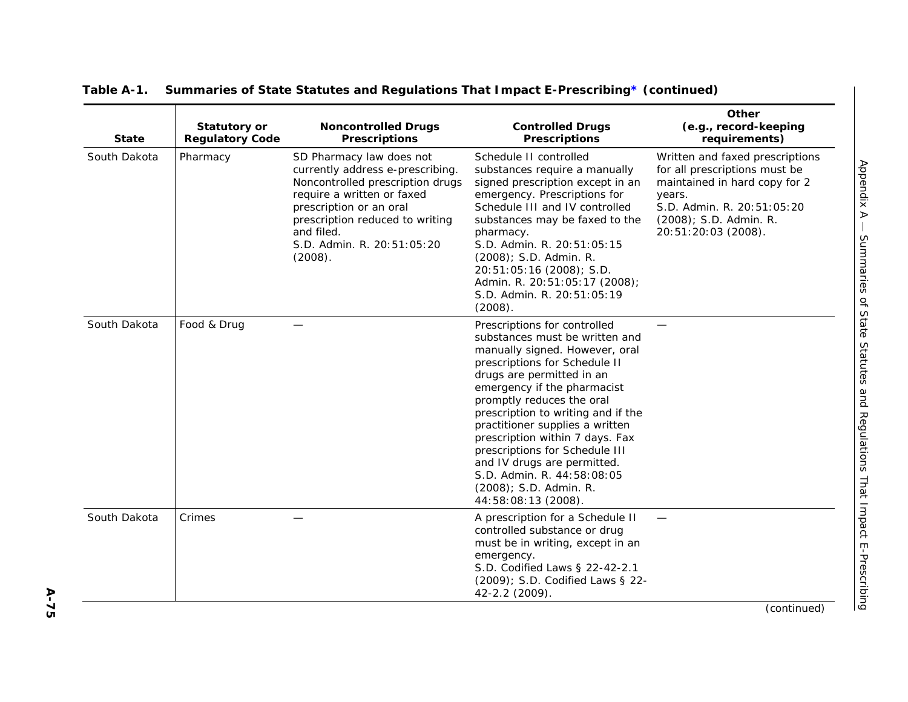**Table A-1. Summaries of State Statutes and Regulations That Impact E-Prescribing* (continued)**

| State | Statutory or Regulatory Code | Noncontrolled Drugs Prescriptions | Controlled Drugs Prescriptions | Other (e.g., record-keeping requirements) |
|---|---|---|---|---|
| South Dakota | Pharmacy | SD Pharmacy law does not currently address e-prescribing. Noncontrolled prescription drugs require a written or faxed prescription or an oral prescription reduced to writing and filed. S.D. Admin. R. 20:51:05:20 (2008). | Schedule II controlled substances require a manually signed prescription except in an emergency. Prescriptions for Schedule III and IV controlled substances may be faxed to the pharmacy. S.D. Admin. R. 20:51:05:15 (2008); S.D. Admin. R. 20:51:05:16 (2008); S.D. Admin. R. 20:51:05:17 (2008); S.D. Admin. R. 20:51:05:19 (2008). | Written and faxed prescriptions for all prescriptions must be maintained in hard copy for 2 years. S.D. Admin. R. 20:51:05:20 (2008); S.D. Admin. R. 20:51:20:03 (2008). |
| South Dakota | Food & Drug | — | Prescriptions for controlled substances must be written and manually signed. However, oral prescriptions for Schedule II drugs are permitted in an emergency if the pharmacist promptly reduces the oral prescription to writing and if the practitioner supplies a written prescription within 7 days. Fax prescriptions for Schedule III and IV drugs are permitted. S.D. Admin. R. 44:58:08:05 (2008); S.D. Admin. R. 44:58:08:13 (2008). | — |
| South Dakota | Crimes | — | A prescription for a Schedule II controlled substance or drug must be in writing, except in an emergency. S.D. Codified Laws § 22-42-2.1 (2009); S.D. Codified Laws § 22-42-2.2 (2009). | — |

(continued)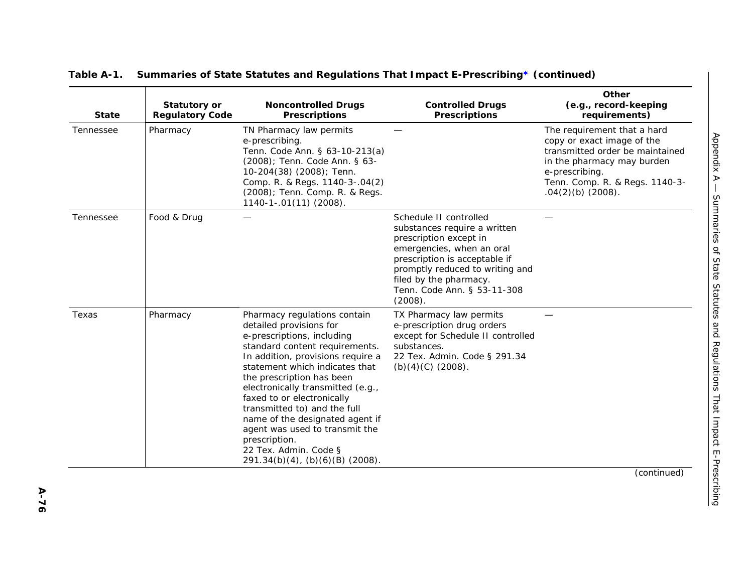**Table A-1. Summaries of State Statutes and Regulations That Impact E-Prescribing* (continued)**

| State | Statutory or Regulatory Code | Noncontrolled Drugs Prescriptions | Controlled Drugs Prescriptions | Other (e.g., record-keeping requirements) |
|---|---|---|---|---|
| Tennessee | Pharmacy | TN Pharmacy law permits e-prescribing. Tenn. Code Ann. § 63-10-213(a) (2008); Tenn. Code Ann. § 63-10-204(38) (2008); Tenn. Comp. R. & Regs. 1140-3-.04(2) (2008); Tenn. Comp. R. & Regs. 1140-1-.01(11) (2008). | — | The requirement that a hard copy or exact image of the transmitted order be maintained in the pharmacy may burden e-prescribing. Tenn. Comp. R. & Regs. 1140-3-.04(2)(b) (2008). |
| Tennessee | Food & Drug | — | Schedule II controlled substances require a written prescription except in emergencies, when an oral prescription is acceptable if promptly reduced to writing and filed by the pharmacy. Tenn. Code Ann. § 53-11-308 (2008). | — |
| Texas | Pharmacy | Pharmacy regulations contain detailed provisions for e-prescriptions, including standard content requirements. In addition, provisions require a statement which indicates that the prescription has been electronically transmitted (e.g., faxed to or electronically transmitted to) and the full name of the designated agent if agent was used to transmit the prescription. 22 Tex. Admin. Code § 291.34(b)(4), (b)(6)(B) (2008). | TX Pharmacy law permits e-prescription drug orders except for Schedule II controlled substances. 22 Tex. Admin. Code § 291.34 (b)(4)(C) (2008). | — |

(continued)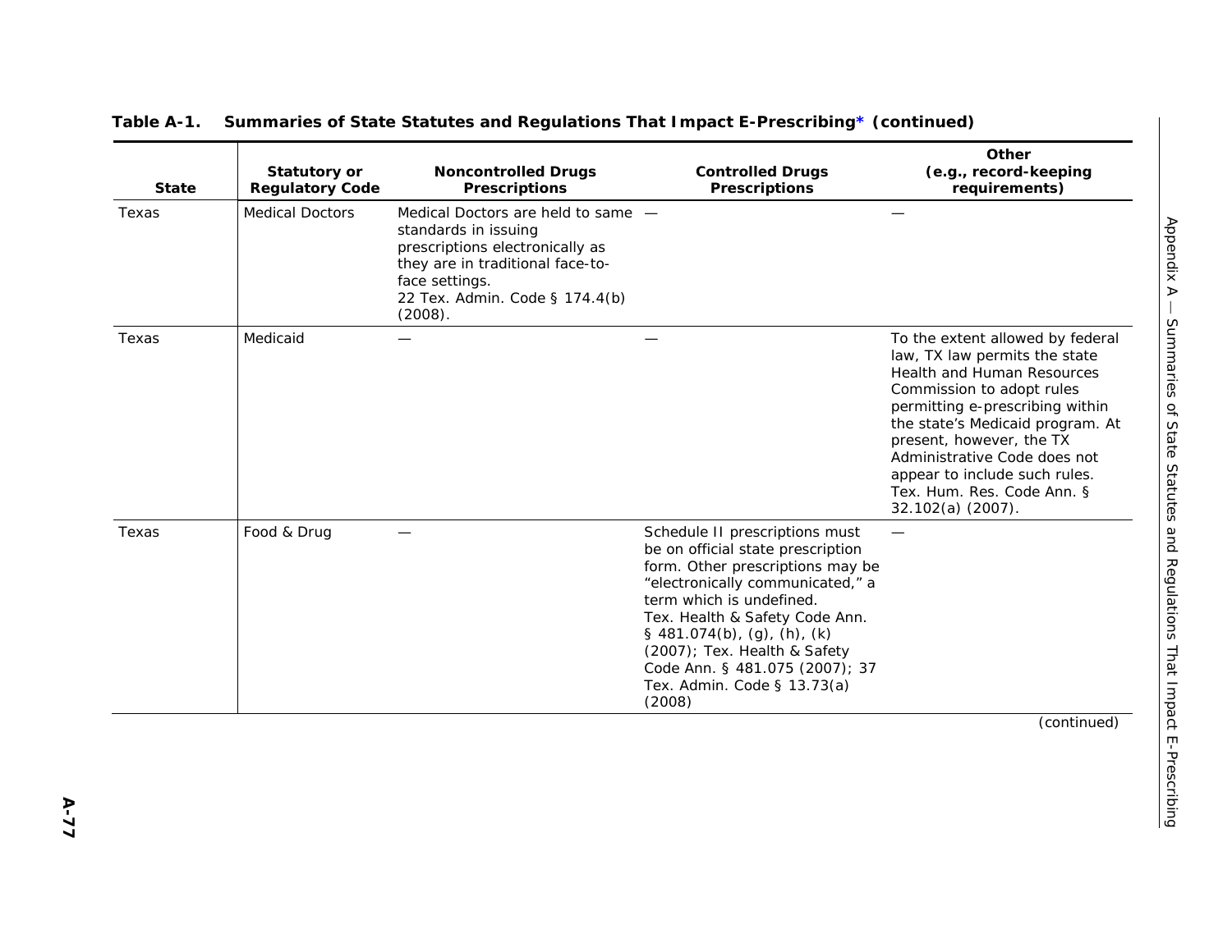**Table A-1. Summaries of State Statutes and Regulations That Impact E-Prescribing* (continued)**

| State | Statutory or Regulatory Code | Noncontrolled Drugs Prescriptions | Controlled Drugs Prescriptions | Other (e.g., record-keeping requirements) |
|---|---|---|---|---|
| Texas | Medical Doctors | Medical Doctors are held to same standards in issuing prescriptions electronically as they are in traditional face-to-face settings. 22 Tex. Admin. Code § 174.4(b) (2008). | — | — |
| Texas | Medicaid | — | — | To the extent allowed by federal law, TX law permits the state Health and Human Resources Commission to adopt rules permitting e-prescribing within the state's Medicaid program. At present, however, the TX Administrative Code does not appear to include such rules. Tex. Hum. Res. Code Ann. § 32.102(a) (2007). |
| Texas | Food & Drug | — | Schedule II prescriptions must be on official state prescription form. Other prescriptions may be "electronically communicated," a term which is undefined. Tex. Health & Safety Code Ann. § 481.074(b), (g), (h), (k) (2007); Tex. Health & Safety Code Ann. § 481.075 (2007); 37 Tex. Admin. Code § 13.73(a) (2008) | — |

(continued)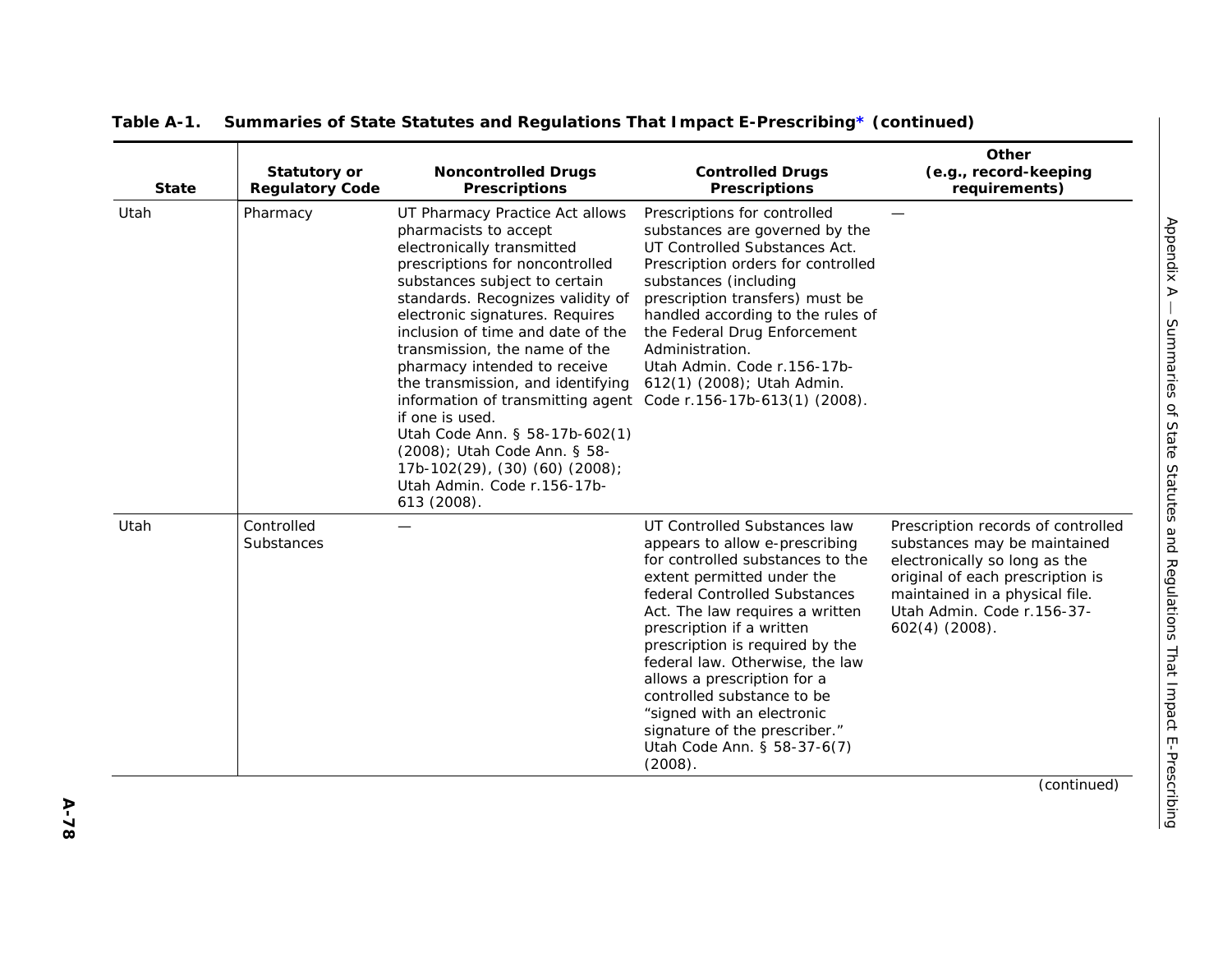**Table A-1. Summaries of State Statutes and Regulations That Impact E-Prescribing* (continued)**

| State | Statutory or Regulatory Code | Noncontrolled Drugs Prescriptions | Controlled Drugs Prescriptions | Other (e.g., record-keeping requirements) |
|---|---|---|---|---|
| Utah | Pharmacy | UT Pharmacy Practice Act allows pharmacists to accept electronically transmitted prescriptions for noncontrolled substances subject to certain standards. Recognizes validity of electronic signatures. Requires inclusion of time and date of the transmission, the name of the pharmacy intended to receive the transmission, and identifying information of transmitting agent if one is used. Utah Code Ann. § 58-17b-602(1) (2008); Utah Code Ann. § 58-17b-102(29), (30) (60) (2008); Utah Admin. Code r.156-17b-613 (2008). | Prescriptions for controlled substances are governed by the UT Controlled Substances Act. Prescription orders for controlled substances (including prescription transfers) must be handled according to the rules of the Federal Drug Enforcement Administration. Utah Admin. Code r.156-17b-612(1) (2008); Utah Admin. Code r.156-17b-613(1) (2008). | — |
| Utah | Controlled Substances | — | UT Controlled Substances law appears to allow e-prescribing for controlled substances to the extent permitted under the federal Controlled Substances Act. The law requires a written prescription if a written prescription is required by the federal law. Otherwise, the law allows a prescription for a controlled substance to be "signed with an electronic signature of the prescriber." Utah Code Ann. § 58-37-6(7) (2008). | Prescription records of controlled substances may be maintained electronically so long as the original of each prescription is maintained in a physical file. Utah Admin. Code r.156-37-602(4) (2008). |

(continued)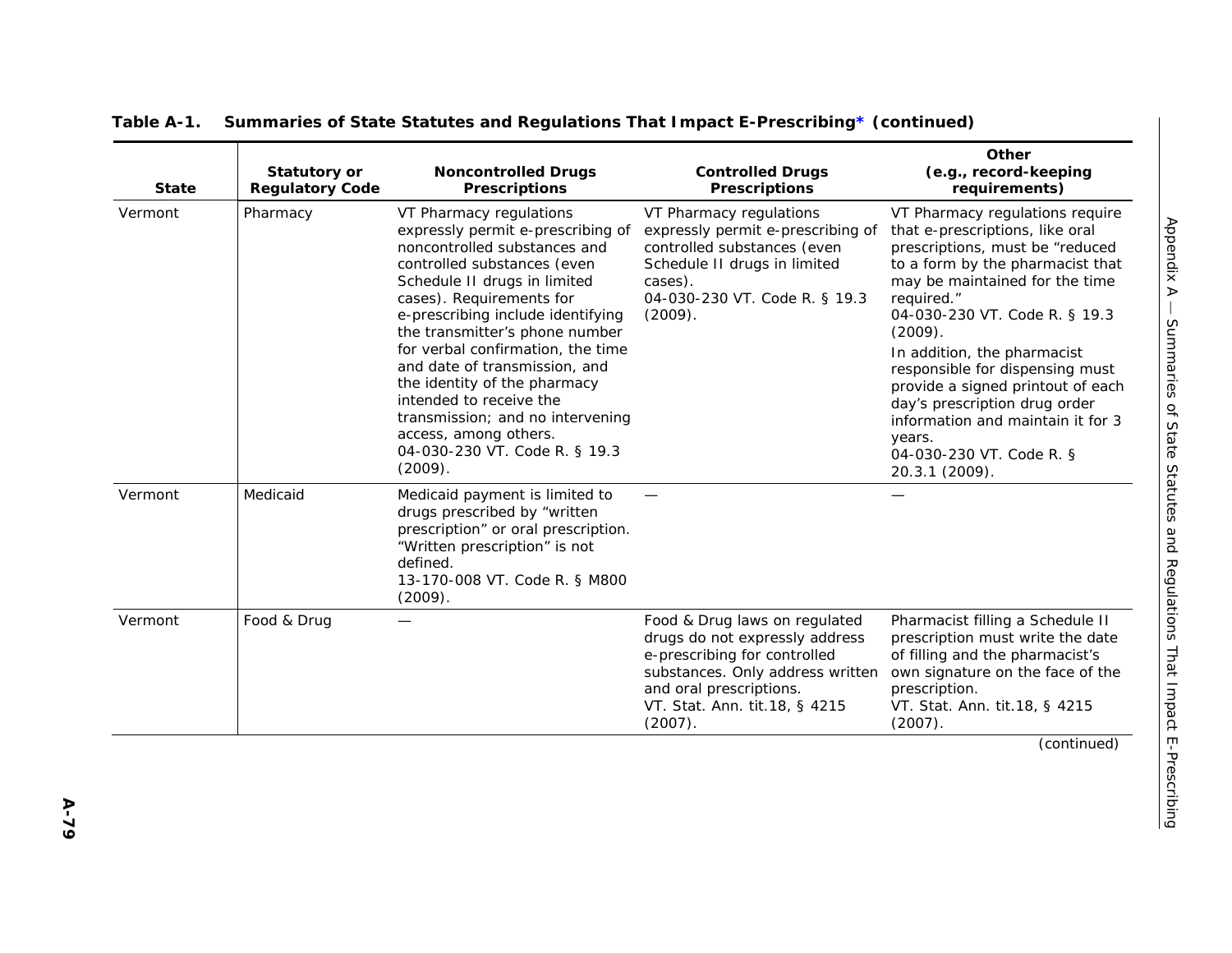**Table A-1. Summaries of State Statutes and Regulations That Impact E-Prescribing* (continued)**

| State | Statutory or Regulatory Code | Noncontrolled Drugs Prescriptions | Controlled Drugs Prescriptions | Other (e.g., record-keeping requirements) |
|---|---|---|---|---|
| Vermont | Pharmacy | VT Pharmacy regulations expressly permit e-prescribing of noncontrolled substances and controlled substances (even Schedule II drugs in limited cases). Requirements for e-prescribing include identifying the transmitter's phone number for verbal confirmation, the time and date of transmission, and the identity of the pharmacy intended to receive the transmission; and no intervening access, among others. 04-030-230 VT. Code R. § 19.3 (2009). | VT Pharmacy regulations expressly permit e-prescribing of controlled substances (even Schedule II drugs in limited cases). 04-030-230 VT. Code R. § 19.3 (2009). | VT Pharmacy regulations require that e-prescriptions, like oral prescriptions, must be "reduced to a form by the pharmacist that may be maintained for the time required." 04-030-230 VT. Code R. § 19.3 (2009). In addition, the pharmacist responsible for dispensing must provide a signed printout of each day's prescription drug order information and maintain it for 3 years. 04-030-230 VT. Code R. § 20.3.1 (2009). |
| Vermont | Medicaid | Medicaid payment is limited to drugs prescribed by "written prescription" or oral prescription. "Written prescription" is not defined. 13-170-008 VT. Code R. § M800 (2009). | — | — |
| Vermont | Food & Drug | — | Food & Drug laws on regulated drugs do not expressly address e-prescribing for controlled substances. Only address written and oral prescriptions. VT. Stat. Ann. tit.18, § 4215 (2007). | Pharmacist filling a Schedule II prescription must write the date of filling and the pharmacist's own signature on the face of the prescription. VT. Stat. Ann. tit.18, § 4215 (2007). |

(continued)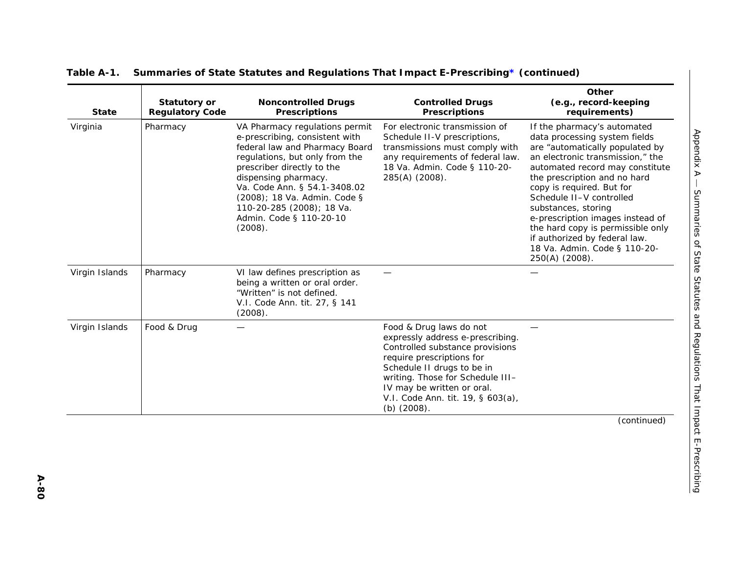**Table A-1. Summaries of State Statutes and Regulations That Impact E-Prescribing* (continued)**

| State | Statutory or Regulatory Code | Noncontrolled Drugs Prescriptions | Controlled Drugs Prescriptions | Other (e.g., record-keeping requirements) |
|---|---|---|---|---|
| Virginia | Pharmacy | VA Pharmacy regulations permit e-prescribing, consistent with federal law and Pharmacy Board regulations, but only from the prescriber directly to the dispensing pharmacy. Va. Code Ann. § 54.1-3408.02 (2008); 18 Va. Admin. Code § 110-20-285 (2008); 18 Va. Admin. Code § 110-20-10 (2008). | For electronic transmission of Schedule II-V prescriptions, transmissions must comply with any requirements of federal law. 18 Va. Admin. Code § 110-20-285(A) (2008). | If the pharmacy's automated data processing system fields are "automatically populated by an electronic transmission," the automated record may constitute the prescription and no hard copy is required. But for Schedule II–V controlled substances, storing e-prescription images instead of the hard copy is permissible only if authorized by federal law. 18 Va. Admin. Code § 110-20-250(A) (2008). |
| Virgin Islands | Pharmacy | VI law defines prescription as being a written or oral order. "Written" is not defined. V.I. Code Ann. tit. 27, § 141 (2008). | — | — |
| Virgin Islands | Food & Drug | — | Food & Drug laws do not expressly address e-prescribing. Controlled substance provisions require prescriptions for Schedule II drugs to be in writing. Those for Schedule III–IV may be written or oral. V.I. Code Ann. tit. 19, § 603(a), (b) (2008). | — |

(continued)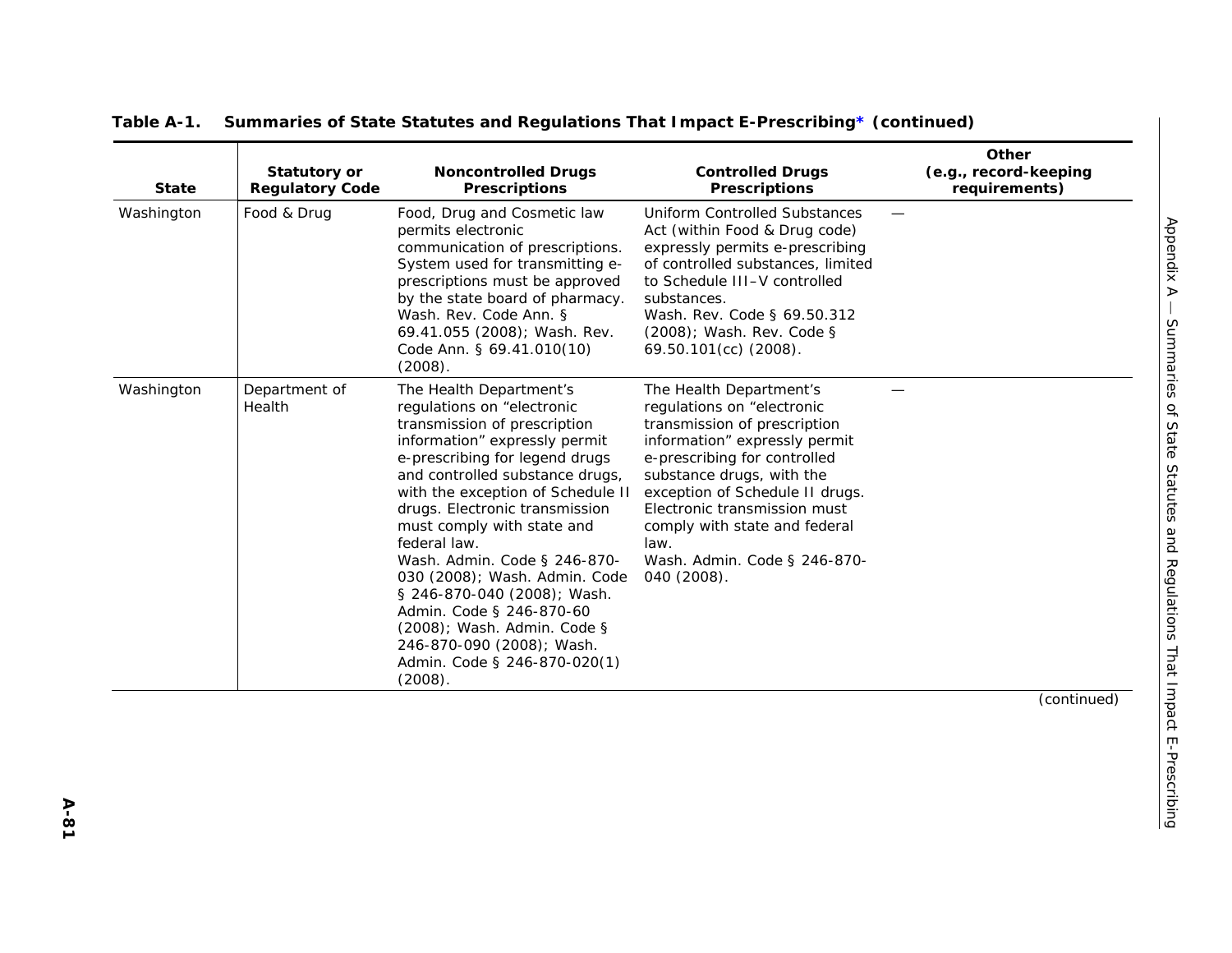**Table A-1. Summaries of State Statutes and Regulations That Impact E-Prescribing* (continued)**

| State | Statutory or Regulatory Code | Noncontrolled Drugs Prescriptions | Controlled Drugs Prescriptions | Other (e.g., record-keeping requirements) |
|---|---|---|---|---|
| Washington | Food & Drug | Food, Drug and Cosmetic law permits electronic communication of prescriptions. System used for transmitting e-prescriptions must be approved by the state board of pharmacy. Wash. Rev. Code Ann. § 69.41.055 (2008); Wash. Rev. Code Ann. § 69.41.010(10) (2008). | Uniform Controlled Substances Act (within Food & Drug code) expressly permits e-prescribing of controlled substances, limited to Schedule III–V controlled substances. Wash. Rev. Code § 69.50.312 (2008); Wash. Rev. Code § 69.50.101(cc) (2008). | — |
| Washington | Department of Health | The Health Department's regulations on "electronic transmission of prescription information" expressly permit e-prescribing for legend drugs and controlled substance drugs, with the exception of Schedule II drugs. Electronic transmission must comply with state and federal law. Wash. Admin. Code § 246-870-030 (2008); Wash. Admin. Code § 246-870-040 (2008); Wash. Admin. Code § 246-870-60 (2008); Wash. Admin. Code § 246-870-090 (2008); Wash. Admin. Code § 246-870-020(1) (2008). | The Health Department's regulations on "electronic transmission of prescription information" expressly permit e-prescribing for controlled substance drugs, with the exception of Schedule II drugs. Electronic transmission must comply with state and federal law. Wash. Admin. Code § 246-870-040 (2008). | — |

(continued)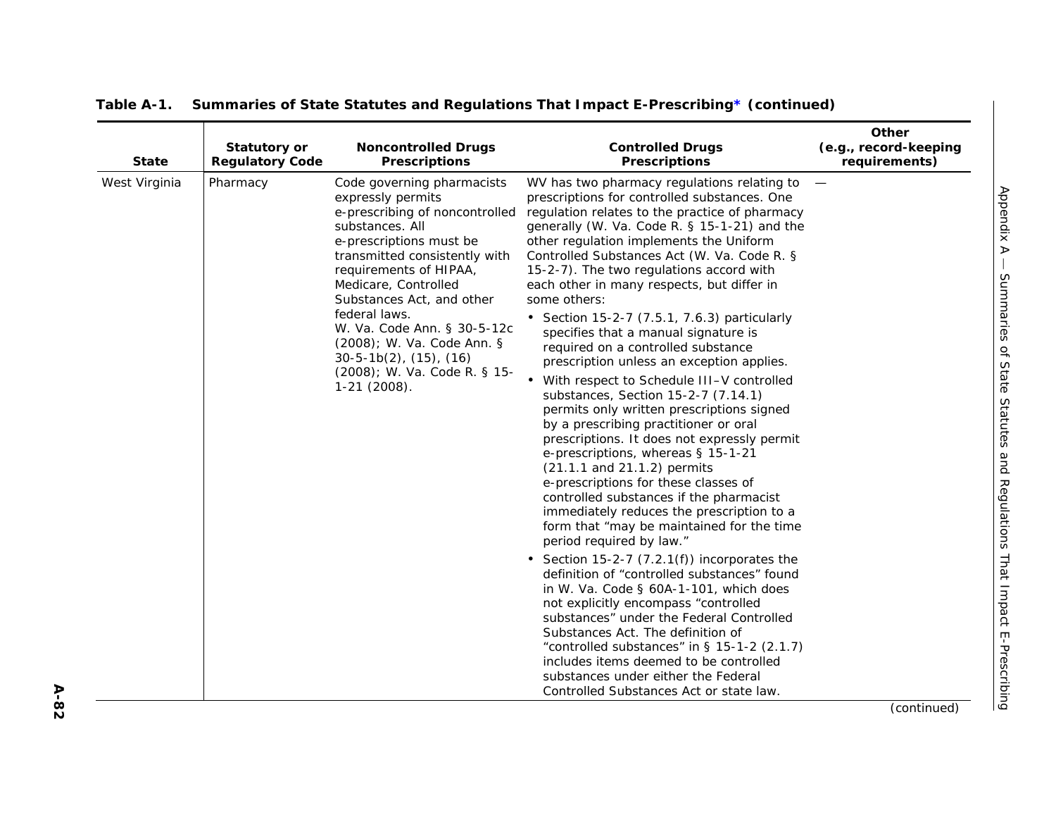**Table A-1. Summaries of State Statutes and Regulations That Impact E-Prescribing* (continued)**

| State | Statutory or Regulatory Code | Noncontrolled Drugs Prescriptions | Controlled Drugs Prescriptions | Other (e.g., record-keeping requirements) |
|---|---|---|---|---|
| West Virginia | Pharmacy | Code governing pharmacists expressly permits e-prescribing of noncontrolled substances. All e-prescriptions must be transmitted consistently with requirements of HIPAA, Medicare, Controlled Substances Act, and other federal laws.<br>W. Va. Code Ann. § 30-5-12c (2008); W. Va. Code Ann. § 30-5-1b(2), (15), (16) (2008); W. Va. Code R. § 15-1-21 (2008). | WV has two pharmacy regulations relating to prescriptions for controlled substances. One regulation relates to the practice of pharmacy generally (W. Va. Code R. § 15-1-21) and the other regulation implements the Uniform Controlled Substances Act (W. Va. Code R. § 15-2-7). The two regulations accord with each other in many respects, but differ in some others:<br>• Section 15-2-7 (7.5.1, 7.6.3) particularly specifies that a manual signature is required on a controlled substance prescription unless an exception applies.<br>• With respect to Schedule III–V controlled substances, Section 15-2-7 (7.14.1) permits only written prescriptions signed by a prescribing practitioner or oral prescriptions. It does not expressly permit e-prescriptions, whereas § 15-1-21 (21.1.1 and 21.1.2) permits e-prescriptions for these classes of controlled substances if the pharmacist immediately reduces the prescription to a form that "may be maintained for the time period required by law."<br>• Section 15-2-7 (7.2.1(f)) incorporates the definition of "controlled substances" found in W. Va. Code § 60A-1-101, which does not explicitly encompass "controlled substances" under the Federal Controlled Substances Act. The definition of "controlled substances" in § 15-1-2 (2.1.7) includes items deemed to be controlled substances under either the Federal Controlled Substances Act or state law. | — |

(continued)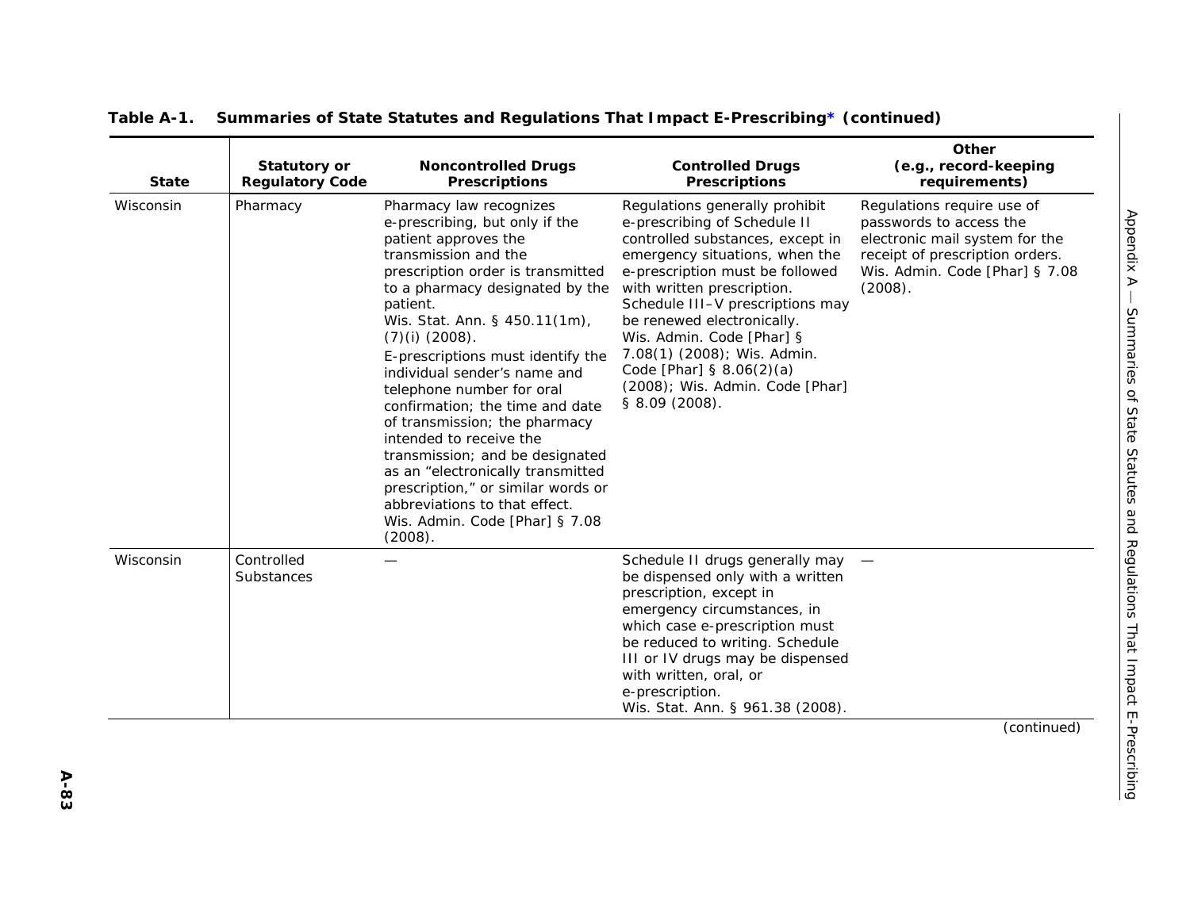**Table A-1. Summaries of State Statutes and Regulations That Impact E-Prescribing* (continued)**

| State | Statutory or Regulatory Code | Noncontrolled Drugs Prescriptions | Controlled Drugs Prescriptions | Other (e.g., record-keeping requirements) |
|---|---|---|---|---|
| Wisconsin | Pharmacy | Pharmacy law recognizes e-prescribing, but only if the patient approves the transmission and the prescription order is transmitted to a pharmacy designated by the patient. Wis. Stat. Ann. § 450.11(1m), (7)(i) (2008). E-prescriptions must identify the individual sender's name and telephone number for oral confirmation; the time and date of transmission; the pharmacy intended to receive the transmission; and be designated as an "electronically transmitted prescription," or similar words or abbreviations to that effect. Wis. Admin. Code [Phar] § 7.08 (2008). | Regulations generally prohibit e-prescribing of Schedule II controlled substances, except in emergency situations, when the e-prescription must be followed with written prescription. Schedule III–V prescriptions may be renewed electronically. Wis. Admin. Code [Phar] § 7.08(1) (2008); Wis. Admin. Code [Phar] § 8.06(2)(a) (2008); Wis. Admin. Code [Phar] § 8.09 (2008). | Regulations require use of passwords to access the electronic mail system for the receipt of prescription orders. Wis. Admin. Code [Phar] § 7.08 (2008). |
| Wisconsin | Controlled Substances | — | Schedule II drugs generally may be dispensed only with a written prescription, except in emergency circumstances, in which case e-prescription must be reduced to writing. Schedule III or IV drugs may be dispensed with written, oral, or e-prescription. Wis. Stat. Ann. § 961.38 (2008). | — |

(continued)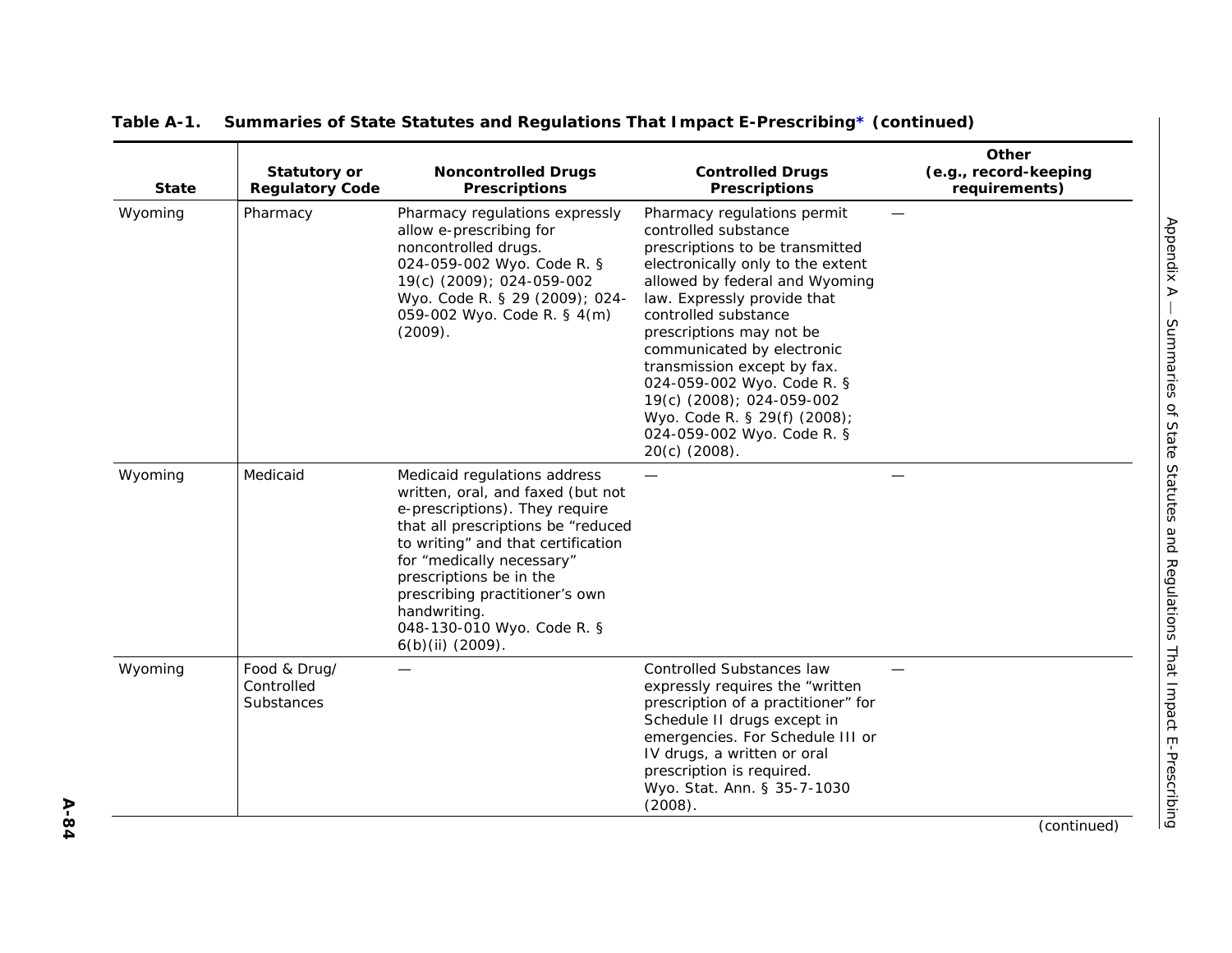**Table A-1. Summaries of State Statutes and Regulations That Impact E-Prescribing* (continued)**

| State | Statutory or Regulatory Code | Noncontrolled Drugs Prescriptions | Controlled Drugs Prescriptions | Other (e.g., record-keeping requirements) |
|---|---|---|---|---|
| Wyoming | Pharmacy | Pharmacy regulations expressly allow e-prescribing for noncontrolled drugs. 024-059-002 Wyo. Code R. § 19(c) (2009); 024-059-002 Wyo. Code R. § 29 (2009); 024-059-002 Wyo. Code R. § 4(m) (2009). | Pharmacy regulations permit controlled substance prescriptions to be transmitted electronically only to the extent allowed by federal and Wyoming law. Expressly provide that controlled substance prescriptions may not be communicated by electronic transmission except by fax. 024-059-002 Wyo. Code R. § 19(c) (2008); 024-059-002 Wyo. Code R. § 29(f) (2008); 024-059-002 Wyo. Code R. § 20(c) (2008). | — |
| Wyoming | Medicaid | Medicaid regulations address written, oral, and faxed (but not e-prescriptions). They require that all prescriptions be "reduced to writing" and that certification for "medically necessary" prescriptions be in the prescribing practitioner's own handwriting. 048-130-010 Wyo. Code R. § 6(b)(ii) (2009). | — | — |
| Wyoming | Food & Drug/ Controlled Substances | — | Controlled Substances law expressly requires the "written prescription of a practitioner" for Schedule II drugs except in emergencies. For Schedule III or IV drugs, a written or oral prescription is required. Wyo. Stat. Ann. § 35-7-1030 (2008). | — |

(continued)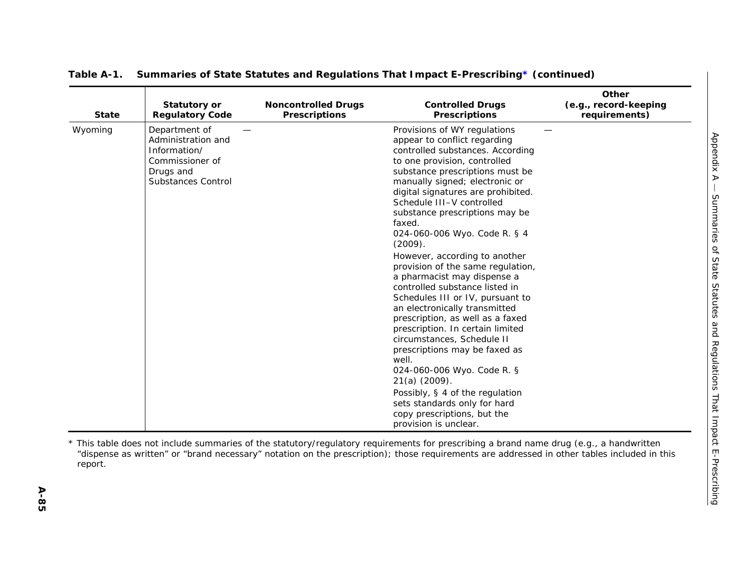**Table A-1. Summaries of State Statutes and Regulations That Impact E-Prescribing* (continued)**

| State | Statutory or Regulatory Code | Noncontrolled Drugs Prescriptions | Controlled Drugs Prescriptions | Other (e.g., record-keeping requirements) |
|---|---|---|---|---|
| Wyoming | Department of Administration and Information/ Commissioner of Drugs and Substances Control | — | Provisions of WY regulations appear to conflict regarding controlled substances. According to one provision, controlled substance prescriptions must be manually signed; electronic or digital signatures are prohibited. Schedule III–V controlled substance prescriptions may be faxed.<br>024-060-006 Wyo. Code R. § 4 (2009).<br>However, according to another provision of the same regulation, a pharmacist may dispense a controlled substance listed in Schedules III or IV, pursuant to an electronically transmitted prescription, as well as a faxed prescription. In certain limited circumstances, Schedule II prescriptions may be faxed as well.<br>024-060-006 Wyo. Code R. § 21(a) (2009).<br>Possibly, § 4 of the regulation sets standards only for hard copy prescriptions, but the provision is unclear. | — |

* This table does not include summaries of the statutory/regulatory requirements for prescribing a brand name drug (e.g., a handwritten "dispense as written" or "brand necessary" notation on the prescription); those requirements are addressed in other tables included in this report.